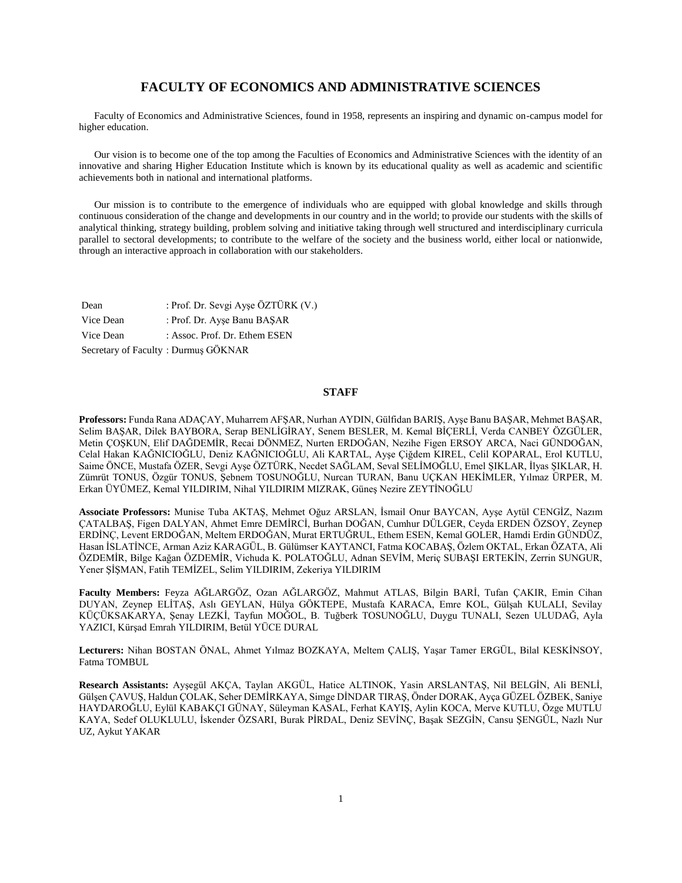# FACULTY OF ECONOMICS AND ADMINISTRATIVE SCIENCES

Faculty of Economics and Administrative Sciences, found in 1958, represents an inspiring and dynamic on-campus model for higher education.

Our vision is to become one of the top among the Faculties of Economics and Administrative Sciences with the identity of an innovative and sharing Higher Education Institute which is known by its educational quality as well as academic and scientific achievements both in national and international platforms.

Our mission is to contribute to the emergence of individuals who are equipped with global knowledge and skills through continuous consideration of the change and developments in our country and in the world; to provide our students with the skills of analytical thinking, strategy building, problem solving and initiative taking through well structured and interdisciplinary curricula parallel to sectoral developments; to contribute to the welfare of the society and the business world, either local or nationwide, through an interactive approach in collaboration with our stakeholders.

Dean : Prof. Dr. Sevgi Ayşe ÖZTÜRK (V.)
Vice Dean : Prof. Dr. Ayşe Banu BAŞAR
Vice Dean : Assoc. Prof. Dr. Ethem ESEN
Secretary of Faculty : Durmuş GÖKNAR

## STAFF

**Professors:** Funda Rana ADAÇAY, Muharrem AFŞAR, Nurhan AYDIN, Gülfidan BARIŞ, Ayşe Banu BAŞAR, Mehmet BAŞAR, Selim BAŞAR, Dilek BAYBORA, Serap BENLİGİRAY, Senem BESLER, M. Kemal BİÇERLİ, Verda CANBEY ÖZGÜLER, Metin ÇOŞKUN, Elif DAĞDEMİR, Recai DÖNMEZ, Nurten ERDOĞAN, Nezihe Figen ERSOY ARCA, Naci GÜNDOĞAN, Celal Hakan KAĞNICIOĞLU, Deniz KAĞNICIOĞLU, Ali KARTAL, Ayşe Çiğdem KIREL, Celil KOPARAL, Erol KUTLU, Saime ÖNCE, Mustafa ÖZER, Sevgi Ayşe ÖZTÜRK, Necdet SAĞLAM, Seval SELİMOĞLU, Emel ŞIKLAR, İlyas ŞIKLAR, H. Zümrüt TONUS, Özgür TONUS, Şebnem TOSUNOĞLU, Nurcan TURAN, Banu UÇKAN HEKİMLER, Yılmaz ÜRPER, M. Erkan ÜYÜMEZ, Kemal YILDIRIM, Nihal YILDIRIM MIZRAK, Güneş Nezire ZEYTİNOĞLU

**Associate Professors:** Munise Tuba AKTAŞ, Mehmet Oğuz ARSLAN, İsmail Onur BAYCAN, Ayşe Aytül CENGİZ, Nazım ÇATALBAŞ, Figen DALYAN, Ahmet Emre DEMİRCİ, Burhan DOĞAN, Cumhur DÜLGER, Ceyda ERDEN ÖZSOY, Zeynep ERDİNÇ, Levent ERDOĞAN, Meltem ERDOĞAN, Murat ERTUĞRUL, Ethem ESEN, Kemal GOLER, Hamdi Erdin GÜNDÜZ, Hasan İSLATİNCE, Arman Aziz KARAGÜL, B. Gülümser KAYTANCI, Fatma KOCABAŞ, Özlem OKTAL, Erkan ÖZATA, Ali ÖZDEMİR, Bilge Kağan ÖZDEMİR, Vichuda K. POLATOĞLU, Adnan SEVİM, Meriç SUBAŞI ERTEKİN, Zerrin SUNGUR, Yener ŞİŞMAN, Fatih TEMİZEL, Selim YILDIRIM, Zekeriya YILDIRIM

**Faculty Members:** Feyza AĞLARGÖZ, Ozan AĞLARGÖZ, Mahmut ATLAS, Bilgin BARİ, Tufan ÇAKIR, Emin Cihan DUYAN, Zeynep ELİTAŞ, Aslı GEYLAN, Hülya GÖKTEPE, Mustafa KARACA, Emre KOL, Gülşah KULALI, Sevilay KÜÇÜKSAKARYA, Şenay LEZKİ, Tayfun MOĞOL, B. Tuğberk TOSUNOĞLU, Duygu TUNALI, Sezen ULUDAĞ, Ayla YAZICI, Kürşad Emrah YILDIRIM, Betül YÜCE DURAL

**Lecturers:** Nihan BOSTAN ÖNAL, Ahmet Yılmaz BOZKAYA, Meltem ÇALIŞ, Yaşar Tamer ERGÜL, Bilal KESKİNSOY, Fatma TOMBUL

**Research Assistants:** Ayşegül AKÇA, Taylan AKGÜL, Hatice ALTINOK, Yasin ARSLANTAŞ, Nil BELGİN, Ali BENLİ, Gülşen ÇAVUŞ, Haldun ÇOLAK, Seher DEMİRKAYA, Simge DİNDAR TIRAŞ, Önder DORAK, Ayça GÜZEL ÖZBEK, Saniye HAYDAROĞLU, Eylül KABAKÇI GÜNAY, Süleyman KASAL, Ferhat KAYIŞ, Aylin KOCA, Merve KUTLU, Özge MUTLU KAYA, Sedef OLUKLULU, İskender ÖZSARI, Burak PİRDAL, Deniz SEVİNÇ, Başak SEZGİN, Cansu ŞENGÜL, Nazlı Nur UZ, Aykut YAKAR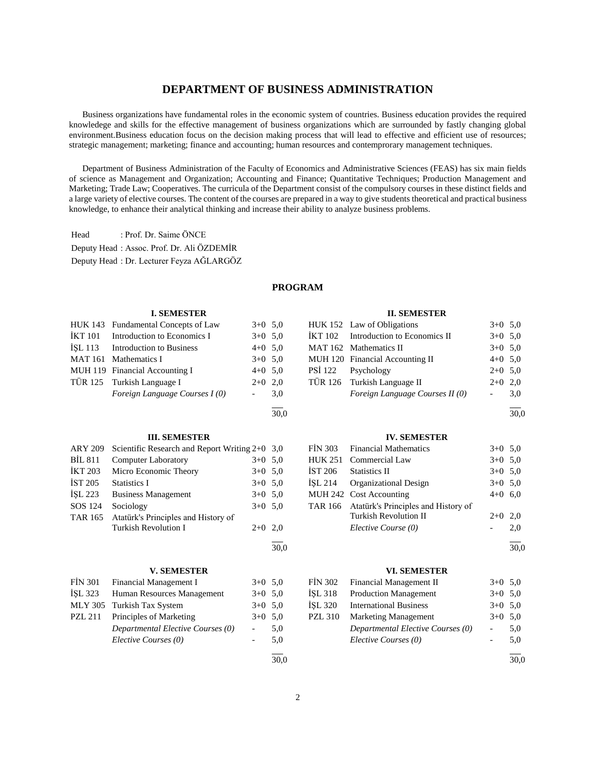# DEPARTMENT OF BUSINESS ADMINISTRATION

Business organizations have fundamental roles in the economic system of countries. Business education provides the required knowledege and skills for the effective management of business organizations which are surrounded by fastly changing global environment.Business education focus on the decision making process that will lead to effective and efficient use of resources; strategic management; marketing; finance and accounting; human resources and contemprorary management techniques.

Department of Business Administration of the Faculty of Economics and Administrative Sciences (FEAS) has six main fields of science as Management and Organization; Accounting and Finance; Quantitative Techniques; Production Management and Marketing; Trade Law; Cooperatives. The curricula of the Department consist of the compulsory courses in these distinct fields and a large variety of elective courses. The content of the courses are prepared in a way to give students theoretical and practical business knowledge, to enhance their analytical thinking and increase their ability to analyze business problems.

Head : Prof. Dr. Saime ÖNCE
Deputy Head : Assoc. Prof. Dr. Ali ÖZDEMİR
Deputy Head : Dr. Lecturer Feyza AĞLARGÖZ

## PROGRAM

### I. SEMESTER

| Code | Course | Hours | Credits |
|---|---|---|---|
| HUK 143 | Fundamental Concepts of Law | 3+0 | 5,0 |
| İKT 101 | Introduction to Economics I | 3+0 | 5,0 |
| İŞL 113 | Introduction to Business | 4+0 | 5,0 |
| MAT 161 | Mathematics I | 3+0 | 5,0 |
| MUH 119 | Financial Accounting I | 4+0 | 5,0 |
| TÜR 125 | Turkish Language I | 2+0 | 2,0 |
| | *Foreign Language Courses I (0)* | - | 3,0 |
| | | | 30,0 |

### II. SEMESTER

| Code | Course | Hours | Credits |
|---|---|---|---|
| HUK 152 | Law of Obligations | 3+0 | 5,0 |
| İKT 102 | Introduction to Economics II | 3+0 | 5,0 |
| MAT 162 | Mathematics II | 3+0 | 5,0 |
| MUH 120 | Financial Accounting II | 4+0 | 5,0 |
| PSİ 122 | Psychology | 2+0 | 5,0 |
| TÜR 126 | Turkish Language II | 2+0 | 2,0 |
| | *Foreign Language Courses II (0)* | - | 3,0 |
| | | | 30,0 |

### III. SEMESTER

| Code | Course | Hours | Credits |
|---|---|---|---|
| ARY 209 | Scientific Research and Report Writing | 2+0 | 3,0 |
| BİL 811 | Computer Laboratory | 3+0 | 5,0 |
| İKT 203 | Micro Economic Theory | 3+0 | 5,0 |
| İST 205 | Statistics I | 3+0 | 5,0 |
| İŞL 223 | Business Management | 3+0 | 5,0 |
| SOS 124 | Sociology | 3+0 | 5,0 |
| TAR 165 | Atatürk's Principles and History of Turkish Revolution I | 2+0 | 2,0 |
| | | | 30,0 |

### IV. SEMESTER

| Code | Course | Hours | Credits |
|---|---|---|---|
| FİN 303 | Financial Mathematics | 3+0 | 5,0 |
| HUK 251 | Commercial Law | 3+0 | 5,0 |
| İST 206 | Statistics II | 3+0 | 5,0 |
| İŞL 214 | Organizational Design | 3+0 | 5,0 |
| MUH 242 | Cost Accounting | 4+0 | 6,0 |
| TAR 166 | Atatürk's Principles and History of Turkish Revolution II | 2+0 | 2,0 |
| | *Elective Course (0)* | - | 2,0 |
| | | | 30,0 |

### V. SEMESTER

| Code | Course | Hours | Credits |
|---|---|---|---|
| FİN 301 | Financial Management I | 3+0 | 5,0 |
| İŞL 323 | Human Resources Management | 3+0 | 5,0 |
| MLY 305 | Turkish Tax System | 3+0 | 5,0 |
| PZL 211 | Principles of Marketing | 3+0 | 5,0 |
| | *Departmental Elective Courses (0)* | - | 5,0 |
| | *Elective Courses (0)* | - | 5,0 |
| | | | 30,0 |

### VI. SEMESTER

| Code | Course | Hours | Credits |
|---|---|---|---|
| FİN 302 | Financial Management II | 3+0 | 5,0 |
| İŞL 318 | Production Management | 3+0 | 5,0 |
| İŞL 320 | International Business | 3+0 | 5,0 |
| PZL 310 | Marketing Management | 3+0 | 5,0 |
| | *Departmental Elective Courses (0)* | - | 5,0 |
| | *Elective Courses (0)* | - | 5,0 |
| | | | 30,0 |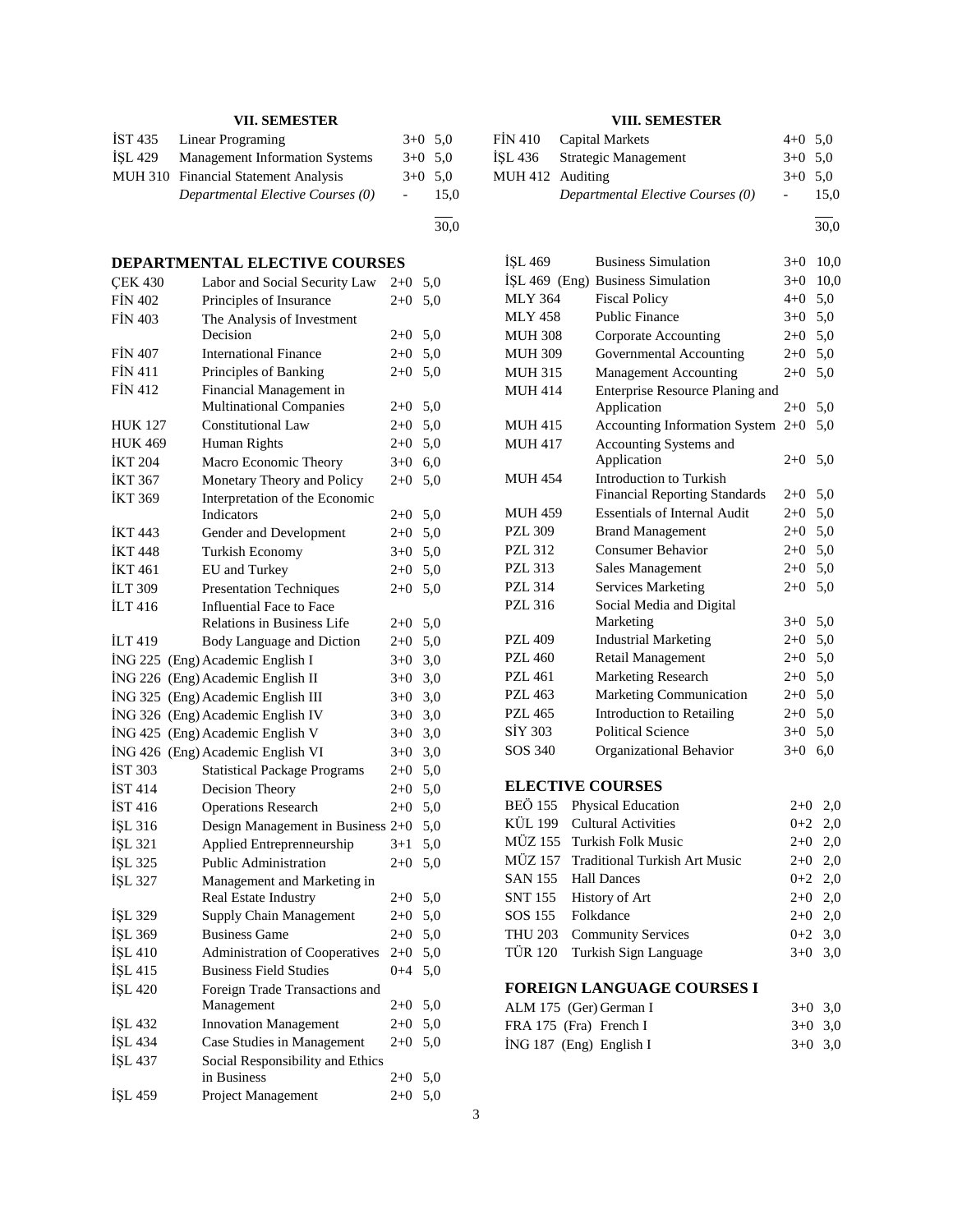### VII. SEMESTER

| | | | |
|---|---|---|---|
| İST 435 | Linear Programing | 3+0 | 5,0 |
| İŞL 429 | Management Information Systems | 3+0 | 5,0 |
| MUH 310 | Financial Statement Analysis | 3+0 | 5,0 |
| | *Departmental Elective Courses (0)* | - | 15,0 |
| | | | 30,0 |

### VIII. SEMESTER

| | | | |
|---|---|---|---|
| FİN 410 | Capital Markets | 4+0 | 5,0 |
| İŞL 436 | Strategic Management | 3+0 | 5,0 |
| MUH 412 | Auditing | 3+0 | 5,0 |
| | *Departmental Elective Courses (0)* | - | 15,0 |
| | | | 30,0 |

### DEPARTMENTAL ELECTIVE COURSES

| | | | |
|---|---|---|---|
| ÇEK 430 | Labor and Social Security Law | 2+0 | 5,0 |
| FİN 402 | Principles of Insurance | 2+0 | 5,0 |
| FİN 403 | The Analysis of Investment Decision | 2+0 | 5,0 |
| FİN 407 | International Finance | 2+0 | 5,0 |
| FİN 411 | Principles of Banking | 2+0 | 5,0 |
| FİN 412 | Financial Management in Multinational Companies | 2+0 | 5,0 |
| HUK 127 | Constitutional Law | 2+0 | 5,0 |
| HUK 469 | Human Rights | 2+0 | 5,0 |
| İKT 204 | Macro Economic Theory | 3+0 | 6,0 |
| İKT 367 | Monetary Theory and Policy | 2+0 | 5,0 |
| İKT 369 | Interpretation of the Economic Indicators | 2+0 | 5,0 |
| İKT 443 | Gender and Development | 2+0 | 5,0 |
| İKT 448 | Turkish Economy | 3+0 | 5,0 |
| İKT 461 | EU and Turkey | 2+0 | 5,0 |
| İLT 309 | Presentation Techniques | 2+0 | 5,0 |
| İLT 416 | Influential Face to Face Relations in Business Life | 2+0 | 5,0 |
| İLT 419 | Body Language and Diction | 2+0 | 5,0 |
| İNG 225 (Eng) | Academic English I | 3+0 | 3,0 |
| İNG 226 (Eng) | Academic English II | 3+0 | 3,0 |
| İNG 325 (Eng) | Academic English III | 3+0 | 3,0 |
| İNG 326 (Eng) | Academic English IV | 3+0 | 3,0 |
| İNG 425 (Eng) | Academic English V | 3+0 | 3,0 |
| İNG 426 (Eng) | Academic English VI | 3+0 | 3,0 |
| İST 303 | Statistical Package Programs | 2+0 | 5,0 |
| İST 414 | Decision Theory | 2+0 | 5,0 |
| İST 416 | Operations Research | 2+0 | 5,0 |
| İŞL 316 | Design Management in Business | 2+0 | 5,0 |
| İŞL 321 | Applied Entrepreneurship | 3+1 | 5,0 |
| İŞL 325 | Public Administration | 2+0 | 5,0 |
| İŞL 327 | Management and Marketing in Real Estate Industry | 2+0 | 5,0 |
| İŞL 329 | Supply Chain Management | 2+0 | 5,0 |
| İŞL 369 | Business Game | 2+0 | 5,0 |
| İŞL 410 | Administration of Cooperatives | 2+0 | 5,0 |
| İŞL 415 | Business Field Studies | 0+4 | 5,0 |
| İŞL 420 | Foreign Trade Transactions and Management | 2+0 | 5,0 |
| İŞL 432 | Innovation Management | 2+0 | 5,0 |
| İŞL 434 | Case Studies in Management | 2+0 | 5,0 |
| İŞL 437 | Social Responsibility and Ethics in Business | 2+0 | 5,0 |
| İŞL 459 | Project Management | 2+0 | 5,0 |
| İŞL 469 | Business Simulation | 3+0 | 10,0 |
| İŞL 469 (Eng) | Business Simulation | 3+0 | 10,0 |
| MLY 364 | Fiscal Policy | 4+0 | 5,0 |
| MLY 458 | Public Finance | 3+0 | 5,0 |
| MUH 308 | Corporate Accounting | 2+0 | 5,0 |
| MUH 309 | Governmental Accounting | 2+0 | 5,0 |
| MUH 315 | Management Accounting | 2+0 | 5,0 |
| MUH 414 | Enterprise Resource Planing and Application | 2+0 | 5,0 |
| MUH 415 | Accounting Information System | 2+0 | 5,0 |
| MUH 417 | Accounting Systems and Application | 2+0 | 5,0 |
| MUH 454 | Introduction to Turkish Financial Reporting Standards | 2+0 | 5,0 |
| MUH 459 | Essentials of Internal Audit | 2+0 | 5,0 |
| PZL 309 | Brand Management | 2+0 | 5,0 |
| PZL 312 | Consumer Behavior | 2+0 | 5,0 |
| PZL 313 | Sales Management | 2+0 | 5,0 |
| PZL 314 | Services Marketing | 2+0 | 5,0 |
| PZL 316 | Social Media and Digital Marketing | 3+0 | 5,0 |
| PZL 409 | Industrial Marketing | 2+0 | 5,0 |
| PZL 460 | Retail Management | 2+0 | 5,0 |
| PZL 461 | Marketing Research | 2+0 | 5,0 |
| PZL 463 | Marketing Communication | 2+0 | 5,0 |
| PZL 465 | Introduction to Retailing | 2+0 | 5,0 |
| SİY 303 | Political Science | 3+0 | 5,0 |
| SOS 340 | Organizational Behavior | 3+0 | 6,0 |

### ELECTIVE COURSES

| | | | |
|---|---|---|---|
| BEÖ 155 | Physical Education | 2+0 | 2,0 |
| KÜL 199 | Cultural Activities | 0+2 | 2,0 |
| MÜZ 155 | Turkish Folk Music | 2+0 | 2,0 |
| MÜZ 157 | Traditional Turkish Art Music | 2+0 | 2,0 |
| SAN 155 | Hall Dances | 0+2 | 2,0 |
| SNT 155 | History of Art | 2+0 | 2,0 |
| SOS 155 | Folkdance | 2+0 | 2,0 |
| THU 203 | Community Services | 0+2 | 3,0 |
| TÜR 120 | Turkish Sign Language | 3+0 | 3,0 |

### FOREIGN LANGUAGE COURSES I

| | | | |
|---|---|---|---|
| ALM 175 (Ger) | German I | 3+0 | 3,0 |
| FRA 175 (Fra) | French I | 3+0 | 3,0 |
| İNG 187 (Eng) | English I | 3+0 | 3,0 |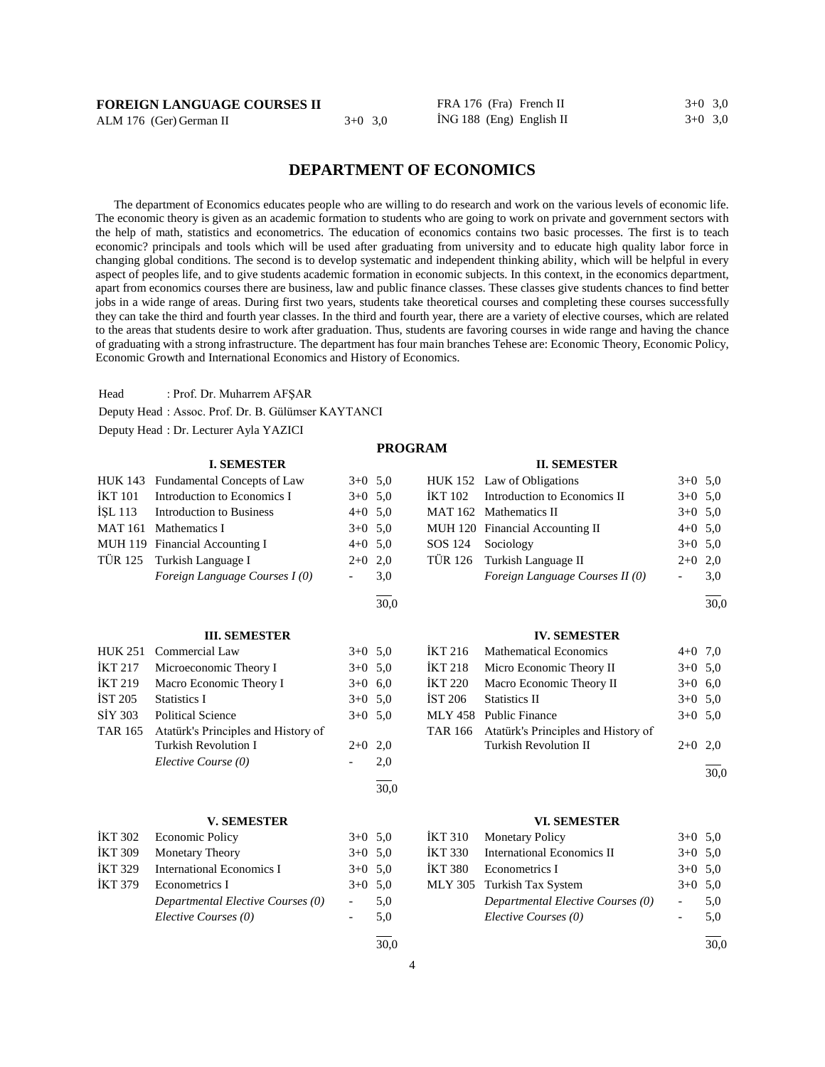**FOREIGN LANGUAGE COURSES II**

| | | | |
|---|---|---|---|
| ALM 176 (Ger) | German II | 3+0 | 3,0 |
| FRA 176 (Fra) | French II | 3+0 | 3,0 |
| İNG 188 (Eng) | English II | 3+0 | 3,0 |

## DEPARTMENT OF ECONOMICS

The department of Economics educates people who are willing to do research and work on the various levels of economic life. The economic theory is given as an academic formation to students who are going to work on private and government sectors with the help of math, statistics and econometrics. The education of economics contains two basic processes. The first is to teach economic? principals and tools which will be used after graduating from university and to educate high quality labor force in changing global conditions. The second is to develop systematic and independent thinking ability, which will be helpful in every aspect of peoples life, and to give students academic formation in economic subjects. In this context, in the economics department, apart from economics courses there are business, law and public finance classes. These classes give students chances to find better jobs in a wide range of areas. During first two years, students take theoretical courses and completing these courses successfully they can take the third and fourth year classes. In the third and fourth year, there are a variety of elective courses, which are related to the areas that students desire to work after graduation. Thus, students are favoring courses in wide range and having the chance of graduating with a strong infrastructure. The department has four main branches Tehese are: Economic Theory, Economic Policy, Economic Growth and International Economics and History of Economics.

Head : Prof. Dr. Muharrem AFŞAR

Deputy Head : Assoc. Prof. Dr. B. Gülümser KAYTANCI

Deputy Head : Dr. Lecturer Ayla YAZICI

### PROGRAM

**I. SEMESTER**

| | | | |
|---|---|---|---|
| HUK 143 | Fundamental Concepts of Law | 3+0 | 5,0 |
| İKT 101 | Introduction to Economics I | 3+0 | 5,0 |
| İŞL 113 | Introduction to Business | 4+0 | 5,0 |
| MAT 161 | Mathematics I | 3+0 | 5,0 |
| MUH 119 | Financial Accounting I | 4+0 | 5,0 |
| TÜR 125 | Turkish Language I | 2+0 | 2,0 |
| | *Foreign Language Courses I (0)* | - | 3,0 |
| | | | 30,0 |

**II. SEMESTER**

| | | | |
|---|---|---|---|
| HUK 152 | Law of Obligations | 3+0 | 5,0 |
| İKT 102 | Introduction to Economics II | 3+0 | 5,0 |
| MAT 162 | Mathematics II | 3+0 | 5,0 |
| MUH 120 | Financial Accounting II | 4+0 | 5,0 |
| SOS 124 | Sociology | 3+0 | 5,0 |
| TÜR 126 | Turkish Language II | 2+0 | 2,0 |
| | *Foreign Language Courses II (0)* | - | 3,0 |
| | | | 30,0 |

**III. SEMESTER**

| | | | |
|---|---|---|---|
| HUK 251 | Commercial Law | 3+0 | 5,0 |
| İKT 217 | Microeconomic Theory I | 3+0 | 5,0 |
| İKT 219 | Macro Economic Theory I | 3+0 | 6,0 |
| İST 205 | Statistics I | 3+0 | 5,0 |
| SİY 303 | Political Science | 3+0 | 5,0 |
| TAR 165 | Atatürk's Principles and History of Turkish Revolution I | 2+0 | 2,0 |
| | *Elective Course (0)* | - | 2,0 |
| | | | 30,0 |

**IV. SEMESTER**

| | | | |
|---|---|---|---|
| İKT 216 | Mathematical Economics | 4+0 | 7,0 |
| İKT 218 | Micro Economic Theory II | 3+0 | 5,0 |
| İKT 220 | Macro Economic Theory II | 3+0 | 6,0 |
| İST 206 | Statistics II | 3+0 | 5,0 |
| MLY 458 | Public Finance | 3+0 | 5,0 |
| TAR 166 | Atatürk's Principles and History of Turkish Revolution II | 2+0 | 2,0 |
| | | | 30,0 |

**V. SEMESTER**

| | | | |
|---|---|---|---|
| İKT 302 | Economic Policy | 3+0 | 5,0 |
| İKT 309 | Monetary Theory | 3+0 | 5,0 |
| İKT 329 | International Economics I | 3+0 | 5,0 |
| İKT 379 | Econometrics I | 3+0 | 5,0 |
| | *Departmental Elective Courses (0)* | - | 5,0 |
| | *Elective Courses (0)* | - | 5,0 |
| | | | 30,0 |

**VI. SEMESTER**

| | | | |
|---|---|---|---|
| İKT 310 | Monetary Policy | 3+0 | 5,0 |
| İKT 330 | International Economics II | 3+0 | 5,0 |
| İKT 380 | Econometrics I | 3+0 | 5,0 |
| MLY 305 | Turkish Tax System | 3+0 | 5,0 |
| | *Departmental Elective Courses (0)* | - | 5,0 |
| | *Elective Courses (0)* | - | 5,0 |
| | | | 30,0 |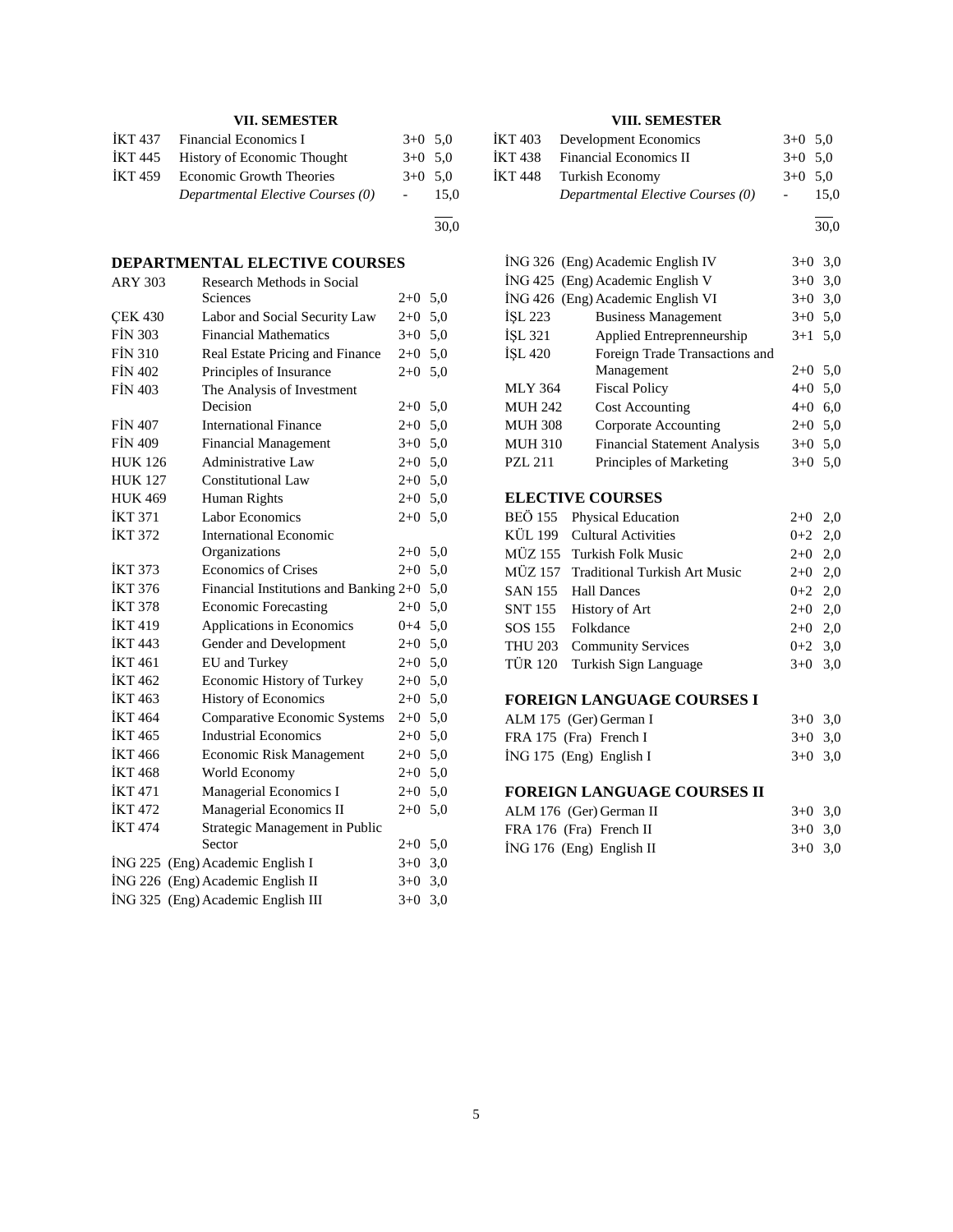### VII. SEMESTER

| Code | Course | Hours | Credits |
|---|---|---|---|
| İKT 437 | Financial Economics I | 3+0 | 5,0 |
| İKT 445 | History of Economic Thought | 3+0 | 5,0 |
| İKT 459 | Economic Growth Theories | 3+0 | 5,0 |
| | *Departmental Elective Courses (0)* | - | 15,0 |
| | | | 30,0 |

### VIII. SEMESTER

| Code | Course | Hours | Credits |
|---|---|---|---|
| İKT 403 | Development Economics | 3+0 | 5,0 |
| İKT 438 | Financial Economics II | 3+0 | 5,0 |
| İKT 448 | Turkish Economy | 3+0 | 5,0 |
| | *Departmental Elective Courses (0)* | - | 15,0 |
| | | | 30,0 |

## DEPARTMENTAL ELECTIVE COURSES

| Code | Course | Hours | Credits |
|---|---|---|---|
| ARY 303 | Research Methods in Social Sciences | 2+0 | 5,0 |
| ÇEK 430 | Labor and Social Security Law | 2+0 | 5,0 |
| FİN 303 | Financial Mathematics | 3+0 | 5,0 |
| FİN 310 | Real Estate Pricing and Finance | 2+0 | 5,0 |
| FİN 402 | Principles of Insurance | 2+0 | 5,0 |
| FİN 403 | The Analysis of Investment Decision | 2+0 | 5,0 |
| FİN 407 | International Finance | 2+0 | 5,0 |
| FİN 409 | Financial Management | 3+0 | 5,0 |
| HUK 126 | Administrative Law | 2+0 | 5,0 |
| HUK 127 | Constitutional Law | 2+0 | 5,0 |
| HUK 469 | Human Rights | 2+0 | 5,0 |
| İKT 371 | Labor Economics | 2+0 | 5,0 |
| İKT 372 | International Economic Organizations | 2+0 | 5,0 |
| İKT 373 | Economics of Crises | 2+0 | 5,0 |
| İKT 376 | Financial Institutions and Banking | 2+0 | 5,0 |
| İKT 378 | Economic Forecasting | 2+0 | 5,0 |
| İKT 419 | Applications in Economics | 0+4 | 5,0 |
| İKT 443 | Gender and Development | 2+0 | 5,0 |
| İKT 461 | EU and Turkey | 2+0 | 5,0 |
| İKT 462 | Economic History of Turkey | 2+0 | 5,0 |
| İKT 463 | History of Economics | 2+0 | 5,0 |
| İKT 464 | Comparative Economic Systems | 2+0 | 5,0 |
| İKT 465 | Industrial Economics | 2+0 | 5,0 |
| İKT 466 | Economic Risk Management | 2+0 | 5,0 |
| İKT 468 | World Economy | 2+0 | 5,0 |
| İKT 471 | Managerial Economics I | 2+0 | 5,0 |
| İKT 472 | Managerial Economics II | 2+0 | 5,0 |
| İKT 474 | Strategic Management in Public Sector | 2+0 | 5,0 |
| İNG 225 | (Eng) Academic English I | 3+0 | 3,0 |
| İNG 226 | (Eng) Academic English II | 3+0 | 3,0 |
| İNG 325 | (Eng) Academic English III | 3+0 | 3,0 |
| İNG 326 | (Eng) Academic English IV | 3+0 | 3,0 |
| İNG 425 | (Eng) Academic English V | 3+0 | 3,0 |
| İNG 426 | (Eng) Academic English VI | 3+0 | 3,0 |
| İŞL 223 | Business Management | 3+0 | 5,0 |
| İŞL 321 | Applied Entreprenneurship | 3+1 | 5,0 |
| İŞL 420 | Foreign Trade Transactions and Management | 2+0 | 5,0 |
| MLY 364 | Fiscal Policy | 4+0 | 5,0 |
| MUH 242 | Cost Accounting | 4+0 | 6,0 |
| MUH 308 | Corporate Accounting | 2+0 | 5,0 |
| MUH 310 | Financial Statement Analysis | 3+0 | 5,0 |
| PZL 211 | Principles of Marketing | 3+0 | 5,0 |

## ELECTIVE COURSES

| Code | Course | Hours | Credits |
|---|---|---|---|
| BEÖ 155 | Physical Education | 2+0 | 2,0 |
| KÜL 199 | Cultural Activities | 0+2 | 2,0 |
| MÜZ 155 | Turkish Folk Music | 2+0 | 2,0 |
| MÜZ 157 | Traditional Turkish Art Music | 2+0 | 2,0 |
| SAN 155 | Hall Dances | 0+2 | 2,0 |
| SNT 155 | History of Art | 2+0 | 2,0 |
| SOS 155 | Folkdance | 2+0 | 2,0 |
| THU 203 | Community Services | 0+2 | 3,0 |
| TÜR 120 | Turkish Sign Language | 3+0 | 3,0 |

## FOREIGN LANGUAGE COURSES I

| Code | Course | Hours | Credits |
|---|---|---|---|
| ALM 175 | (Ger) German I | 3+0 | 3,0 |
| FRA 175 | (Fra) French I | 3+0 | 3,0 |
| İNG 175 | (Eng) English I | 3+0 | 3,0 |

## FOREIGN LANGUAGE COURSES II

| Code | Course | Hours | Credits |
|---|---|---|---|
| ALM 176 | (Ger) German II | 3+0 | 3,0 |
| FRA 176 | (Fra) French II | 3+0 | 3,0 |
| İNG 176 | (Eng) English II | 3+0 | 3,0 |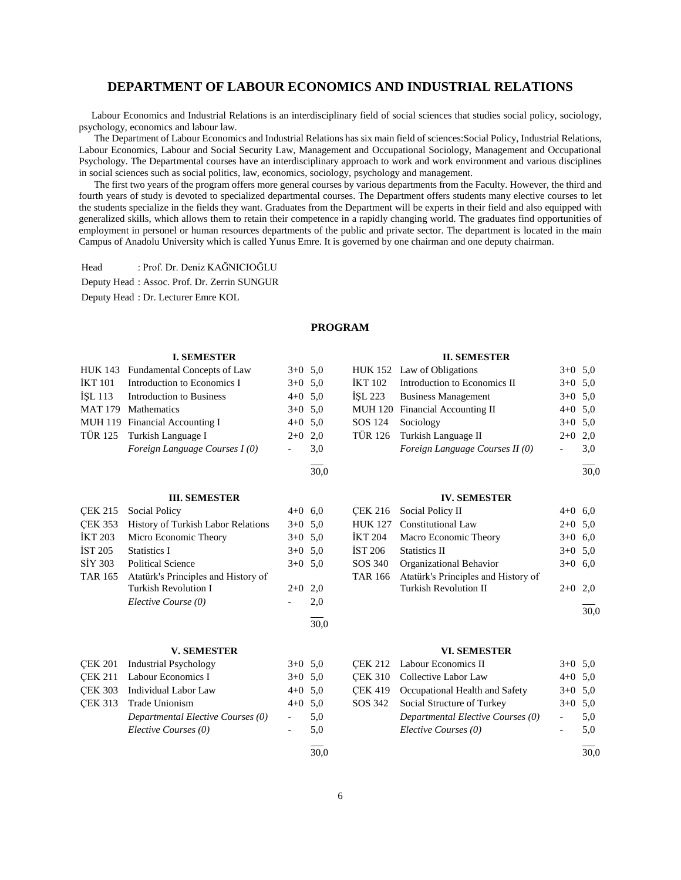# DEPARTMENT OF LABOUR ECONOMICS AND INDUSTRIAL RELATIONS

Labour Economics and Industrial Relations is an interdisciplinary field of social sciences that studies social policy, sociology, psychology, economics and labour law.

The Department of Labour Economics and Industrial Relations has six main field of sciences:Social Policy, Industrial Relations, Labour Economics, Labour and Social Security Law, Management and Occupational Sociology, Management and Occupational Psychology. The Departmental courses have an interdisciplinary approach to work and work environment and various disciplines in social sciences such as social politics, law, economics, sociology, psychology and management.

The first two years of the program offers more general courses by various departments from the Faculty. However, the third and fourth years of study is devoted to specialized departmental courses. The Department offers students many elective courses to let the students specialize in the fields they want. Graduates from the Department will be experts in their field and also equipped with generalized skills, which allows them to retain their competence in a rapidly changing world. The graduates find opportunities of employment in personel or human resources departments of the public and private sector. The department is located in the main Campus of Anadolu University which is called Yunus Emre. It is governed by one chairman and one deputy chairman.

Head : Prof. Dr. Deniz KAĞNICIOĞLU

Deputy Head : Assoc. Prof. Dr. Zerrin SUNGUR

Deputy Head : Dr. Lecturer Emre KOL

## PROGRAM

### I. SEMESTER

| | | | |
|---|---|---|---|
| HUK 143 | Fundamental Concepts of Law | 3+0 | 5,0 |
| İKT 101 | Introduction to Economics I | 3+0 | 5,0 |
| İŞL 113 | Introduction to Business | 4+0 | 5,0 |
| MAT 179 | Mathematics | 3+0 | 5,0 |
| MUH 119 | Financial Accounting I | 4+0 | 5,0 |
| TÜR 125 | Turkish Language I | 2+0 | 2,0 |
| | *Foreign Language Courses I (0)* | - | 3,0 |
| | | | 30,0 |

### II. SEMESTER

| | | | |
|---|---|---|---|
| HUK 152 | Law of Obligations | 3+0 | 5,0 |
| İKT 102 | Introduction to Economics II | 3+0 | 5,0 |
| İŞL 223 | Business Management | 3+0 | 5,0 |
| MUH 120 | Financial Accounting II | 4+0 | 5,0 |
| SOS 124 | Sociology | 3+0 | 5,0 |
| TÜR 126 | Turkish Language II | 2+0 | 2,0 |
| | *Foreign Language Courses II (0)* | - | 3,0 |
| | | | 30,0 |

### III. SEMESTER

| | | | |
|---|---|---|---|
| ÇEK 215 | Social Policy | 4+0 | 6,0 |
| ÇEK 353 | History of Turkish Labor Relations | 3+0 | 5,0 |
| İKT 203 | Micro Economic Theory | 3+0 | 5,0 |
| İST 205 | Statistics I | 3+0 | 5,0 |
| SİY 303 | Political Science | 3+0 | 5,0 |
| TAR 165 | Atatürk's Principles and History of Turkish Revolution I | 2+0 | 2,0 |
| | *Elective Course (0)* | - | 2,0 |
| | | | 30,0 |

### IV. SEMESTER

| | | | |
|---|---|---|---|
| ÇEK 216 | Social Policy II | 4+0 | 6,0 |
| HUK 127 | Constitutional Law | 2+0 | 5,0 |
| İKT 204 | Macro Economic Theory | 3+0 | 6,0 |
| İST 206 | Statistics II | 3+0 | 5,0 |
| SOS 340 | Organizational Behavior | 3+0 | 6,0 |
| TAR 166 | Atatürk's Principles and History of Turkish Revolution II | 2+0 | 2,0 |
| | | | 30,0 |

### V. SEMESTER

| | | | |
|---|---|---|---|
| ÇEK 201 | Industrial Psychology | 3+0 | 5,0 |
| ÇEK 211 | Labour Economics I | 3+0 | 5,0 |
| ÇEK 303 | Individual Labor Law | 4+0 | 5,0 |
| ÇEK 313 | Trade Unionism | 4+0 | 5,0 |
| | *Departmental Elective Courses (0)* | - | 5,0 |
| | *Elective Courses (0)* | - | 5,0 |
| | | | 30,0 |

### VI. SEMESTER

| | | | |
|---|---|---|---|
| ÇEK 212 | Labour Economics II | 3+0 | 5,0 |
| ÇEK 310 | Collective Labor Law | 4+0 | 5,0 |
| ÇEK 419 | Occupational Health and Safety | 3+0 | 5,0 |
| SOS 342 | Social Structure of Turkey | 3+0 | 5,0 |
| | *Departmental Elective Courses (0)* | - | 5,0 |
| | *Elective Courses (0)* | - | 5,0 |
| | | | 30,0 |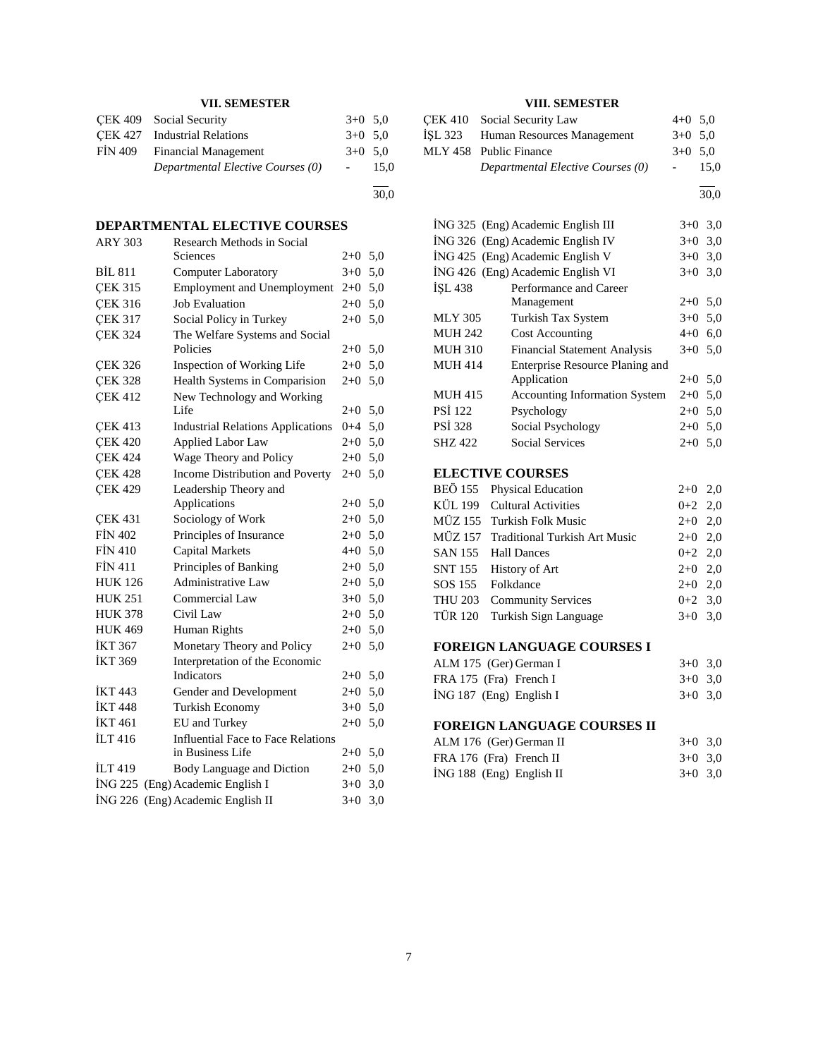### VII. SEMESTER

| | | | |
|---|---|---|---|
| ÇEK 409 | Social Security | 3+0 | 5,0 |
| ÇEK 427 | Industrial Relations | 3+0 | 5,0 |
| FİN 409 | Financial Management | 3+0 | 5,0 |
| | *Departmental Elective Courses (0)* | - | 15,0 |
| | | | 30,0 |

### VIII. SEMESTER

| | | | |
|---|---|---|---|
| ÇEK 410 | Social Security Law | 4+0 | 5,0 |
| İŞL 323 | Human Resources Management | 3+0 | 5,0 |
| MLY 458 | Public Finance | 3+0 | 5,0 |
| | *Departmental Elective Courses (0)* | - | 15,0 |
| | | | 30,0 |

## DEPARTMENTAL ELECTIVE COURSES

| | | | |
|---|---|---|---|
| ARY 303 | Research Methods in Social Sciences | 2+0 | 5,0 |
| BİL 811 | Computer Laboratory | 3+0 | 5,0 |
| ÇEK 315 | Employment and Unemployment | 2+0 | 5,0 |
| ÇEK 316 | Job Evaluation | 2+0 | 5,0 |
| ÇEK 317 | Social Policy in Turkey | 2+0 | 5,0 |
| ÇEK 324 | The Welfare Systems and Social Policies | 2+0 | 5,0 |
| ÇEK 326 | Inspection of Working Life | 2+0 | 5,0 |
| ÇEK 328 | Health Systems in Comparision | 2+0 | 5,0 |
| ÇEK 412 | New Technology and Working Life | 2+0 | 5,0 |
| ÇEK 413 | Industrial Relations Applications | 0+4 | 5,0 |
| ÇEK 420 | Applied Labor Law | 2+0 | 5,0 |
| ÇEK 424 | Wage Theory and Policy | 2+0 | 5,0 |
| ÇEK 428 | Income Distribution and Poverty | 2+0 | 5,0 |
| ÇEK 429 | Leadership Theory and Applications | 2+0 | 5,0 |
| ÇEK 431 | Sociology of Work | 2+0 | 5,0 |
| FİN 402 | Principles of Insurance | 2+0 | 5,0 |
| FİN 410 | Capital Markets | 4+0 | 5,0 |
| FİN 411 | Principles of Banking | 2+0 | 5,0 |
| HUK 126 | Administrative Law | 2+0 | 5,0 |
| HUK 251 | Commercial Law | 3+0 | 5,0 |
| HUK 378 | Civil Law | 2+0 | 5,0 |
| HUK 469 | Human Rights | 2+0 | 5,0 |
| İKT 367 | Monetary Theory and Policy | 2+0 | 5,0 |
| İKT 369 | Interpretation of the Economic Indicators | 2+0 | 5,0 |
| İKT 443 | Gender and Development | 2+0 | 5,0 |
| İKT 448 | Turkish Economy | 3+0 | 5,0 |
| İKT 461 | EU and Turkey | 2+0 | 5,0 |
| İLT 416 | Influential Face to Face Relations in Business Life | 2+0 | 5,0 |
| İLT 419 | Body Language and Diction | 2+0 | 5,0 |
| İNG 225 | (Eng) Academic English I | 3+0 | 3,0 |
| İNG 226 | (Eng) Academic English II | 3+0 | 3,0 |
| İNG 325 | (Eng) Academic English III | 3+0 | 3,0 |
| İNG 326 | (Eng) Academic English IV | 3+0 | 3,0 |
| İNG 425 | (Eng) Academic English V | 3+0 | 3,0 |
| İNG 426 | (Eng) Academic English VI | 3+0 | 3,0 |
| İŞL 438 | Performance and Career Management | 2+0 | 5,0 |
| MLY 305 | Turkish Tax System | 3+0 | 5,0 |
| MUH 242 | Cost Accounting | 4+0 | 6,0 |
| MUH 310 | Financial Statement Analysis | 3+0 | 5,0 |
| MUH 414 | Enterprise Resource Planing and Application | 2+0 | 5,0 |
| MUH 415 | Accounting Information System | 2+0 | 5,0 |
| PSİ 122 | Psychology | 2+0 | 5,0 |
| PSİ 328 | Social Psychology | 2+0 | 5,0 |
| SHZ 422 | Social Services | 2+0 | 5,0 |

## ELECTIVE COURSES

| | | | |
|---|---|---|---|
| BEÖ 155 | Physical Education | 2+0 | 2,0 |
| KÜL 199 | Cultural Activities | 0+2 | 2,0 |
| MÜZ 155 | Turkish Folk Music | 2+0 | 2,0 |
| MÜZ 157 | Traditional Turkish Art Music | 2+0 | 2,0 |
| SAN 155 | Hall Dances | 0+2 | 2,0 |
| SNT 155 | History of Art | 2+0 | 2,0 |
| SOS 155 | Folkdance | 2+0 | 2,0 |
| THU 203 | Community Services | 0+2 | 3,0 |
| TÜR 120 | Turkish Sign Language | 3+0 | 3,0 |

## FOREIGN LANGUAGE COURSES I

| | | | |
|---|---|---|---|
| ALM 175 | (Ger) German I | 3+0 | 3,0 |
| FRA 175 | (Fra) French I | 3+0 | 3,0 |
| İNG 187 | (Eng) English I | 3+0 | 3,0 |

## FOREIGN LANGUAGE COURSES II

| | | | |
|---|---|---|---|
| ALM 176 | (Ger) German II | 3+0 | 3,0 |
| FRA 176 | (Fra) French II | 3+0 | 3,0 |
| İNG 188 | (Eng) English II | 3+0 | 3,0 |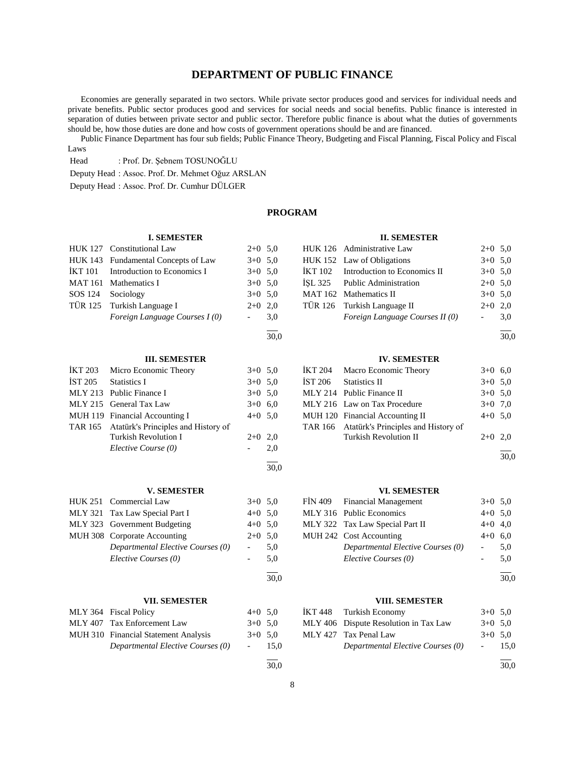# DEPARTMENT OF PUBLIC FINANCE

Economies are generally separated in two sectors. While private sector produces good and services for individual needs and private benefits. Public sector produces good and services for social needs and social benefits. Public finance is interested in separation of duties between private sector and public sector. Therefore public finance is about what the duties of governments should be, how those duties are done and how costs of government operations should be and are financed.

Public Finance Department has four sub fields; Public Finance Theory, Budgeting and Fiscal Planning, Fiscal Policy and Fiscal Laws

Head : Prof. Dr. Şebnem TOSUNOĞLU

Deputy Head : Assoc. Prof. Dr. Mehmet Oğuz ARSLAN

Deputy Head : Assoc. Prof. Dr. Cumhur DÜLGER

## PROGRAM

### I. SEMESTER

| | | | |
|---|---|---|---|
| HUK 127 | Constitutional Law | 2+0 | 5,0 |
| HUK 143 | Fundamental Concepts of Law | 3+0 | 5,0 |
| İKT 101 | Introduction to Economics I | 3+0 | 5,0 |
| MAT 161 | Mathematics I | 3+0 | 5,0 |
| SOS 124 | Sociology | 3+0 | 5,0 |
| TÜR 125 | Turkish Language I | 2+0 | 2,0 |
| | *Foreign Language Courses I (0)* | - | 3,0 |
| | | | 30,0 |

### II. SEMESTER

| | | | |
|---|---|---|---|
| HUK 126 | Administrative Law | 2+0 | 5,0 |
| HUK 152 | Law of Obligations | 3+0 | 5,0 |
| İKT 102 | Introduction to Economics II | 3+0 | 5,0 |
| İŞL 325 | Public Administration | 2+0 | 5,0 |
| MAT 162 | Mathematics II | 3+0 | 5,0 |
| TÜR 126 | Turkish Language II | 2+0 | 2,0 |
| | *Foreign Language Courses II (0)* | - | 3,0 |
| | | | 30,0 |

### III. SEMESTER

| | | | |
|---|---|---|---|
| İKT 203 | Micro Economic Theory | 3+0 | 5,0 |
| İST 205 | Statistics I | 3+0 | 5,0 |
| MLY 213 | Public Finance I | 3+0 | 5,0 |
| MLY 215 | General Tax Law | 3+0 | 6,0 |
| MUH 119 | Financial Accounting I | 4+0 | 5,0 |
| TAR 165 | Atatürk's Principles and History of Turkish Revolution I | 2+0 | 2,0 |
| | *Elective Course (0)* | - | 2,0 |
| | | | 30,0 |

### IV. SEMESTER

| | | | |
|---|---|---|---|
| İKT 204 | Macro Economic Theory | 3+0 | 6,0 |
| İST 206 | Statistics II | 3+0 | 5,0 |
| MLY 214 | Public Finance II | 3+0 | 5,0 |
| MLY 216 | Law on Tax Procedure | 3+0 | 7,0 |
| MUH 120 | Financial Accounting II | 4+0 | 5,0 |
| TAR 166 | Atatürk's Principles and History of Turkish Revolution II | 2+0 | 2,0 |
| | | | 30,0 |

### V. SEMESTER

| | | | |
|---|---|---|---|
| HUK 251 | Commercial Law | 3+0 | 5,0 |
| MLY 321 | Tax Law Special Part I | 4+0 | 5,0 |
| MLY 323 | Government Budgeting | 4+0 | 5,0 |
| MUH 308 | Corporate Accounting | 2+0 | 5,0 |
| | *Departmental Elective Courses (0)* | - | 5,0 |
| | *Elective Courses (0)* | - | 5,0 |
| | | | 30,0 |

### VI. SEMESTER

| | | | |
|---|---|---|---|
| FİN 409 | Financial Management | 3+0 | 5,0 |
| MLY 316 | Public Economics | 4+0 | 5,0 |
| MLY 322 | Tax Law Special Part II | 4+0 | 4,0 |
| MUH 242 | Cost Accounting | 4+0 | 6,0 |
| | *Departmental Elective Courses (0)* | - | 5,0 |
| | *Elective Courses (0)* | - | 5,0 |
| | | | 30,0 |

### VII. SEMESTER

| | | | |
|---|---|---|---|
| MLY 364 | Fiscal Policy | 4+0 | 5,0 |
| MLY 407 | Tax Enforcement Law | 3+0 | 5,0 |
| MUH 310 | Financial Statement Analysis | 3+0 | 5,0 |
| | *Departmental Elective Courses (0)* | - | 15,0 |
| | | | 30,0 |

### VIII. SEMESTER

| | | | |
|---|---|---|---|
| İKT 448 | Turkish Economy | 3+0 | 5,0 |
| MLY 406 | Dispute Resolution in Tax Law | 3+0 | 5,0 |
| MLY 427 | Tax Penal Law | 3+0 | 5,0 |
| | *Departmental Elective Courses (0)* | - | 15,0 |
| | | | 30,0 |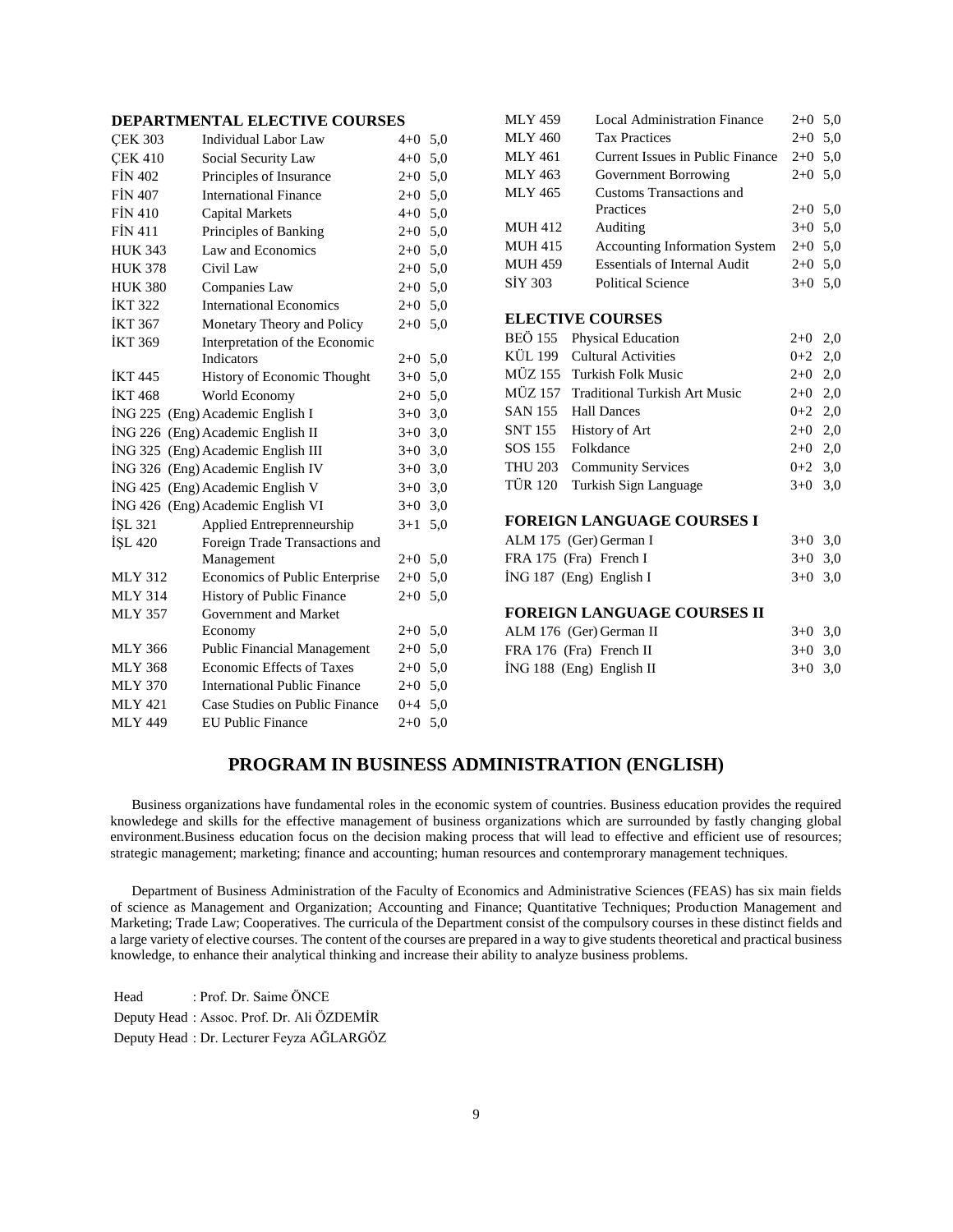## DEPARTMENTAL ELECTIVE COURSES

| | | | |
|---|---|---|---|
| ÇEK 303 | Individual Labor Law | 4+0 | 5,0 |
| ÇEK 410 | Social Security Law | 4+0 | 5,0 |
| FİN 402 | Principles of Insurance | 2+0 | 5,0 |
| FİN 407 | International Finance | 2+0 | 5,0 |
| FİN 410 | Capital Markets | 4+0 | 5,0 |
| FİN 411 | Principles of Banking | 2+0 | 5,0 |
| HUK 343 | Law and Economics | 2+0 | 5,0 |
| HUK 378 | Civil Law | 2+0 | 5,0 |
| HUK 380 | Companies Law | 2+0 | 5,0 |
| İKT 322 | International Economics | 2+0 | 5,0 |
| İKT 367 | Monetary Theory and Policy | 2+0 | 5,0 |
| İKT 369 | Interpretation of the Economic Indicators | 2+0 | 5,0 |
| İKT 445 | History of Economic Thought | 3+0 | 5,0 |
| İKT 468 | World Economy | 2+0 | 5,0 |
| İNG 225 | (Eng) Academic English I | 3+0 | 3,0 |
| İNG 226 | (Eng) Academic English II | 3+0 | 3,0 |
| İNG 325 | (Eng) Academic English III | 3+0 | 3,0 |
| İNG 326 | (Eng) Academic English IV | 3+0 | 3,0 |
| İNG 425 | (Eng) Academic English V | 3+0 | 3,0 |
| İNG 426 | (Eng) Academic English VI | 3+0 | 3,0 |
| İŞL 321 | Applied Entreprenneurship | 3+1 | 5,0 |
| İŞL 420 | Foreign Trade Transactions and Management | 2+0 | 5,0 |
| MLY 312 | Economics of Public Enterprise | 2+0 | 5,0 |
| MLY 314 | History of Public Finance | 2+0 | 5,0 |
| MLY 357 | Government and Market Economy | 2+0 | 5,0 |
| MLY 366 | Public Financial Management | 2+0 | 5,0 |
| MLY 368 | Economic Effects of Taxes | 2+0 | 5,0 |
| MLY 370 | International Public Finance | 2+0 | 5,0 |
| MLY 421 | Case Studies on Public Finance | 0+4 | 5,0 |
| MLY 449 | EU Public Finance | 2+0 | 5,0 |
| MLY 459 | Local Administration Finance | 2+0 | 5,0 |
| MLY 460 | Tax Practices | 2+0 | 5,0 |
| MLY 461 | Current Issues in Public Finance | 2+0 | 5,0 |
| MLY 463 | Government Borrowing | 2+0 | 5,0 |
| MLY 465 | Customs Transactions and Practices | 2+0 | 5,0 |
| MUH 412 | Auditing | 3+0 | 5,0 |
| MUH 415 | Accounting Information System | 2+0 | 5,0 |
| MUH 459 | Essentials of Internal Audit | 2+0 | 5,0 |
| SİY 303 | Political Science | 3+0 | 5,0 |

## ELECTIVE COURSES

| | | | |
|---|---|---|---|
| BEÖ 155 | Physical Education | 2+0 | 2,0 |
| KÜL 199 | Cultural Activities | 0+2 | 2,0 |
| MÜZ 155 | Turkish Folk Music | 2+0 | 2,0 |
| MÜZ 157 | Traditional Turkish Art Music | 2+0 | 2,0 |
| SAN 155 | Hall Dances | 0+2 | 2,0 |
| SNT 155 | History of Art | 2+0 | 2,0 |
| SOS 155 | Folkdance | 2+0 | 2,0 |
| THU 203 | Community Services | 0+2 | 3,0 |
| TÜR 120 | Turkish Sign Language | 3+0 | 3,0 |

## FOREIGN LANGUAGE COURSES I

| | | | |
|---|---|---|---|
| ALM 175 | (Ger) German I | 3+0 | 3,0 |
| FRA 175 | (Fra) French I | 3+0 | 3,0 |
| İNG 187 | (Eng) English I | 3+0 | 3,0 |

## FOREIGN LANGUAGE COURSES II

| | | | |
|---|---|---|---|
| ALM 176 | (Ger) German II | 3+0 | 3,0 |
| FRA 176 | (Fra) French II | 3+0 | 3,0 |
| İNG 188 | (Eng) English II | 3+0 | 3,0 |

# PROGRAM IN BUSINESS ADMINISTRATION (ENGLISH)

Business organizations have fundamental roles in the economic system of countries. Business education provides the required knowledege and skills for the effective management of business organizations which are surrounded by fastly changing global environment.Business education focus on the decision making process that will lead to effective and efficient use of resources; strategic management; marketing; finance and accounting; human resources and contemprorary management techniques.

Department of Business Administration of the Faculty of Economics and Administrative Sciences (FEAS) has six main fields of science as Management and Organization; Accounting and Finance; Quantitative Techniques; Production Management and Marketing; Trade Law; Cooperatives. The curricula of the Department consist of the compulsory courses in these distinct fields and a large variety of elective courses. The content of the courses are prepared in a way to give students theoretical and practical business knowledge, to enhance their analytical thinking and increase their ability to analyze business problems.

Head : Prof. Dr. Saime ÖNCE
Deputy Head : Assoc. Prof. Dr. Ali ÖZDEMİR
Deputy Head : Dr. Lecturer Feyza AĞLARGÖZ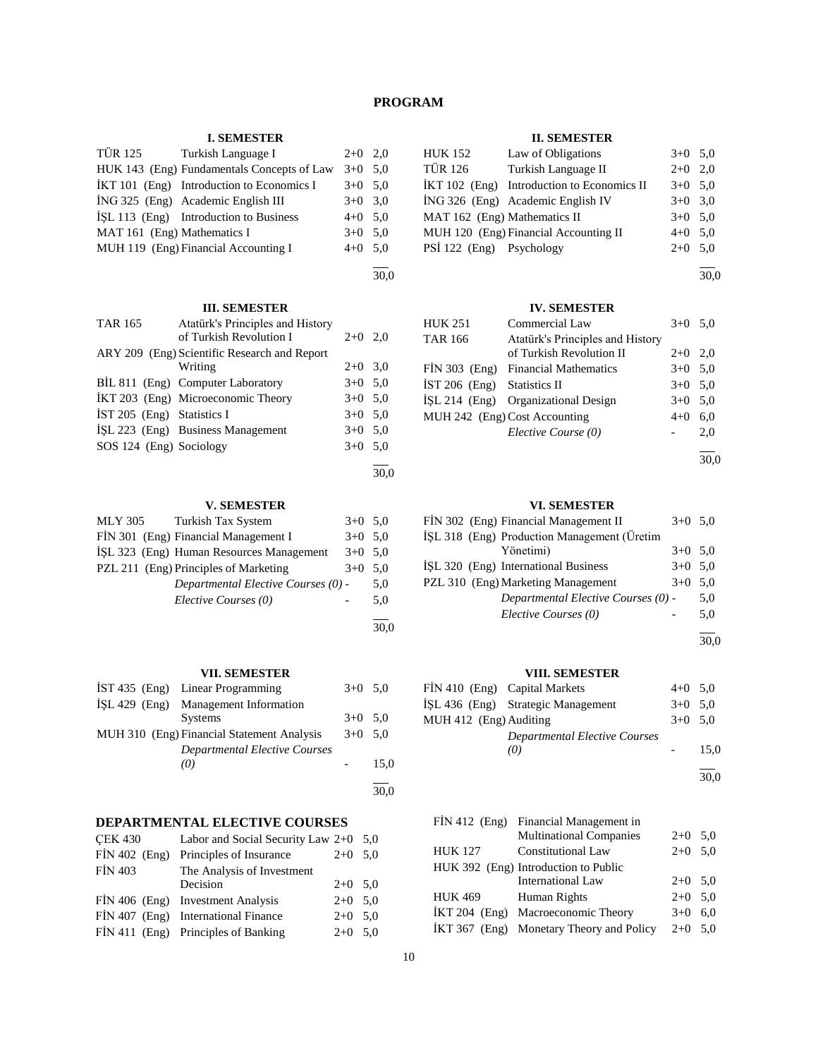# PROGRAM

### I. SEMESTER

| Code | Course | Hours | ECTS |
|---|---|---|---|
| TÜR 125 | Turkish Language I | 2+0 | 2,0 |
| HUK 143 (Eng) | Fundamentals Concepts of Law | 3+0 | 5,0 |
| İKT 101 (Eng) | Introduction to Economics I | 3+0 | 5,0 |
| İNG 325 (Eng) | Academic English III | 3+0 | 3,0 |
| İŞL 113 (Eng) | Introduction to Business | 4+0 | 5,0 |
| MAT 161 (Eng) | Mathematics I | 3+0 | 5,0 |
| MUH 119 (Eng) | Financial Accounting I | 4+0 | 5,0 |
| | | | 30,0 |

### II. SEMESTER

| Code | Course | Hours | ECTS |
|---|---|---|---|
| HUK 152 | Law of Obligations | 3+0 | 5,0 |
| TÜR 126 | Turkish Language II | 2+0 | 2,0 |
| İKT 102 (Eng) | Introduction to Economics II | 3+0 | 5,0 |
| İNG 326 (Eng) | Academic English IV | 3+0 | 3,0 |
| MAT 162 (Eng) | Mathematics II | 3+0 | 5,0 |
| MUH 120 (Eng) | Financial Accounting II | 4+0 | 5,0 |
| PSİ 122 (Eng) | Psychology | 2+0 | 5,0 |
| | | | 30,0 |

### III. SEMESTER

| Code | Course | Hours | ECTS |
|---|---|---|---|
| TAR 165 | Atatürk's Principles and History of Turkish Revolution I | 2+0 | 2,0 |
| ARY 209 (Eng) | Scientific Research and Report Writing | 2+0 | 3,0 |
| BİL 811 (Eng) | Computer Laboratory | 3+0 | 5,0 |
| İKT 203 (Eng) | Microeconomic Theory | 3+0 | 5,0 |
| İST 205 (Eng) | Statistics I | 3+0 | 5,0 |
| İŞL 223 (Eng) | Business Management | 3+0 | 5,0 |
| SOS 124 (Eng) | Sociology | 3+0 | 5,0 |
| | | | 30,0 |

### IV. SEMESTER

| Code | Course | Hours | ECTS |
|---|---|---|---|
| HUK 251 | Commercial Law | 3+0 | 5,0 |
| TAR 166 | Atatürk's Principles and History of Turkish Revolution II | 2+0 | 2,0 |
| FİN 303 (Eng) | Financial Mathematics | 3+0 | 5,0 |
| İST 206 (Eng) | Statistics II | 3+0 | 5,0 |
| İŞL 214 (Eng) | Organizational Design | 3+0 | 5,0 |
| MUH 242 (Eng) | Cost Accounting | 4+0 | 6,0 |
| | *Elective Course (0)* | - | 2,0 |
| | | | 30,0 |

### V. SEMESTER

| Code | Course | Hours | ECTS |
|---|---|---|---|
| MLY 305 | Turkish Tax System | 3+0 | 5,0 |
| FİN 301 (Eng) | Financial Management I | 3+0 | 5,0 |
| İŞL 323 (Eng) | Human Resources Management | 3+0 | 5,0 |
| PZL 211 (Eng) | Principles of Marketing | 3+0 | 5,0 |
| | *Departmental Elective Courses (0)* | - | 5,0 |
| | *Elective Courses (0)* | - | 5,0 |
| | | | 30,0 |

### VI. SEMESTER

| Code | Course | Hours | ECTS |
|---|---|---|---|
| FİN 302 (Eng) | Financial Management II | 3+0 | 5,0 |
| İŞL 318 (Eng) | Production Management (Üretim Yönetimi) | 3+0 | 5,0 |
| İŞL 320 (Eng) | International Business | 3+0 | 5,0 |
| PZL 310 (Eng) | Marketing Management | 3+0 | 5,0 |
| | *Departmental Elective Courses (0)* | - | 5,0 |
| | *Elective Courses (0)* | - | 5,0 |
| | | | 30,0 |

### VII. SEMESTER

| Code | Course | Hours | ECTS |
|---|---|---|---|
| İST 435 (Eng) | Linear Programming | 3+0 | 5,0 |
| İŞL 429 (Eng) | Management Information Systems | 3+0 | 5,0 |
| MUH 310 (Eng) | Financial Statement Analysis | 3+0 | 5,0 |
| | *Departmental Elective Courses (0)* | - | 15,0 |
| | | | 30,0 |

### VIII. SEMESTER

| Code | Course | Hours | ECTS |
|---|---|---|---|
| FİN 410 (Eng) | Capital Markets | 4+0 | 5,0 |
| İŞL 436 (Eng) | Strategic Management | 3+0 | 5,0 |
| MUH 412 (Eng) | Auditing | 3+0 | 5,0 |
| | *Departmental Elective Courses (0)* | - | 15,0 |
| | | | 30,0 |

## DEPARTMENTAL ELECTIVE COURSES

| Code | Course | Hours | ECTS |
|---|---|---|---|
| ÇEK 430 | Labor and Social Security Law | 2+0 | 5,0 |
| FİN 402 (Eng) | Principles of Insurance | 2+0 | 5,0 |
| FİN 403 | The Analysis of Investment Decision | 2+0 | 5,0 |
| FİN 406 (Eng) | Investment Analysis | 2+0 | 5,0 |
| FİN 407 (Eng) | International Finance | 2+0 | 5,0 |
| FİN 411 (Eng) | Principles of Banking | 2+0 | 5,0 |
| FİN 412 (Eng) | Financial Management in Multinational Companies | 2+0 | 5,0 |
| HUK 127 | Constitutional Law | 2+0 | 5,0 |
| HUK 392 (Eng) | Introduction to Public International Law | 2+0 | 5,0 |
| HUK 469 | Human Rights | 2+0 | 5,0 |
| İKT 204 (Eng) | Macroeconomic Theory | 3+0 | 6,0 |
| İKT 367 (Eng) | Monetary Theory and Policy | 2+0 | 5,0 |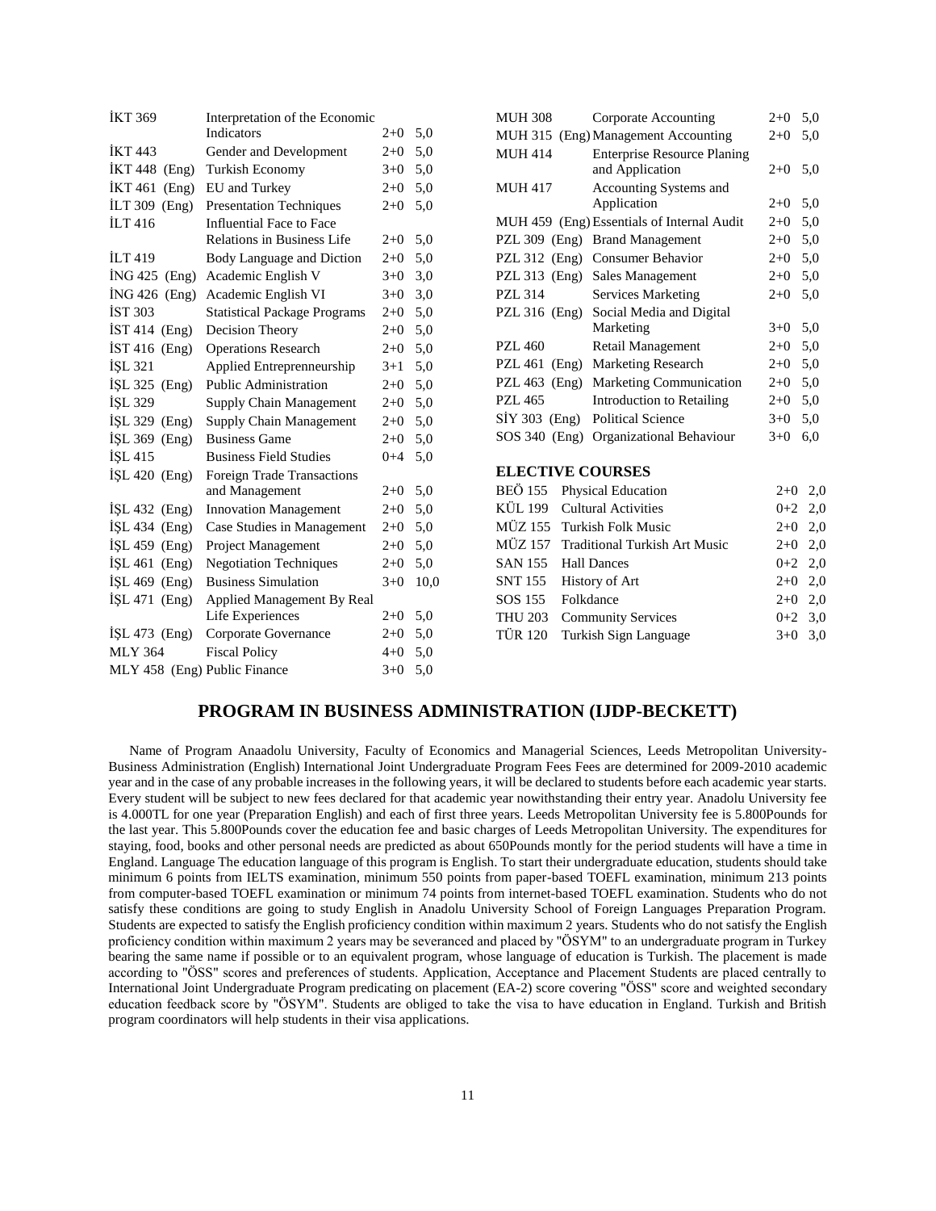| | | | |
|---|---|---|---|
| İKT 369 | Interpretation of the Economic Indicators | 2+0 | 5,0 |
| İKT 443 | Gender and Development | 2+0 | 5,0 |
| İKT 448 (Eng) | Turkish Economy | 3+0 | 5,0 |
| İKT 461 (Eng) | EU and Turkey | 2+0 | 5,0 |
| İLT 309 (Eng) | Presentation Techniques | 2+0 | 5,0 |
| İLT 416 | Influential Face to Face Relations in Business Life | 2+0 | 5,0 |
| İLT 419 | Body Language and Diction | 2+0 | 5,0 |
| İNG 425 (Eng) | Academic English V | 3+0 | 3,0 |
| İNG 426 (Eng) | Academic English VI | 3+0 | 3,0 |
| İST 303 | Statistical Package Programs | 2+0 | 5,0 |
| İST 414 (Eng) | Decision Theory | 2+0 | 5,0 |
| İST 416 (Eng) | Operations Research | 2+0 | 5,0 |
| İŞL 321 | Applied Entreprenneurship | 3+1 | 5,0 |
| İŞL 325 (Eng) | Public Administration | 2+0 | 5,0 |
| İŞL 329 | Supply Chain Management | 2+0 | 5,0 |
| İŞL 329 (Eng) | Supply Chain Management | 2+0 | 5,0 |
| İŞL 369 (Eng) | Business Game | 2+0 | 5,0 |
| İŞL 415 | Business Field Studies | 0+4 | 5,0 |
| İŞL 420 (Eng) | Foreign Trade Transactions and Management | 2+0 | 5,0 |
| İŞL 432 (Eng) | Innovation Management | 2+0 | 5,0 |
| İŞL 434 (Eng) | Case Studies in Management | 2+0 | 5,0 |
| İŞL 459 (Eng) | Project Management | 2+0 | 5,0 |
| İŞL 461 (Eng) | Negotiation Techniques | 2+0 | 5,0 |
| İŞL 469 (Eng) | Business Simulation | 3+0 | 10,0 |
| İŞL 471 (Eng) | Applied Management By Real Life Experiences | 2+0 | 5,0 |
| İŞL 473 (Eng) | Corporate Governance | 2+0 | 5,0 |
| MLY 364 | Fiscal Policy | 4+0 | 5,0 |
| MLY 458 (Eng) | Public Finance | 3+0 | 5,0 |
| MUH 308 | Corporate Accounting | 2+0 | 5,0 |
| MUH 315 (Eng) | Management Accounting | 2+0 | 5,0 |
| MUH 414 | Enterprise Resource Planing and Application | 2+0 | 5,0 |
| MUH 417 | Accounting Systems and Application | 2+0 | 5,0 |
| MUH 459 (Eng) | Essentials of Internal Audit | 2+0 | 5,0 |
| PZL 309 (Eng) | Brand Management | 2+0 | 5,0 |
| PZL 312 (Eng) | Consumer Behavior | 2+0 | 5,0 |
| PZL 313 (Eng) | Sales Management | 2+0 | 5,0 |
| PZL 314 | Services Marketing | 2+0 | 5,0 |
| PZL 316 (Eng) | Social Media and Digital Marketing | 3+0 | 5,0 |
| PZL 460 | Retail Management | 2+0 | 5,0 |
| PZL 461 (Eng) | Marketing Research | 2+0 | 5,0 |
| PZL 463 (Eng) | Marketing Communication | 2+0 | 5,0 |
| PZL 465 | Introduction to Retailing | 2+0 | 5,0 |
| SİY 303 (Eng) | Political Science | 3+0 | 5,0 |
| SOS 340 (Eng) | Organizational Behaviour | 3+0 | 6,0 |

### ELECTIVE COURSES

| | | | |
|---|---|---|---|
| BEÖ 155 | Physical Education | 2+0 | 2,0 |
| KÜL 199 | Cultural Activities | 0+2 | 2,0 |
| MÜZ 155 | Turkish Folk Music | 2+0 | 2,0 |
| MÜZ 157 | Traditional Turkish Art Music | 2+0 | 2,0 |
| SAN 155 | Hall Dances | 0+2 | 2,0 |
| SNT 155 | History of Art | 2+0 | 2,0 |
| SOS 155 | Folkdance | 2+0 | 2,0 |
| THU 203 | Community Services | 0+2 | 3,0 |
| TÜR 120 | Turkish Sign Language | 3+0 | 3,0 |

## PROGRAM IN BUSINESS ADMINISTRATION (IJDP-BECKETT)

Name of Program Anaadolu University, Faculty of Economics and Managerial Sciences, Leeds Metropolitan University-Business Administration (English) International Joint Undergraduate Program Fees Fees are determined for 2009-2010 academic year and in the case of any probable increases in the following years, it will be declared to students before each academic year starts. Every student will be subject to new fees declared for that academic year nowithstanding their entry year. Anadolu University fee is 4.000TL for one year (Preparation English) and each of first three years. Leeds Metropolitan University fee is 5.800Pounds for the last year. This 5.800Pounds cover the education fee and basic charges of Leeds Metropolitan University. The expenditures for staying, food, books and other personal needs are predicted as about 650Pounds montly for the period students will have a time in England. Language The education language of this program is English. To start their undergraduate education, students should take minimum 6 points from IELTS examination, minimum 550 points from paper-based TOEFL examination, minimum 213 points from computer-based TOEFL examination or minimum 74 points from internet-based TOEFL examination. Students who do not satisfy these conditions are going to study English in Anadolu University School of Foreign Languages Preparation Program. Students are expected to satisfy the English proficiency condition within maximum 2 years. Students who do not satisfy the English proficiency condition within maximum 2 years may be severanced and placed by "ÖSYM" to an undergraduate program in Turkey bearing the same name if possible or to an equivalent program, whose language of education is Turkish. The placement is made according to "ÖSS" scores and preferences of students. Application, Acceptance and Placement Students are placed centrally to International Joint Undergraduate Program predicating on placement (EA-2) score covering "ÖSS" score and weighted secondary education feedback score by "ÖSYM". Students are obliged to take the visa to have education in England. Turkish and British program coordinators will help students in their visa applications.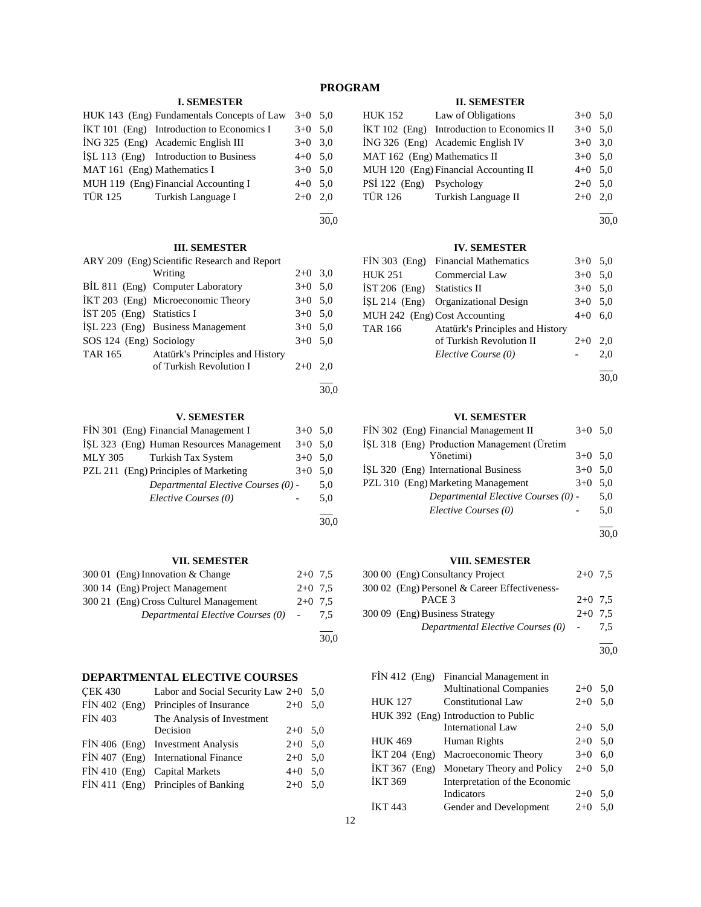# PROGRAM

### I. SEMESTER

| Code | Course | Hours | ECTS |
|---|---|---|---|
| HUK 143 (Eng) | Fundamentals Concepts of Law | 3+0 | 5,0 |
| İKT 101 (Eng) | Introduction to Economics I | 3+0 | 5,0 |
| İNG 325 (Eng) | Academic English III | 3+0 | 3,0 |
| İŞL 113 (Eng) | Introduction to Business | 4+0 | 5,0 |
| MAT 161 (Eng) | Mathematics I | 3+0 | 5,0 |
| MUH 119 (Eng) | Financial Accounting I | 4+0 | 5,0 |
| TÜR 125 | Turkish Language I | 2+0 | 2,0 |
| | | | 30,0 |

### II. SEMESTER

| Code | Course | Hours | ECTS |
|---|---|---|---|
| HUK 152 | Law of Obligations | 3+0 | 5,0 |
| İKT 102 (Eng) | Introduction to Economics II | 3+0 | 5,0 |
| İNG 326 (Eng) | Academic English IV | 3+0 | 3,0 |
| MAT 162 (Eng) | Mathematics II | 3+0 | 5,0 |
| MUH 120 (Eng) | Financial Accounting II | 4+0 | 5,0 |
| PSİ 122 (Eng) | Psychology | 2+0 | 5,0 |
| TÜR 126 | Turkish Language II | 2+0 | 2,0 |
| | | | 30,0 |

### III. SEMESTER

| Code | Course | Hours | ECTS |
|---|---|---|---|
| ARY 209 (Eng) | Scientific Research and Report Writing | 2+0 | 3,0 |
| BİL 811 (Eng) | Computer Laboratory | 3+0 | 5,0 |
| İKT 203 (Eng) | Microeconomic Theory | 3+0 | 5,0 |
| İST 205 (Eng) | Statistics I | 3+0 | 5,0 |
| İŞL 223 (Eng) | Business Management | 3+0 | 5,0 |
| SOS 124 (Eng) | Sociology | 3+0 | 5,0 |
| TAR 165 | Atatürk's Principles and History of Turkish Revolution I | 2+0 | 2,0 |
| | | | 30,0 |

### IV. SEMESTER

| Code | Course | Hours | ECTS |
|---|---|---|---|
| FİN 303 (Eng) | Financial Mathematics | 3+0 | 5,0 |
| HUK 251 | Commercial Law | 3+0 | 5,0 |
| İST 206 (Eng) | Statistics II | 3+0 | 5,0 |
| İŞL 214 (Eng) | Organizational Design | 3+0 | 5,0 |
| MUH 242 (Eng) | Cost Accounting | 4+0 | 6,0 |
| TAR 166 | Atatürk's Principles and History of Turkish Revolution II | 2+0 | 2,0 |
| | *Elective Course (0)* | - | 2,0 |
| | | | 30,0 |

### V. SEMESTER

| Code | Course | Hours | ECTS |
|---|---|---|---|
| FİN 301 (Eng) | Financial Management I | 3+0 | 5,0 |
| İŞL 323 (Eng) | Human Resources Management | 3+0 | 5,0 |
| MLY 305 | Turkish Tax System | 3+0 | 5,0 |
| PZL 211 (Eng) | Principles of Marketing | 3+0 | 5,0 |
| | *Departmental Elective Courses (0)* | - | 5,0 |
| | *Elective Courses (0)* | - | 5,0 |
| | | | 30,0 |

### VI. SEMESTER

| Code | Course | Hours | ECTS |
|---|---|---|---|
| FİN 302 (Eng) | Financial Management II | 3+0 | 5,0 |
| İŞL 318 (Eng) | Production Management (Üretim Yönetimi) | 3+0 | 5,0 |
| İŞL 320 (Eng) | International Business | 3+0 | 5,0 |
| PZL 310 (Eng) | Marketing Management | 3+0 | 5,0 |
| | *Departmental Elective Courses (0)* | - | 5,0 |
| | *Elective Courses (0)* | - | 5,0 |
| | | | 30,0 |

### VII. SEMESTER

| Code | Course | Hours | ECTS |
|---|---|---|---|
| 300 01 (Eng) | Innovation & Change | 2+0 | 7,5 |
| 300 14 (Eng) | Project Management | 2+0 | 7,5 |
| 300 21 (Eng) | Cross Culturel Management | 2+0 | 7,5 |
| | *Departmental Elective Courses (0)* | - | 7,5 |
| | | | 30,0 |

### VIII. SEMESTER

| Code | Course | Hours | ECTS |
|---|---|---|---|
| 300 00 (Eng) | Consultancy Project | 2+0 | 7,5 |
| 300 02 (Eng) | Personel & Career Effectiveness-PACE 3 | 2+0 | 7,5 |
| 300 09 (Eng) | Business Strategy | 2+0 | 7,5 |
| | *Departmental Elective Courses (0)* | - | 7,5 |
| | | | 30,0 |

## DEPARTMENTAL ELECTIVE COURSES

| Code | Course | Hours | ECTS |
|---|---|---|---|
| ÇEK 430 | Labor and Social Security Law | 2+0 | 5,0 |
| FİN 402 (Eng) | Principles of Insurance | 2+0 | 5,0 |
| FİN 403 | The Analysis of Investment Decision | 2+0 | 5,0 |
| FİN 406 (Eng) | Investment Analysis | 2+0 | 5,0 |
| FİN 407 (Eng) | International Finance | 2+0 | 5,0 |
| FİN 410 (Eng) | Capital Markets | 4+0 | 5,0 |
| FİN 411 (Eng) | Principles of Banking | 2+0 | 5,0 |
| FİN 412 (Eng) | Financial Management in Multinational Companies | 2+0 | 5,0 |
| HUK 127 | Constitutional Law | 2+0 | 5,0 |
| HUK 392 (Eng) | Introduction to Public International Law | 2+0 | 5,0 |
| HUK 469 | Human Rights | 2+0 | 5,0 |
| İKT 204 (Eng) | Macroeconomic Theory | 3+0 | 6,0 |
| İKT 367 (Eng) | Monetary Theory and Policy | 2+0 | 5,0 |
| İKT 369 | Interpretation of the Economic Indicators | 2+0 | 5,0 |
| İKT 443 | Gender and Development | 2+0 | 5,0 |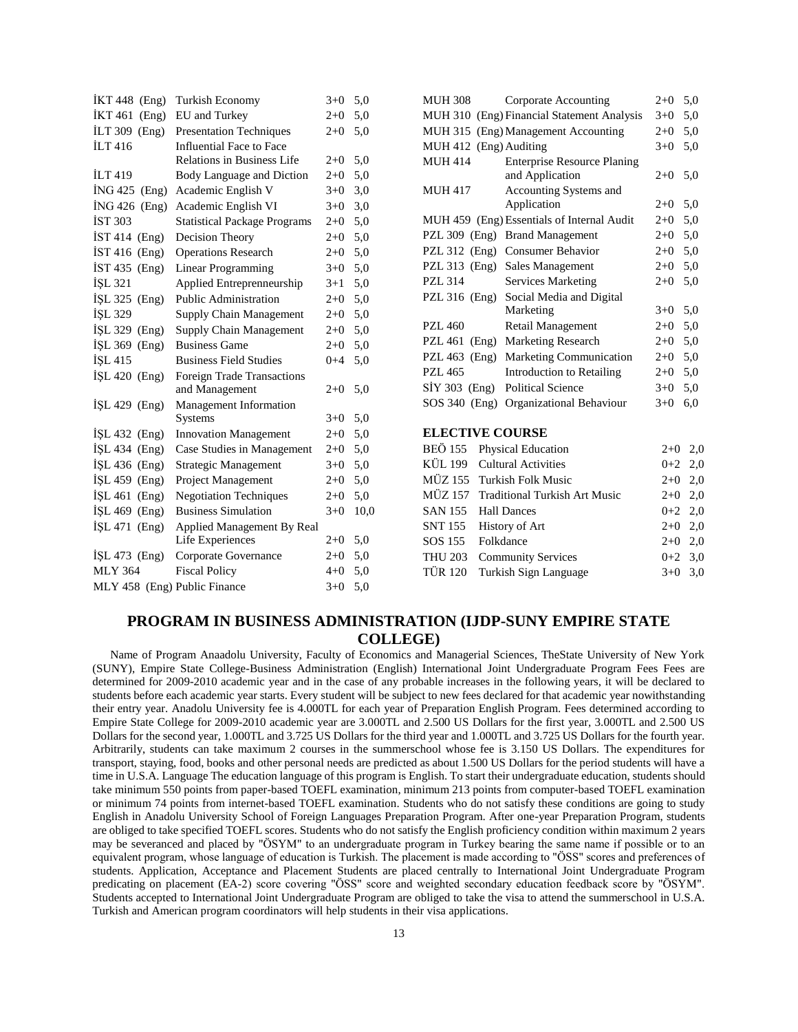| | | | |
|---|---|---|---|
| İKT 448 (Eng) | Turkish Economy | 3+0 | 5,0 |
| İKT 461 (Eng) | EU and Turkey | 2+0 | 5,0 |
| İLT 309 (Eng) | Presentation Techniques | 2+0 | 5,0 |
| İLT 416 | Influential Face to Face Relations in Business Life | 2+0 | 5,0 |
| İLT 419 | Body Language and Diction | 2+0 | 5,0 |
| İNG 425 (Eng) | Academic English V | 3+0 | 3,0 |
| İNG 426 (Eng) | Academic English VI | 3+0 | 3,0 |
| İST 303 | Statistical Package Programs | 2+0 | 5,0 |
| İST 414 (Eng) | Decision Theory | 2+0 | 5,0 |
| İST 416 (Eng) | Operations Research | 2+0 | 5,0 |
| İST 435 (Eng) | Linear Programming | 3+0 | 5,0 |
| İŞL 321 | Applied Entrepreneurship | 3+1 | 5,0 |
| İŞL 325 (Eng) | Public Administration | 2+0 | 5,0 |
| İŞL 329 | Supply Chain Management | 2+0 | 5,0 |
| İŞL 329 (Eng) | Supply Chain Management | 2+0 | 5,0 |
| İŞL 369 (Eng) | Business Game | 2+0 | 5,0 |
| İŞL 415 | Business Field Studies | 0+4 | 5,0 |
| İŞL 420 (Eng) | Foreign Trade Transactions and Management | 2+0 | 5,0 |
| İŞL 429 (Eng) | Management Information Systems | 3+0 | 5,0 |
| İŞL 432 (Eng) | Innovation Management | 2+0 | 5,0 |
| İŞL 434 (Eng) | Case Studies in Management | 2+0 | 5,0 |
| İŞL 436 (Eng) | Strategic Management | 3+0 | 5,0 |
| İŞL 459 (Eng) | Project Management | 2+0 | 5,0 |
| İŞL 461 (Eng) | Negotiation Techniques | 2+0 | 5,0 |
| İŞL 469 (Eng) | Business Simulation | 3+0 | 10,0 |
| İŞL 471 (Eng) | Applied Management By Real Life Experiences | 2+0 | 5,0 |
| İŞL 473 (Eng) | Corporate Governance | 2+0 | 5,0 |
| MLY 364 | Fiscal Policy | 4+0 | 5,0 |
| MLY 458 (Eng) | Public Finance | 3+0 | 5,0 |
| MUH 308 | Corporate Accounting | 2+0 | 5,0 |
| MUH 310 (Eng) | Financial Statement Analysis | 3+0 | 5,0 |
| MUH 315 (Eng) | Management Accounting | 2+0 | 5,0 |
| MUH 412 (Eng) | Auditing | 3+0 | 5,0 |
| MUH 414 | Enterprise Resource Planing and Application | 2+0 | 5,0 |
| MUH 417 | Accounting Systems and Application | 2+0 | 5,0 |
| MUH 459 (Eng) | Essentials of Internal Audit | 2+0 | 5,0 |
| PZL 309 (Eng) | Brand Management | 2+0 | 5,0 |
| PZL 312 (Eng) | Consumer Behavior | 2+0 | 5,0 |
| PZL 313 (Eng) | Sales Management | 2+0 | 5,0 |
| PZL 314 | Services Marketing | 2+0 | 5,0 |
| PZL 316 (Eng) | Social Media and Digital Marketing | 3+0 | 5,0 |
| PZL 460 | Retail Management | 2+0 | 5,0 |
| PZL 461 (Eng) | Marketing Research | 2+0 | 5,0 |
| PZL 463 (Eng) | Marketing Communication | 2+0 | 5,0 |
| PZL 465 | Introduction to Retailing | 2+0 | 5,0 |
| SİY 303 (Eng) | Political Science | 3+0 | 5,0 |
| SOS 340 (Eng) | Organizational Behaviour | 3+0 | 6,0 |

**ELECTIVE COURSE**

| | | | |
|---|---|---|---|
| BEÖ 155 | Physical Education | 2+0 | 2,0 |
| KÜL 199 | Cultural Activities | 0+2 | 2,0 |
| MÜZ 155 | Turkish Folk Music | 2+0 | 2,0 |
| MÜZ 157 | Traditional Turkish Art Music | 2+0 | 2,0 |
| SAN 155 | Hall Dances | 0+2 | 2,0 |
| SNT 155 | History of Art | 2+0 | 2,0 |
| SOS 155 | Folkdance | 2+0 | 2,0 |
| THU 203 | Community Services | 0+2 | 3,0 |
| TÜR 120 | Turkish Sign Language | 3+0 | 3,0 |

## PROGRAM IN BUSINESS ADMINISTRATION (IJDP-SUNY EMPIRE STATE COLLEGE)

Name of Program Anaadolu University, Faculty of Economics and Managerial Sciences, TheState University of New York (SUNY), Empire State College-Business Administration (English) International Joint Undergraduate Program Fees Fees are determined for 2009-2010 academic year and in the case of any probable increases in the following years, it will be declared to students before each academic year starts. Every student will be subject to new fees declared for that academic year nowithstanding their entry year. Anadolu University fee is 4.000TL for each year of Preparation English Program. Fees determined according to Empire State College for 2009-2010 academic year are 3.000TL and 2.500 US Dollars for the first year, 3.000TL and 2.500 US Dollars for the second year, 1.000TL and 3.725 US Dollars for the third year and 1.000TL and 3.725 US Dollars for the fourth year. Arbitrarily, students can take maximum 2 courses in the summerschool whose fee is 3.150 US Dollars. The expenditures for transport, staying, food, books and other personal needs are predicted as about 1.500 US Dollars for the period students will have a time in U.S.A. Language The education language of this program is English. To start their undergraduate education, students should take minimum 550 points from paper-based TOEFL examination, minimum 213 points from computer-based TOEFL examination or minimum 74 points from internet-based TOEFL examination. Students who do not satisfy these conditions are going to study English in Anadolu University School of Foreign Languages Preparation Program. After one-year Preparation Program, students are obliged to take specified TOEFL scores. Students who do not satisfy the English proficiency condition within maximum 2 years may be severanced and placed by "ÖSYM" to an undergraduate program in Turkey bearing the same name if possible or to an equivalent program, whose language of education is Turkish. The placement is made according to "ÖSS" scores and preferences of students. Application, Acceptance and Placement Students are placed centrally to International Joint Undergraduate Program predicating on placement (EA-2) score covering "ÖSS" score and weighted secondary education feedback score by "ÖSYM". Students accepted to International Joint Undergraduate Program are obliged to take the visa to attend the summerschool in U.S.A. Turkish and American program coordinators will help students in their visa applications.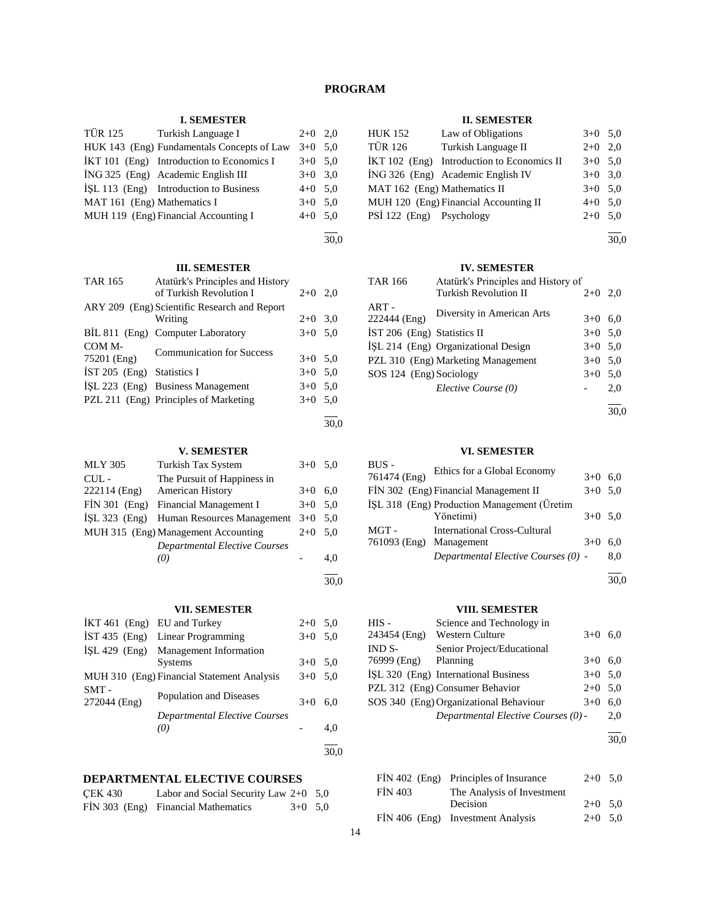# PROGRAM

### I. SEMESTER

| Code | Course | Hours | ECTS |
|---|---|---|---|
| TÜR 125 | Turkish Language I | 2+0 | 2,0 |
| HUK 143 (Eng) | Fundamentals Concepts of Law | 3+0 | 5,0 |
| İKT 101 (Eng) | Introduction to Economics I | 3+0 | 5,0 |
| İNG 325 (Eng) | Academic English III | 3+0 | 3,0 |
| İŞL 113 (Eng) | Introduction to Business | 4+0 | 5,0 |
| MAT 161 (Eng) | Mathematics I | 3+0 | 5,0 |
| MUH 119 (Eng) | Financial Accounting I | 4+0 | 5,0 |
| | | | 30,0 |

### II. SEMESTER

| Code | Course | Hours | ECTS |
|---|---|---|---|
| HUK 152 | Law of Obligations | 3+0 | 5,0 |
| TÜR 126 | Turkish Language II | 2+0 | 2,0 |
| İKT 102 (Eng) | Introduction to Economics II | 3+0 | 5,0 |
| İNG 326 (Eng) | Academic English IV | 3+0 | 3,0 |
| MAT 162 (Eng) | Mathematics II | 3+0 | 5,0 |
| MUH 120 (Eng) | Financial Accounting II | 4+0 | 5,0 |
| PSİ 122 (Eng) | Psychology | 2+0 | 5,0 |
| | | | 30,0 |

### III. SEMESTER

| Code | Course | Hours | ECTS |
|---|---|---|---|
| TAR 165 | Atatürk's Principles and History of Turkish Revolution I | 2+0 | 2,0 |
| ARY 209 (Eng) | Scientific Research and Report Writing | 2+0 | 3,0 |
| BİL 811 (Eng) | Computer Laboratory | 3+0 | 5,0 |
| COM M-75201 (Eng) | Communication for Success | 3+0 | 5,0 |
| İST 205 (Eng) | Statistics I | 3+0 | 5,0 |
| İŞL 223 (Eng) | Business Management | 3+0 | 5,0 |
| PZL 211 (Eng) | Principles of Marketing | 3+0 | 5,0 |
| | | | 30,0 |

### IV. SEMESTER

| Code | Course | Hours | ECTS |
|---|---|---|---|
| TAR 166 | Atatürk's Principles and History of Turkish Revolution II | 2+0 | 2,0 |
| ART - 222444 (Eng) | Diversity in American Arts | 3+0 | 6,0 |
| İST 206 (Eng) | Statistics II | 3+0 | 5,0 |
| İŞL 214 (Eng) | Organizational Design | 3+0 | 5,0 |
| PZL 310 (Eng) | Marketing Management | 3+0 | 5,0 |
| SOS 124 (Eng) | Sociology | 3+0 | 5,0 |
| | *Elective Course (0)* | - | 2,0 |
| | | | 30,0 |

### V. SEMESTER

| Code | Course | Hours | ECTS |
|---|---|---|---|
| MLY 305 | Turkish Tax System | 3+0 | 5,0 |
| CUL - 222114 (Eng) | The Pursuit of Happiness in American History | 3+0 | 6,0 |
| FİN 301 (Eng) | Financial Management I | 3+0 | 5,0 |
| İŞL 323 (Eng) | Human Resources Management | 3+0 | 5,0 |
| MUH 315 (Eng) | Management Accounting | 2+0 | 5,0 |
| | *Departmental Elective Courses (0)* | - | 4,0 |
| | | | 30,0 |

### VI. SEMESTER

| Code | Course | Hours | ECTS |
|---|---|---|---|
| BUS - 761474 (Eng) | Ethics for a Global Economy | 3+0 | 6,0 |
| FİN 302 (Eng) | Financial Management II | 3+0 | 5,0 |
| İŞL 318 (Eng) | Production Management (Üretim Yönetimi) | 3+0 | 5,0 |
| MGT - 761093 (Eng) | International Cross-Cultural Management | 3+0 | 6,0 |
| | *Departmental Elective Courses (0)* | - | 8,0 |
| | | | 30,0 |

### VII. SEMESTER

| Code | Course | Hours | ECTS |
|---|---|---|---|
| İKT 461 (Eng) | EU and Turkey | 2+0 | 5,0 |
| İST 435 (Eng) | Linear Programming | 3+0 | 5,0 |
| İŞL 429 (Eng) | Management Information Systems | 3+0 | 5,0 |
| MUH 310 (Eng) | Financial Statement Analysis | 3+0 | 5,0 |
| SMT - 272044 (Eng) | Population and Diseases | 3+0 | 6,0 |
| | *Departmental Elective Courses (0)* | - | 4,0 |
| | | | 30,0 |

### VIII. SEMESTER

| Code | Course | Hours | ECTS |
|---|---|---|---|
| HIS - 243454 (Eng) | Science and Technology in Western Culture | 3+0 | 6,0 |
| IND S-76999 (Eng) | Senior Project/Educational Planning | 3+0 | 6,0 |
| İŞL 320 (Eng) | International Business | 3+0 | 5,0 |
| PZL 312 (Eng) | Consumer Behavior | 2+0 | 5,0 |
| SOS 340 (Eng) | Organizational Behaviour | 3+0 | 6,0 |
| | *Departmental Elective Courses (0)* | - | 2,0 |
| | | | 30,0 |

## DEPARTMENTAL ELECTIVE COURSES

| Code | Course | Hours | ECTS |
|---|---|---|---|
| ÇEK 430 | Labor and Social Security Law | 2+0 | 5,0 |
| FİN 303 (Eng) | Financial Mathematics | 3+0 | 5,0 |
| FİN 402 (Eng) | Principles of Insurance | 2+0 | 5,0 |
| FİN 403 | The Analysis of Investment Decision | 2+0 | 5,0 |
| FİN 406 (Eng) | Investment Analysis | 2+0 | 5,0 |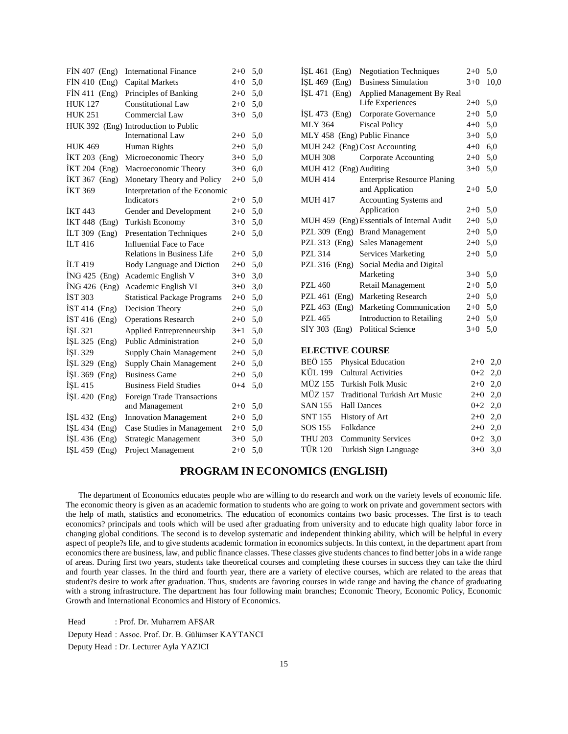| | | | |
|---|---|---|---|
| FİN 407 (Eng) | International Finance | 2+0 | 5,0 |
| FİN 410 (Eng) | Capital Markets | 4+0 | 5,0 |
| FİN 411 (Eng) | Principles of Banking | 2+0 | 5,0 |
| HUK 127 | Constitutional Law | 2+0 | 5,0 |
| HUK 251 | Commercial Law | 3+0 | 5,0 |
| HUK 392 (Eng) | Introduction to Public International Law | 2+0 | 5,0 |
| HUK 469 | Human Rights | 2+0 | 5,0 |
| İKT 203 (Eng) | Microeconomic Theory | 3+0 | 5,0 |
| İKT 204 (Eng) | Macroeconomic Theory | 3+0 | 6,0 |
| İKT 367 (Eng) | Monetary Theory and Policy | 2+0 | 5,0 |
| İKT 369 | Interpretation of the Economic Indicators | 2+0 | 5,0 |
| İKT 443 | Gender and Development | 2+0 | 5,0 |
| İKT 448 (Eng) | Turkish Economy | 3+0 | 5,0 |
| İLT 309 (Eng) | Presentation Techniques | 2+0 | 5,0 |
| İLT 416 | Influential Face to Face Relations in Business Life | 2+0 | 5,0 |
| İLT 419 | Body Language and Diction | 2+0 | 5,0 |
| İNG 425 (Eng) | Academic English V | 3+0 | 3,0 |
| İNG 426 (Eng) | Academic English VI | 3+0 | 3,0 |
| İST 303 | Statistical Package Programs | 2+0 | 5,0 |
| İST 414 (Eng) | Decision Theory | 2+0 | 5,0 |
| İST 416 (Eng) | Operations Research | 2+0 | 5,0 |
| İŞL 321 | Applied Entreprenneurship | 3+1 | 5,0 |
| İŞL 325 (Eng) | Public Administration | 2+0 | 5,0 |
| İŞL 329 | Supply Chain Management | 2+0 | 5,0 |
| İŞL 329 (Eng) | Supply Chain Management | 2+0 | 5,0 |
| İŞL 369 (Eng) | Business Game | 2+0 | 5,0 |
| İŞL 415 | Business Field Studies | 0+4 | 5,0 |
| İŞL 420 (Eng) | Foreign Trade Transactions and Management | 2+0 | 5,0 |
| İŞL 432 (Eng) | Innovation Management | 2+0 | 5,0 |
| İŞL 434 (Eng) | Case Studies in Management | 2+0 | 5,0 |
| İŞL 436 (Eng) | Strategic Management | 3+0 | 5,0 |
| İŞL 459 (Eng) | Project Management | 2+0 | 5,0 |
| İŞL 461 (Eng) | Negotiation Techniques | 2+0 | 5,0 |
| İŞL 469 (Eng) | Business Simulation | 3+0 | 10,0 |
| İŞL 471 (Eng) | Applied Management By Real Life Experiences | 2+0 | 5,0 |
| İŞL 473 (Eng) | Corporate Governance | 2+0 | 5,0 |
| MLY 364 | Fiscal Policy | 4+0 | 5,0 |
| MLY 458 (Eng) | Public Finance | 3+0 | 5,0 |
| MUH 242 (Eng) | Cost Accounting | 4+0 | 6,0 |
| MUH 308 | Corporate Accounting | 2+0 | 5,0 |
| MUH 412 (Eng) | Auditing | 3+0 | 5,0 |
| MUH 414 | Enterprise Resource Planing and Application | 2+0 | 5,0 |
| MUH 417 | Accounting Systems and Application | 2+0 | 5,0 |
| MUH 459 (Eng) | Essentials of Internal Audit | 2+0 | 5,0 |
| PZL 309 (Eng) | Brand Management | 2+0 | 5,0 |
| PZL 313 (Eng) | Sales Management | 2+0 | 5,0 |
| PZL 314 | Services Marketing | 2+0 | 5,0 |
| PZL 316 (Eng) | Social Media and Digital Marketing | 3+0 | 5,0 |
| PZL 460 | Retail Management | 2+0 | 5,0 |
| PZL 461 (Eng) | Marketing Research | 2+0 | 5,0 |
| PZL 463 (Eng) | Marketing Communication | 2+0 | 5,0 |
| PZL 465 | Introduction to Retailing | 2+0 | 5,0 |
| SİY 303 (Eng) | Political Science | 3+0 | 5,0 |

**ELECTIVE COURSE**

| | | | |
|---|---|---|---|
| BEÖ 155 | Physical Education | 2+0 | 2,0 |
| KÜL 199 | Cultural Activities | 0+2 | 2,0 |
| MÜZ 155 | Turkish Folk Music | 2+0 | 2,0 |
| MÜZ 157 | Traditional Turkish Art Music | 2+0 | 2,0 |
| SAN 155 | Hall Dances | 0+2 | 2,0 |
| SNT 155 | History of Art | 2+0 | 2,0 |
| SOS 155 | Folkdance | 2+0 | 2,0 |
| THU 203 | Community Services | 0+2 | 3,0 |
| TÜR 120 | Turkish Sign Language | 3+0 | 3,0 |

## PROGRAM IN ECONOMICS (ENGLISH)

The department of Economics educates people who are willing to do research and work on the variety levels of economic life. The economic theory is given as an academic formation to students who are going to work on private and government sectors with the help of math, statistics and econometrics. The education of economics contains two basic processes. The first is to teach economics? principals and tools which will be used after graduating from university and to educate high quality labor force in changing global conditions. The second is to develop systematic and independent thinking ability, which will be helpful in every aspect of people?s life, and to give students academic formation in economics subjects. In this context, in the department apart from economics there are business, law, and public finance classes. These classes give students chances to find better jobs in a wide range of areas. During first two years, students take theoretical courses and completing these courses in success they can take the third and fourth year classes. In the third and fourth year, there are a variety of elective courses, which are related to the areas that student?s desire to work after graduation. Thus, students are favoring courses in wide range and having the chance of graduating with a strong infrastructure. The department has four following main branches; Economic Theory, Economic Policy, Economic Growth and International Economics and History of Economics.

Head : Prof. Dr. Muharrem AFŞAR

Deputy Head : Assoc. Prof. Dr. B. Gülümser KAYTANCI

Deputy Head : Dr. Lecturer Ayla YAZICI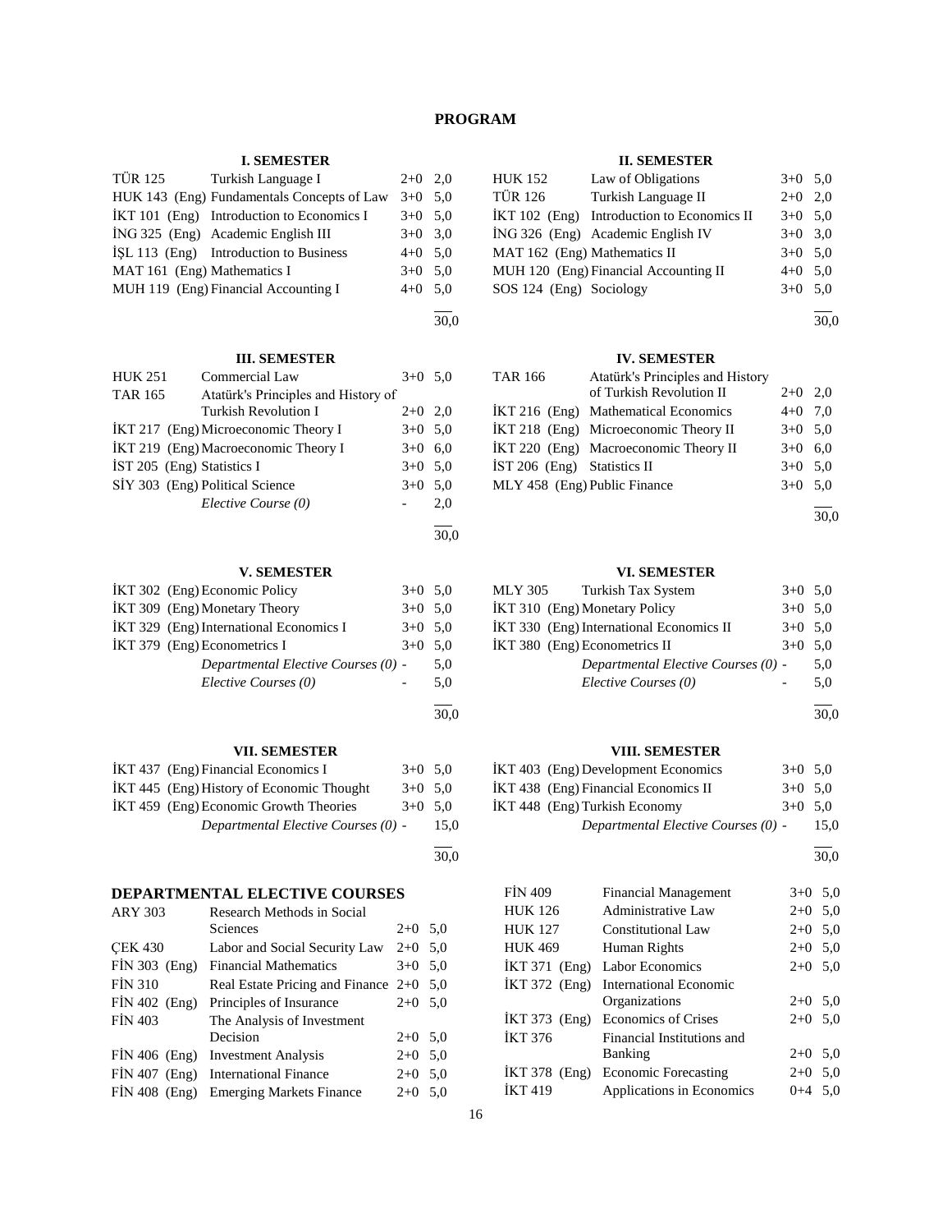# PROGRAM

### I. SEMESTER

| Code | Course | Hours | ECTS |
|---|---|---|---|
| TÜR 125 | Turkish Language I | 2+0 | 2,0 |
| HUK 143 (Eng) | Fundamentals Concepts of Law | 3+0 | 5,0 |
| İKT 101 (Eng) | Introduction to Economics I | 3+0 | 5,0 |
| İNG 325 (Eng) | Academic English III | 3+0 | 3,0 |
| İŞL 113 (Eng) | Introduction to Business | 4+0 | 5,0 |
| MAT 161 (Eng) | Mathematics I | 3+0 | 5,0 |
| MUH 119 (Eng) | Financial Accounting I | 4+0 | 5,0 |
| | | | 30,0 |

### II. SEMESTER

| Code | Course | Hours | ECTS |
|---|---|---|---|
| HUK 152 | Law of Obligations | 3+0 | 5,0 |
| TÜR 126 | Turkish Language II | 2+0 | 2,0 |
| İKT 102 (Eng) | Introduction to Economics II | 3+0 | 5,0 |
| İNG 326 (Eng) | Academic English IV | 3+0 | 3,0 |
| MAT 162 (Eng) | Mathematics II | 3+0 | 5,0 |
| MUH 120 (Eng) | Financial Accounting II | 4+0 | 5,0 |
| SOS 124 (Eng) | Sociology | 3+0 | 5,0 |
| | | | 30,0 |

### III. SEMESTER

| Code | Course | Hours | ECTS |
|---|---|---|---|
| HUK 251 | Commercial Law | 3+0 | 5,0 |
| TAR 165 | Atatürk's Principles and History of Turkish Revolution I | 2+0 | 2,0 |
| İKT 217 (Eng) | Microeconomic Theory I | 3+0 | 5,0 |
| İKT 219 (Eng) | Macroeconomic Theory I | 3+0 | 6,0 |
| İST 205 (Eng) | Statistics I | 3+0 | 5,0 |
| SİY 303 (Eng) | Political Science | 3+0 | 5,0 |
| | *Elective Course (0)* | - | 2,0 |
| | | | 30,0 |

### IV. SEMESTER

| Code | Course | Hours | ECTS |
|---|---|---|---|
| TAR 166 | Atatürk's Principles and History of Turkish Revolution II | 2+0 | 2,0 |
| İKT 216 (Eng) | Mathematical Economics | 4+0 | 7,0 |
| İKT 218 (Eng) | Microeconomic Theory II | 3+0 | 5,0 |
| İKT 220 (Eng) | Macroeconomic Theory II | 3+0 | 6,0 |
| İST 206 (Eng) | Statistics II | 3+0 | 5,0 |
| MLY 458 (Eng) | Public Finance | 3+0 | 5,0 |
| | | | 30,0 |

### V. SEMESTER

| Code | Course | Hours | ECTS |
|---|---|---|---|
| İKT 302 (Eng) | Economic Policy | 3+0 | 5,0 |
| İKT 309 (Eng) | Monetary Theory | 3+0 | 5,0 |
| İKT 329 (Eng) | International Economics I | 3+0 | 5,0 |
| İKT 379 (Eng) | Econometrics I | 3+0 | 5,0 |
| | *Departmental Elective Courses (0)* | - | 5,0 |
| | *Elective Courses (0)* | - | 5,0 |
| | | | 30,0 |

### VI. SEMESTER

| Code | Course | Hours | ECTS |
|---|---|---|---|
| MLY 305 | Turkish Tax System | 3+0 | 5,0 |
| İKT 310 (Eng) | Monetary Policy | 3+0 | 5,0 |
| İKT 330 (Eng) | International Economics II | 3+0 | 5,0 |
| İKT 380 (Eng) | Econometrics II | 3+0 | 5,0 |
| | *Departmental Elective Courses (0)* | - | 5,0 |
| | *Elective Courses (0)* | - | 5,0 |
| | | | 30,0 |

### VII. SEMESTER

| Code | Course | Hours | ECTS |
|---|---|---|---|
| İKT 437 (Eng) | Financial Economics I | 3+0 | 5,0 |
| İKT 445 (Eng) | History of Economic Thought | 3+0 | 5,0 |
| İKT 459 (Eng) | Economic Growth Theories | 3+0 | 5,0 |
| | *Departmental Elective Courses (0)* | - | 15,0 |
| | | | 30,0 |

### VIII. SEMESTER

| Code | Course | Hours | ECTS |
|---|---|---|---|
| İKT 403 (Eng) | Development Economics | 3+0 | 5,0 |
| İKT 438 (Eng) | Financial Economics II | 3+0 | 5,0 |
| İKT 448 (Eng) | Turkish Economy | 3+0 | 5,0 |
| | *Departmental Elective Courses (0)* | - | 15,0 |
| | | | 30,0 |

## DEPARTMENTAL ELECTIVE COURSES

| Code | Course | Hours | ECTS |
|---|---|---|---|
| ARY 303 | Research Methods in Social Sciences | 2+0 | 5,0 |
| ÇEK 430 | Labor and Social Security Law | 2+0 | 5,0 |
| FİN 303 (Eng) | Financial Mathematics | 3+0 | 5,0 |
| FİN 310 | Real Estate Pricing and Finance | 2+0 | 5,0 |
| FİN 402 (Eng) | Principles of Insurance | 2+0 | 5,0 |
| FİN 403 | The Analysis of Investment Decision | 2+0 | 5,0 |
| FİN 406 (Eng) | Investment Analysis | 2+0 | 5,0 |
| FİN 407 (Eng) | International Finance | 2+0 | 5,0 |
| FİN 408 (Eng) | Emerging Markets Finance | 2+0 | 5,0 |
| FİN 409 | Financial Management | 3+0 | 5,0 |
| HUK 126 | Administrative Law | 2+0 | 5,0 |
| HUK 127 | Constitutional Law | 2+0 | 5,0 |
| HUK 469 | Human Rights | 2+0 | 5,0 |
| İKT 371 (Eng) | Labor Economics | 2+0 | 5,0 |
| İKT 372 (Eng) | International Economic Organizations | 2+0 | 5,0 |
| İKT 373 (Eng) | Economics of Crises | 2+0 | 5,0 |
| İKT 376 | Financial Institutions and Banking | 2+0 | 5,0 |
| İKT 378 (Eng) | Economic Forecasting | 2+0 | 5,0 |
| İKT 419 | Applications in Economics | 0+4 | 5,0 |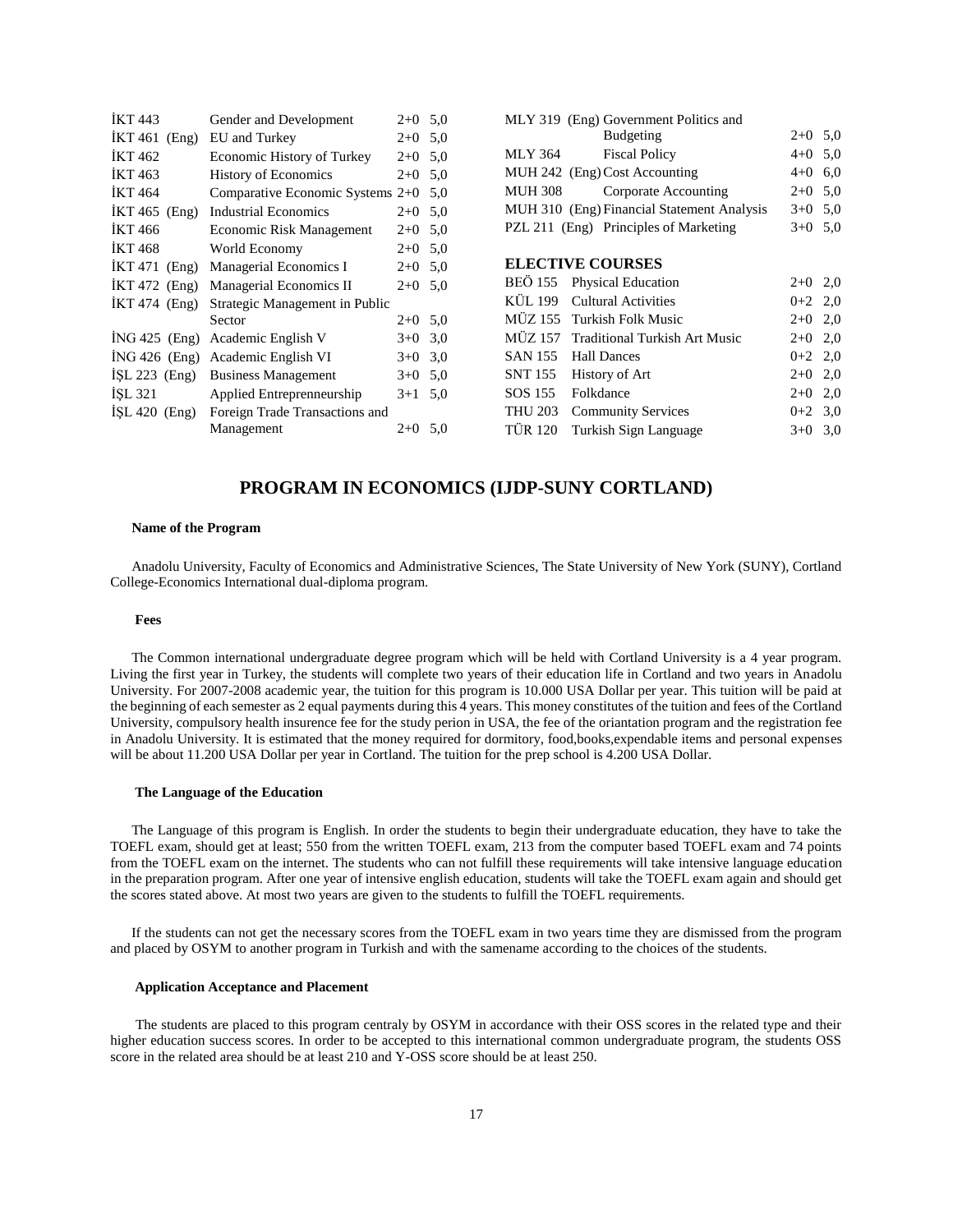| | | | |
|---|---|---|---|
| İKT 443 | Gender and Development | 2+0 | 5,0 |
| İKT 461 (Eng) | EU and Turkey | 2+0 | 5,0 |
| İKT 462 | Economic History of Turkey | 2+0 | 5,0 |
| İKT 463 | History of Economics | 2+0 | 5,0 |
| İKT 464 | Comparative Economic Systems | 2+0 | 5,0 |
| İKT 465 (Eng) | Industrial Economics | 2+0 | 5,0 |
| İKT 466 | Economic Risk Management | 2+0 | 5,0 |
| İKT 468 | World Economy | 2+0 | 5,0 |
| İKT 471 (Eng) | Managerial Economics I | 2+0 | 5,0 |
| İKT 472 (Eng) | Managerial Economics II | 2+0 | 5,0 |
| İKT 474 (Eng) | Strategic Management in Public Sector | 2+0 | 5,0 |
| İNG 425 (Eng) | Academic English V | 3+0 | 3,0 |
| İNG 426 (Eng) | Academic English VI | 3+0 | 3,0 |
| İŞL 223 (Eng) | Business Management | 3+0 | 5,0 |
| İŞL 321 | Applied Entreprenneurship | 3+1 | 5,0 |
| İŞL 420 (Eng) | Foreign Trade Transactions and Management | 2+0 | 5,0 |
| MLY 319 (Eng) | Government Politics and Budgeting | 2+0 | 5,0 |
| MLY 364 | Fiscal Policy | 4+0 | 5,0 |
| MUH 242 (Eng) | Cost Accounting | 4+0 | 6,0 |
| MUH 308 | Corporate Accounting | 2+0 | 5,0 |
| MUH 310 (Eng) | Financial Statement Analysis | 3+0 | 5,0 |
| PZL 211 (Eng) | Principles of Marketing | 3+0 | 5,0 |

**ELECTIVE COURSES**

| | | | |
|---|---|---|---|
| BEÖ 155 | Physical Education | 2+0 | 2,0 |
| KÜL 199 | Cultural Activities | 0+2 | 2,0 |
| MÜZ 155 | Turkish Folk Music | 2+0 | 2,0 |
| MÜZ 157 | Traditional Turkish Art Music | 2+0 | 2,0 |
| SAN 155 | Hall Dances | 0+2 | 2,0 |
| SNT 155 | History of Art | 2+0 | 2,0 |
| SOS 155 | Folkdance | 2+0 | 2,0 |
| THU 203 | Community Services | 0+2 | 3,0 |
| TÜR 120 | Turkish Sign Language | 3+0 | 3,0 |

## PROGRAM IN ECONOMICS (IJDP-SUNY CORTLAND)

**Name of the Program**

Anadolu University, Faculty of Economics and Administrative Sciences, The State University of New York (SUNY), Cortland College-Economics International dual-diploma program.

**Fees**

The Common international undergraduate degree program which will be held with Cortland University is a 4 year program. Living the first year in Turkey, the students will complete two years of their education life in Cortland and two years in Anadolu University. For 2007-2008 academic year, the tuition for this program is 10.000 USA Dollar per year. This tuition will be paid at the beginning of each semester as 2 equal payments during this 4 years. This money constitutes of the tuition and fees of the Cortland University, compulsory health insurence fee for the study perion in USA, the fee of the oriantation program and the registration fee in Anadolu University. It is estimated that the money required for dormitory, food,books,expendable items and personal expenses will be about 11.200 USA Dollar per year in Cortland. The tuition for the prep school is 4.200 USA Dollar.

**The Language of the Education**

The Language of this program is English. In order the students to begin their undergraduate education, they have to take the TOEFL exam, should get at least; 550 from the written TOEFL exam, 213 from the computer based TOEFL exam and 74 points from the TOEFL exam on the internet. The students who can not fulfill these requirements will take intensive language education in the preparation program. After one year of intensive english education, students will take the TOEFL exam again and should get the scores stated above. At most two years are given to the students to fulfill the TOEFL requirements.

If the students can not get the necessary scores from the TOEFL exam in two years time they are dismissed from the program and placed by OSYM to another program in Turkish and with the samename according to the choices of the students.

**Application Acceptance and Placement**

The students are placed to this program centraly by OSYM in accordance with their OSS scores in the related type and their higher education success scores. In order to be accepted to this international common undergraduate program, the students OSS score in the related area should be at least 210 and Y-OSS score should be at least 250.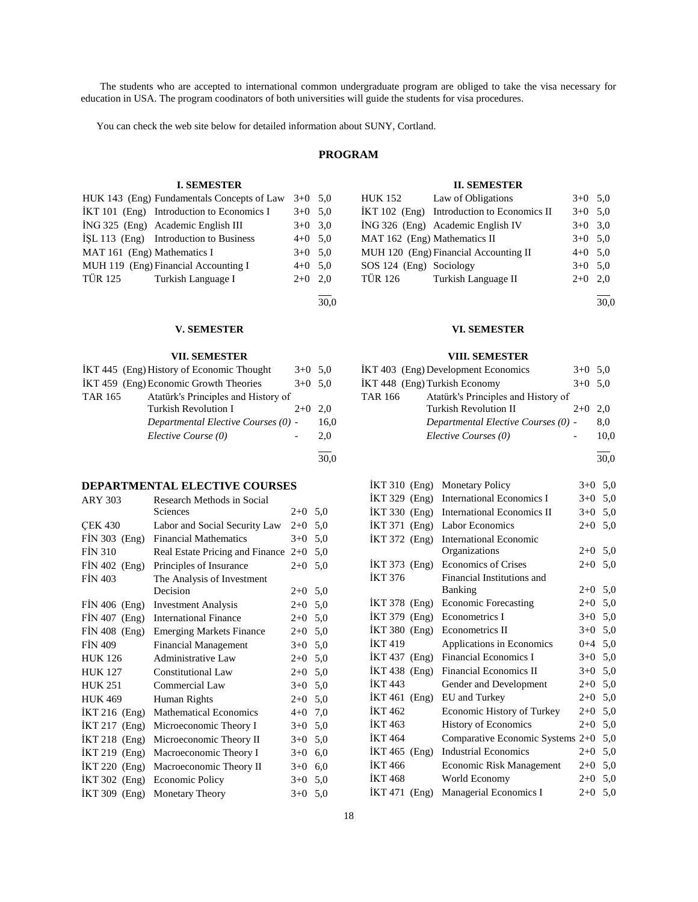The students who are accepted to international common undergraduate program are obliged to take the visa necessary for education in USA. The program coodinators of both universities will guide the students for visa procedures.

You can check the web site below for detailed information about SUNY, Cortland.

## PROGRAM

### I. SEMESTER

| Code | Course | Hours | Credits |
|---|---|---|---|
| HUK 143 (Eng) | Fundamentals Concepts of Law | 3+0 | 5,0 |
| İKT 101 (Eng) | Introduction to Economics I | 3+0 | 5,0 |
| İNG 325 (Eng) | Academic English III | 3+0 | 3,0 |
| İŞL 113 (Eng) | Introduction to Business | 4+0 | 5,0 |
| MAT 161 (Eng) | Mathematics I | 3+0 | 5,0 |
| MUH 119 (Eng) | Financial Accounting I | 4+0 | 5,0 |
| TÜR 125 | Turkish Language I | 2+0 | 2,0 |
| | | | 30,0 |

### II. SEMESTER

| Code | Course | Hours | Credits |
|---|---|---|---|
| HUK 152 | Law of Obligations | 3+0 | 5,0 |
| İKT 102 (Eng) | Introduction to Economics II | 3+0 | 5,0 |
| İNG 326 (Eng) | Academic English IV | 3+0 | 3,0 |
| MAT 162 (Eng) | Mathematics II | 3+0 | 5,0 |
| MUH 120 (Eng) | Financial Accounting II | 4+0 | 5,0 |
| SOS 124 (Eng) | Sociology | 3+0 | 5,0 |
| TÜR 126 | Turkish Language II | 2+0 | 2,0 |
| | | | 30,0 |

### V. SEMESTER

### VI. SEMESTER

### VII. SEMESTER

| Code | Course | Hours | Credits |
|---|---|---|---|
| İKT 445 (Eng) | History of Economic Thought | 3+0 | 5,0 |
| İKT 459 (Eng) | Economic Growth Theories | 3+0 | 5,0 |
| TAR 165 | Atatürk's Principles and History of Turkish Revolution I | 2+0 | 2,0 |
| | *Departmental Elective Courses (0)* | - | 16,0 |
| | *Elective Course (0)* | - | 2,0 |
| | | | 30,0 |

### VIII. SEMESTER

| Code | Course | Hours | Credits |
|---|---|---|---|
| İKT 403 (Eng) | Development Economics | 3+0 | 5,0 |
| İKT 448 (Eng) | Turkish Economy | 3+0 | 5,0 |
| TAR 166 | Atatürk's Principles and History of Turkish Revolution II | 2+0 | 2,0 |
| | *Departmental Elective Courses (0)* | - | 8,0 |
| | *Elective Courses (0)* | - | 10,0 |
| | | | 30,0 |

### DEPARTMENTAL ELECTIVE COURSES

| Code | Course | Hours | Credits |
|---|---|---|---|
| ARY 303 | Research Methods in Social Sciences | 2+0 | 5,0 |
| ÇEK 430 | Labor and Social Security Law | 2+0 | 5,0 |
| FİN 303 (Eng) | Financial Mathematics | 3+0 | 5,0 |
| FİN 310 | Real Estate Pricing and Finance | 2+0 | 5,0 |
| FİN 402 (Eng) | Principles of Insurance | 2+0 | 5,0 |
| FİN 403 | The Analysis of Investment Decision | 2+0 | 5,0 |
| FİN 406 (Eng) | Investment Analysis | 2+0 | 5,0 |
| FİN 407 (Eng) | International Finance | 2+0 | 5,0 |
| FİN 408 (Eng) | Emerging Markets Finance | 2+0 | 5,0 |
| FİN 409 | Financial Management | 3+0 | 5,0 |
| HUK 126 | Administrative Law | 2+0 | 5,0 |
| HUK 127 | Constitutional Law | 2+0 | 5,0 |
| HUK 251 | Commercial Law | 3+0 | 5,0 |
| HUK 469 | Human Rights | 2+0 | 5,0 |
| İKT 216 (Eng) | Mathematical Economics | 4+0 | 7,0 |
| İKT 217 (Eng) | Microeconomic Theory I | 3+0 | 5,0 |
| İKT 218 (Eng) | Microeconomic Theory II | 3+0 | 5,0 |
| İKT 219 (Eng) | Macroeconomic Theory I | 3+0 | 6,0 |
| İKT 220 (Eng) | Macroeconomic Theory II | 3+0 | 6,0 |
| İKT 302 (Eng) | Economic Policy | 3+0 | 5,0 |
| İKT 309 (Eng) | Monetary Theory | 3+0 | 5,0 |
| İKT 310 (Eng) | Monetary Policy | 3+0 | 5,0 |
| İKT 329 (Eng) | International Economics I | 3+0 | 5,0 |
| İKT 330 (Eng) | International Economics II | 3+0 | 5,0 |
| İKT 371 (Eng) | Labor Economics | 2+0 | 5,0 |
| İKT 372 (Eng) | International Economic Organizations | 2+0 | 5,0 |
| İKT 373 (Eng) | Economics of Crises | 2+0 | 5,0 |
| İKT 376 | Financial Institutions and Banking | 2+0 | 5,0 |
| İKT 378 (Eng) | Economic Forecasting | 2+0 | 5,0 |
| İKT 379 (Eng) | Econometrics I | 3+0 | 5,0 |
| İKT 380 (Eng) | Econometrics II | 3+0 | 5,0 |
| İKT 419 | Applications in Economics | 0+4 | 5,0 |
| İKT 437 (Eng) | Financial Economics I | 3+0 | 5,0 |
| İKT 438 (Eng) | Financial Economics II | 3+0 | 5,0 |
| İKT 443 | Gender and Development | 2+0 | 5,0 |
| İKT 461 (Eng) | EU and Turkey | 2+0 | 5,0 |
| İKT 462 | Economic History of Turkey | 2+0 | 5,0 |
| İKT 463 | History of Economics | 2+0 | 5,0 |
| İKT 464 | Comparative Economic Systems | 2+0 | 5,0 |
| İKT 465 (Eng) | Industrial Economics | 2+0 | 5,0 |
| İKT 466 | Economic Risk Management | 2+0 | 5,0 |
| İKT 468 | World Economy | 2+0 | 5,0 |
| İKT 471 (Eng) | Managerial Economics I | 2+0 | 5,0 |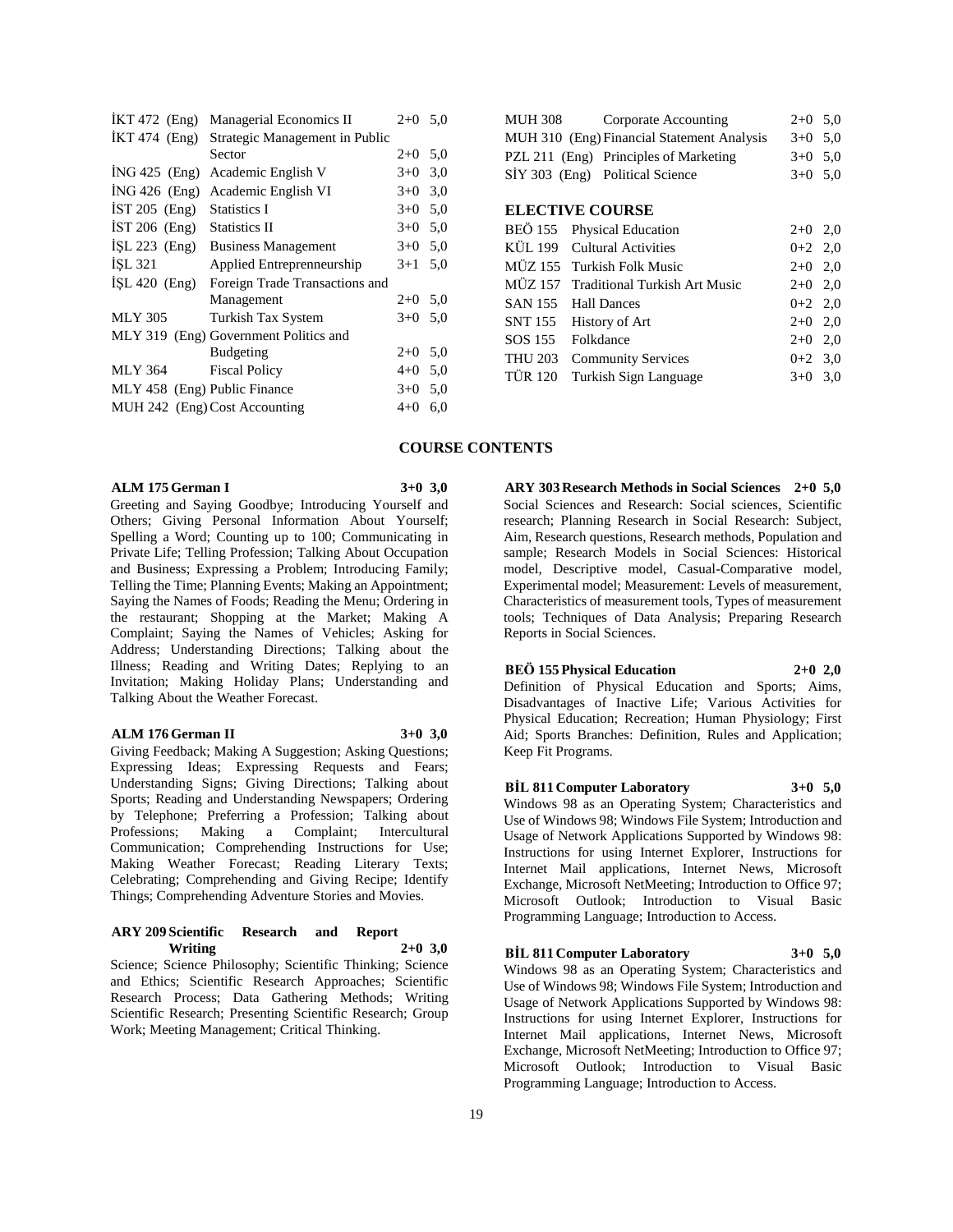| | | | |
|---|---|---|---|
| İKT 472 (Eng) | Managerial Economics II | 2+0 | 5,0 |
| İKT 474 (Eng) | Strategic Management in Public Sector | 2+0 | 5,0 |
| İNG 425 (Eng) | Academic English V | 3+0 | 3,0 |
| İNG 426 (Eng) | Academic English VI | 3+0 | 3,0 |
| İST 205 (Eng) | Statistics I | 3+0 | 5,0 |
| İST 206 (Eng) | Statistics II | 3+0 | 5,0 |
| İŞL 223 (Eng) | Business Management | 3+0 | 5,0 |
| İŞL 321 | Applied Entreprenneurship | 3+1 | 5,0 |
| İŞL 420 (Eng) | Foreign Trade Transactions and Management | 2+0 | 5,0 |
| MLY 305 | Turkish Tax System | 3+0 | 5,0 |
| MLY 319 (Eng) | Government Politics and Budgeting | 2+0 | 5,0 |
| MLY 364 | Fiscal Policy | 4+0 | 5,0 |
| MLY 458 (Eng) | Public Finance | 3+0 | 5,0 |
| MUH 242 (Eng) | Cost Accounting | 4+0 | 6,0 |
| MUH 308 | Corporate Accounting | 2+0 | 5,0 |
| MUH 310 (Eng) | Financial Statement Analysis | 3+0 | 5,0 |
| PZL 211 (Eng) | Principles of Marketing | 3+0 | 5,0 |
| SİY 303 (Eng) | Political Science | 3+0 | 5,0 |

**ELECTIVE COURSE**

| | | | |
|---|---|---|---|
| BEÖ 155 | Physical Education | 2+0 | 2,0 |
| KÜL 199 | Cultural Activities | 0+2 | 2,0 |
| MÜZ 155 | Turkish Folk Music | 2+0 | 2,0 |
| MÜZ 157 | Traditional Turkish Art Music | 2+0 | 2,0 |
| SAN 155 | Hall Dances | 0+2 | 2,0 |
| SNT 155 | History of Art | 2+0 | 2,0 |
| SOS 155 | Folkdance | 2+0 | 2,0 |
| THU 203 | Community Services | 0+2 | 3,0 |
| TÜR 120 | Turkish Sign Language | 3+0 | 3,0 |

## COURSE CONTENTS

**ALM 175 German I 3+0 3,0**
Greeting and Saying Goodbye; Introducing Yourself and Others; Giving Personal Information About Yourself; Spelling a Word; Counting up to 100; Communicating in Private Life; Telling Profession; Talking About Occupation and Business; Expressing a Problem; Introducing Family; Telling the Time; Planning Events; Making an Appointment; Saying the Names of Foods; Reading the Menu; Ordering in the restaurant; Shopping at the Market; Making A Complaint; Saying the Names of Vehicles; Asking for Address; Understanding Directions; Talking about the Illness; Reading and Writing Dates; Replying to an Invitation; Making Holiday Plans; Understanding and Talking About the Weather Forecast.

**ALM 176 German II 3+0 3,0**
Giving Feedback; Making A Suggestion; Asking Questions; Expressing Ideas; Expressing Requests and Fears; Understanding Signs; Giving Directions; Talking about Sports; Reading and Understanding Newspapers; Ordering by Telephone; Preferring a Profession; Talking about Professions; Making a Complaint; Intercultural Communication; Comprehending Instructions for Use; Making Weather Forecast; Reading Literary Texts; Celebrating; Comprehending and Giving Recipe; Identify Things; Comprehending Adventure Stories and Movies.

**ARY 209 Scientific Research and Report Writing 2+0 3,0**
Science; Science Philosophy; Scientific Thinking; Science and Ethics; Scientific Research Approaches; Scientific Research Process; Data Gathering Methods; Writing Scientific Research; Presenting Scientific Research; Group Work; Meeting Management; Critical Thinking.

**ARY 303 Research Methods in Social Sciences 2+0 5,0**
Social Sciences and Research: Social sciences, Scientific research; Planning Research in Social Research: Subject, Aim, Research questions, Research methods, Population and sample; Research Models in Social Sciences: Historical model, Descriptive model, Casual-Comparative model, Experimental model; Measurement: Levels of measurement, Characteristics of measurement tools, Types of measurement tools; Techniques of Data Analysis; Preparing Research Reports in Social Sciences.

**BEÖ 155 Physical Education 2+0 2,0**
Definition of Physical Education and Sports; Aims, Disadvantages of Inactive Life; Various Activities for Physical Education; Recreation; Human Physiology; First Aid; Sports Branches: Definition, Rules and Application; Keep Fit Programs.

**BİL 811 Computer Laboratory 3+0 5,0**
Windows 98 as an Operating System; Characteristics and Use of Windows 98; Windows File System; Introduction and Usage of Network Applications Supported by Windows 98: Instructions for using Internet Explorer, Instructions for Internet Mail applications, Internet News, Microsoft Exchange, Microsoft NetMeeting; Introduction to Office 97; Microsoft Outlook; Introduction to Visual Basic Programming Language; Introduction to Access.

**BİL 811 Computer Laboratory 3+0 5,0**
Windows 98 as an Operating System; Characteristics and Use of Windows 98; Windows File System; Introduction and Usage of Network Applications Supported by Windows 98: Instructions for using Internet Explorer, Instructions for Internet Mail applications, Internet News, Microsoft Exchange, Microsoft NetMeeting; Introduction to Office 97; Microsoft Outlook; Introduction to Visual Basic Programming Language; Introduction to Access.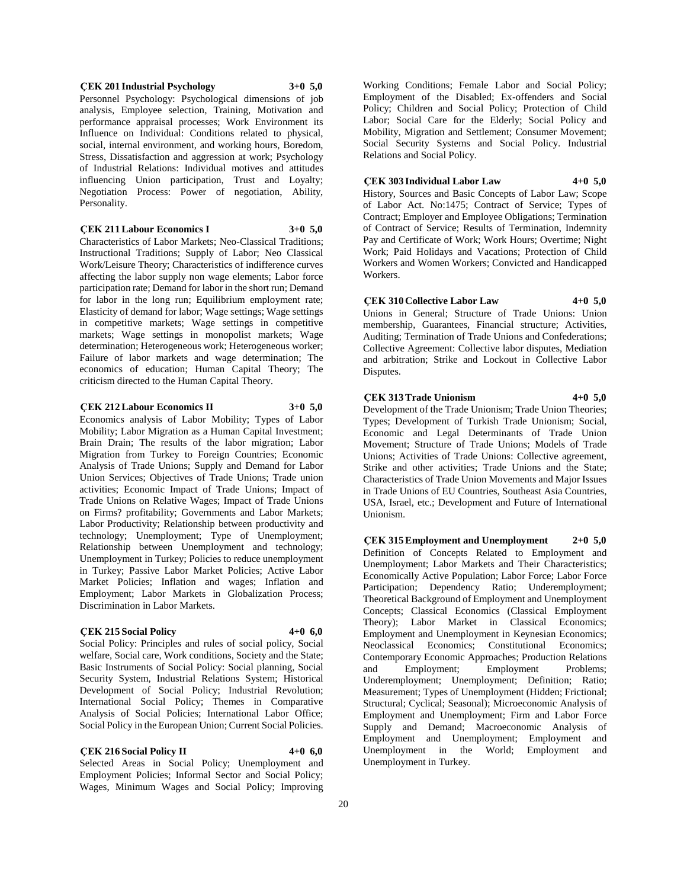**ÇEK 201 Industrial Psychology 3+0 5,0**

Personnel Psychology: Psychological dimensions of job analysis, Employee selection, Training, Motivation and performance appraisal processes; Work Environment its Influence on Individual: Conditions related to physical, social, internal environment, and working hours, Boredom, Stress, Dissatisfaction and aggression at work; Psychology of Industrial Relations: Individual motives and attitudes influencing Union participation, Trust and Loyalty; Negotiation Process: Power of negotiation, Ability, Personality.

**ÇEK 211 Labour Economics I 3+0 5,0**

Characteristics of Labor Markets; Neo-Classical Traditions; Instructional Traditions; Supply of Labor; Neo Classical Work/Leisure Theory; Characteristics of indifference curves affecting the labor supply non wage elements; Labor force participation rate; Demand for labor in the short run; Demand for labor in the long run; Equilibrium employment rate; Elasticity of demand for labor; Wage settings; Wage settings in competitive markets; Wage settings in competitive markets; Wage settings in monopolist markets; Wage determination; Heterogeneous work; Heterogeneous worker; Failure of labor markets and wage determination; The economics of education; Human Capital Theory; The criticism directed to the Human Capital Theory.

**ÇEK 212 Labour Economics II 3+0 5,0**

Economics analysis of Labor Mobility; Types of Labor Mobility; Labor Migration as a Human Capital Investment; Brain Drain; The results of the labor migration; Labor Migration from Turkey to Foreign Countries; Economic Analysis of Trade Unions; Supply and Demand for Labor Union Services; Objectives of Trade Unions; Trade union activities; Economic Impact of Trade Unions; Impact of Trade Unions on Relative Wages; Impact of Trade Unions on Firms? profitability; Governments and Labor Markets; Labor Productivity; Relationship between productivity and technology; Unemployment; Type of Unemployment; Relationship between Unemployment and technology; Unemployment in Turkey; Policies to reduce unemployment in Turkey; Passive Labor Market Policies; Active Labor Market Policies; Inflation and wages; Inflation and Employment; Labor Markets in Globalization Process; Discrimination in Labor Markets.

**ÇEK 215 Social Policy 4+0 6,0**

Social Policy: Principles and rules of social policy, Social welfare, Social care, Work conditions, Society and the State; Basic Instruments of Social Policy: Social planning, Social Security System, Industrial Relations System; Historical Development of Social Policy; Industrial Revolution; International Social Policy; Themes in Comparative Analysis of Social Policies; International Labor Office; Social Policy in the European Union; Current Social Policies.

**ÇEK 216 Social Policy II 4+0 6,0**

Selected Areas in Social Policy; Unemployment and Employment Policies; Informal Sector and Social Policy; Wages, Minimum Wages and Social Policy; Improving Working Conditions; Female Labor and Social Policy; Employment of the Disabled; Ex-offenders and Social Policy; Children and Social Policy; Protection of Child Labor; Social Care for the Elderly; Social Policy and Mobility, Migration and Settlement; Consumer Movement; Social Security Systems and Social Policy. Industrial Relations and Social Policy.

**ÇEK 303 Individual Labor Law 4+0 5,0**

History, Sources and Basic Concepts of Labor Law; Scope of Labor Act. No:1475; Contract of Service; Types of Contract; Employer and Employee Obligations; Termination of Contract of Service; Results of Termination, Indemnity Pay and Certificate of Work; Work Hours; Overtime; Night Work; Paid Holidays and Vacations; Protection of Child Workers and Women Workers; Convicted and Handicapped Workers.

**ÇEK 310 Collective Labor Law 4+0 5,0**

Unions in General; Structure of Trade Unions: Union membership, Guarantees, Financial structure; Activities, Auditing; Termination of Trade Unions and Confederations; Collective Agreement: Collective labor disputes, Mediation and arbitration; Strike and Lockout in Collective Labor Disputes.

**ÇEK 313 Trade Unionism 4+0 5,0**

Development of the Trade Unionism; Trade Union Theories; Types; Development of Turkish Trade Unionism; Social, Economic and Legal Determinants of Trade Union Movement; Structure of Trade Unions; Models of Trade Unions; Activities of Trade Unions: Collective agreement, Strike and other activities; Trade Unions and the State; Characteristics of Trade Union Movements and Major Issues in Trade Unions of EU Countries, Southeast Asia Countries, USA, Israel, etc.; Development and Future of International Unionism.

**ÇEK 315 Employment and Unemployment 2+0 5,0**

Definition of Concepts Related to Employment and Unemployment; Labor Markets and Their Characteristics; Economically Active Population; Labor Force; Labor Force Participation; Dependency Ratio; Underemployment; Theoretical Background of Employment and Unemployment Concepts; Classical Economics (Classical Employment Theory); Labor Market in Classical Economics; Employment and Unemployment in Keynesian Economics; Neoclassical Economics; Constitutional Economics; Contemporary Economic Approaches; Production Relations and Employment; Employment Problems; Underemployment; Unemployment; Definition; Ratio; Measurement; Types of Unemployment (Hidden; Frictional; Structural; Cyclical; Seasonal); Microeconomic Analysis of Employment and Unemployment; Firm and Labor Force Supply and Demand; Macroeconomic Analysis of Employment and Unemployment; Employment and Unemployment in the World; Employment and Unemployment in Turkey.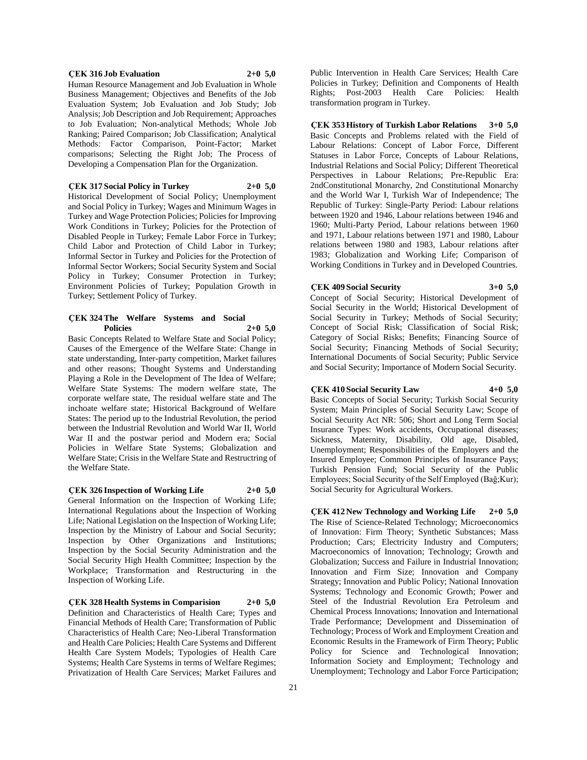**ÇEK 316 Job Evaluation 2+0 5,0**

Human Resource Management and Job Evaluation in Whole Business Management; Objectives and Benefits of the Job Evaluation System; Job Evaluation and Job Study; Job Analysis; Job Description and Job Requirement; Approaches to Job Evaluation; Non-analytical Methods; Whole Job Ranking; Paired Comparison; Job Classification; Analytical Methods: Factor Comparison, Point-Factor; Market comparisons; Selecting the Right Job; The Process of Developing a Compensation Plan for the Organization.

**ÇEK 317 Social Policy in Turkey 2+0 5,0**

Historical Development of Social Policy; Unemployment and Social Policy in Turkey; Wages and Minimum Wages in Turkey and Wage Protection Policies; Policies for Improving Work Conditions in Turkey; Policies for the Protection of Disabled People in Turkey; Female Labor Force in Turkey; Child Labor and Protection of Child Labor in Turkey; Informal Sector in Turkey and Policies for the Protection of Informal Sector Workers; Social Security System and Social Policy in Turkey; Consumer Protection in Turkey; Environment Policies of Turkey; Population Growth in Turkey; Settlement Policy of Turkey.

**ÇEK 324 The Welfare Systems and Social Policies 2+0 5,0**

Basic Concepts Related to Welfare State and Social Policy; Causes of the Emergence of the Welfare State: Change in state understanding, Inter-party competition, Market failures and other reasons; Thought Systems and Understanding Playing a Role in the Development of The Idea of Welfare; Welfare State Systems: The modern welfare state, The corporate welfare state, The residual welfare state and The inchoate welfare state; Historical Background of Welfare States: The period up to the Industrial Revolution, the period between the Industrial Revolution and World War II, World War II and the postwar period and Modern era; Social Policies in Welfare State Systems; Globalization and Welfare State; Crisis in the Welfare State and Restructring of the Welfare State.

**ÇEK 326 Inspection of Working Life 2+0 5,0**

General Information on the Inspection of Working Life; International Regulations about the Inspection of Working Life; National Legislation on the Inspection of Working Life; Inspection by the Ministry of Labour and Social Security; Inspection by Other Organizations and Institutions; Inspection by the Social Security Administration and the Social Security High Health Committee; Inspection by the Workplace; Transformation and Restructuring in the Inspection of Working Life.

**ÇEK 328 Health Systems in Comparision 2+0 5,0**

Definition and Characteristics of Health Care; Types and Financial Methods of Health Care; Transformation of Public Characteristics of Health Care; Neo-Liberal Transformation and Health Care Policies; Health Care Systems and Different Health Care System Models; Typologies of Health Care Systems; Health Care Systems in terms of Welfare Regimes; Privatization of Health Care Services; Market Failures and Public Intervention in Health Care Services; Health Care Policies in Turkey; Definition and Components of Health Rights; Post-2003 Health Care Policies: Health transformation program in Turkey.

**ÇEK 353 History of Turkish Labor Relations 3+0 5,0**

Basic Concepts and Problems related with the Field of Labour Relations: Concept of Labor Force, Different Statuses in Labor Force, Concepts of Labour Relations, Industrial Relations and Social Policy; Different Theoretical Perspectives in Labour Relations; Pre-Republic Era: 2ndConstitutional Monarchy, 2nd Constitutional Monarchy and the World War I, Turkish War of Independence; The Republic of Turkey: Single-Party Period: Labour relations between 1920 and 1946, Labour relations between 1946 and 1960; Multi-Party Period, Labour relations between 1960 and 1971, Labour relations between 1971 and 1980, Labour relations between 1980 and 1983, Labour relations after 1983; Globalization and Working Life; Comparison of Working Conditions in Turkey and in Developed Countries.

**ÇEK 409 Social Security 3+0 5,0**

Concept of Social Security; Historical Development of Social Security in the World; Historical Development of Social Security in Turkey; Methods of Social Security; Concept of Social Risk; Classification of Social Risk; Category of Social Risks; Benefits; Financing Source of Social Security; Financing Methods of Social Security; International Documents of Social Security; Public Service and Social Security; Importance of Modern Social Security.

**ÇEK 410 Social Security Law 4+0 5,0**

Basic Concepts of Social Security; Turkish Social Security System; Main Principles of Social Security Law; Scope of Social Security Act NR: 506; Short and Long Term Social Insurance Types: Work accidents, Occupational diseases; Sickness, Maternity, Disability, Old age, Disabled, Unemployment; Responsibilities of the Employers and the Insured Employee; Common Principles of Insurance Pays; Turkish Pension Fund; Social Security of the Public Employees; Social Security of the Self Employed (Bağ;Kur); Social Security for Agricultural Workers.

**ÇEK 412 New Technology and Working Life 2+0 5,0**

The Rise of Science-Related Technology; Microeconomics of Innovation: Firm Theory; Synthetic Substances; Mass Production; Cars; Electricity Industry and Computers; Macroeconomics of Innovation; Technology; Growth and Globalization; Success and Failure in Industrial Innovation; Innovation and Firm Size; Innovation and Company Strategy; Innovation and Public Policy; National Innovation Systems; Technology and Economic Growth; Power and Steel of the Industrial Revolution Era Petroleum and Chemical Process Innovations; Innovation and International Trade Performance; Development and Dissemination of Technology; Process of Work and Employment Creation and Economic Results in the Framework of Firm Theory; Public Policy for Science and Technological Innovation; Information Society and Employment; Technology and Unemployment; Technology and Labor Force Participation;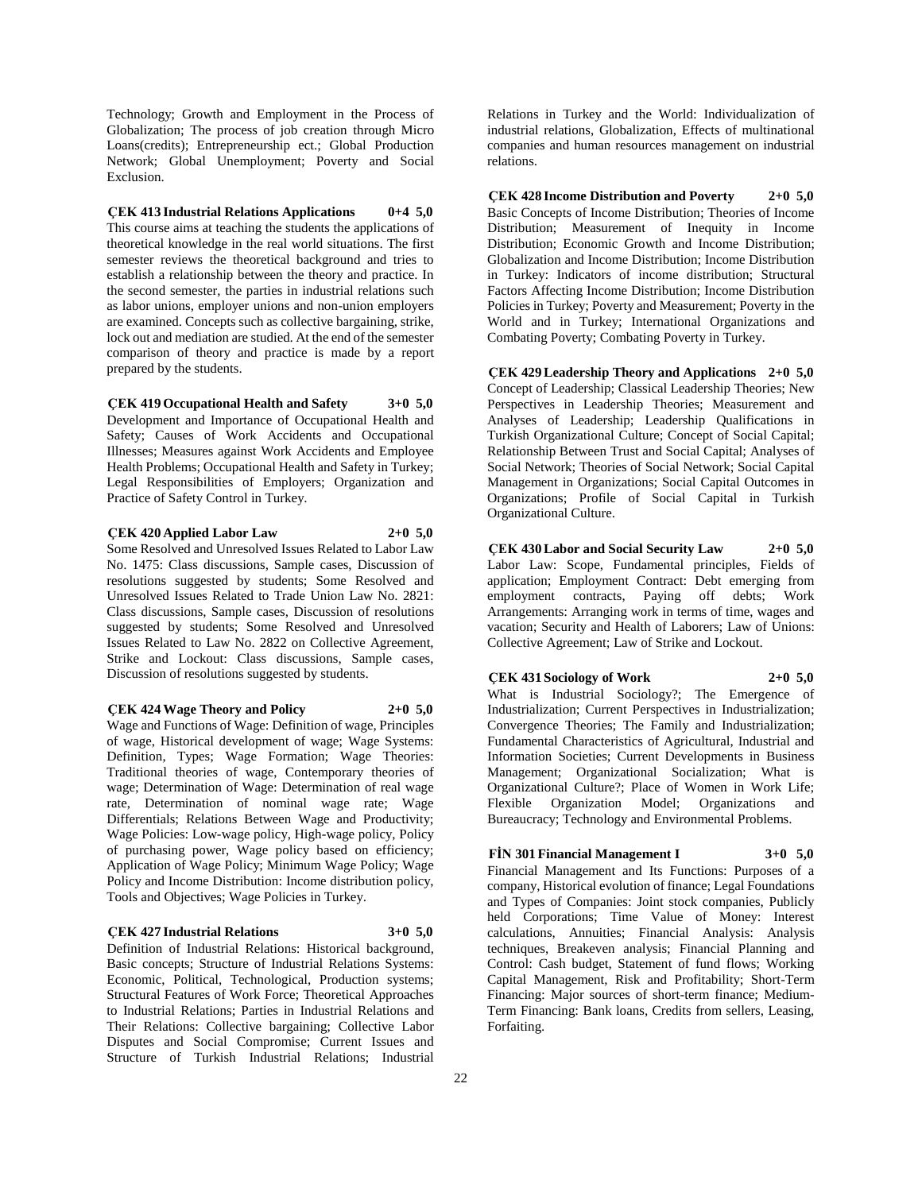Technology; Growth and Employment in the Process of Globalization; The process of job creation through Micro Loans(credits); Entrepreneurship ect.; Global Production Network; Global Unemployment; Poverty and Social Exclusion.

**ÇEK 413 Industrial Relations Applications 0+4 5,0**
This course aims at teaching the students the applications of theoretical knowledge in the real world situations. The first semester reviews the theoretical background and tries to establish a relationship between the theory and practice. In the second semester, the parties in industrial relations such as labor unions, employer unions and non-union employers are examined. Concepts such as collective bargaining, strike, lock out and mediation are studied. At the end of the semester comparison of theory and practice is made by a report prepared by the students.

**ÇEK 419 Occupational Health and Safety 3+0 5,0**
Development and Importance of Occupational Health and Safety; Causes of Work Accidents and Occupational Illnesses; Measures against Work Accidents and Employee Health Problems; Occupational Health and Safety in Turkey; Legal Responsibilities of Employers; Organization and Practice of Safety Control in Turkey.

**ÇEK 420 Applied Labor Law 2+0 5,0**
Some Resolved and Unresolved Issues Related to Labor Law No. 1475: Class discussions, Sample cases, Discussion of resolutions suggested by students; Some Resolved and Unresolved Issues Related to Trade Union Law No. 2821: Class discussions, Sample cases, Discussion of resolutions suggested by students; Some Resolved and Unresolved Issues Related to Law No. 2822 on Collective Agreement, Strike and Lockout: Class discussions, Sample cases, Discussion of resolutions suggested by students.

**ÇEK 424 Wage Theory and Policy 2+0 5,0**
Wage and Functions of Wage: Definition of wage, Principles of wage, Historical development of wage; Wage Systems: Definition, Types; Wage Formation; Wage Theories: Traditional theories of wage, Contemporary theories of wage; Determination of Wage: Determination of real wage rate, Determination of nominal wage rate; Wage Differentials; Relations Between Wage and Productivity; Wage Policies: Low-wage policy, High-wage policy, Policy of purchasing power, Wage policy based on efficiency; Application of Wage Policy; Minimum Wage Policy; Wage Policy and Income Distribution: Income distribution policy, Tools and Objectives; Wage Policies in Turkey.

**ÇEK 427 Industrial Relations 3+0 5,0**
Definition of Industrial Relations: Historical background, Basic concepts; Structure of Industrial Relations Systems: Economic, Political, Technological, Production systems; Structural Features of Work Force; Theoretical Approaches to Industrial Relations; Parties in Industrial Relations and Their Relations: Collective bargaining; Collective Labor Disputes and Social Compromise; Current Issues and Structure of Turkish Industrial Relations; Industrial Relations in Turkey and the World: Individualization of industrial relations, Globalization, Effects of multinational companies and human resources management on industrial relations.

**ÇEK 428 Income Distribution and Poverty 2+0 5,0**
Basic Concepts of Income Distribution; Theories of Income Distribution; Measurement of Inequity in Income Distribution; Economic Growth and Income Distribution; Globalization and Income Distribution; Income Distribution in Turkey: Indicators of income distribution; Structural Factors Affecting Income Distribution; Income Distribution Policies in Turkey; Poverty and Measurement; Poverty in the World and in Turkey; International Organizations and Combating Poverty; Combating Poverty in Turkey.

**ÇEK 429 Leadership Theory and Applications 2+0 5,0**
Concept of Leadership; Classical Leadership Theories; New Perspectives in Leadership Theories; Measurement and Analyses of Leadership; Leadership Qualifications in Turkish Organizational Culture; Concept of Social Capital; Relationship Between Trust and Social Capital; Analyses of Social Network; Theories of Social Network; Social Capital Management in Organizations; Social Capital Outcomes in Organizations; Profile of Social Capital in Turkish Organizational Culture.

**ÇEK 430 Labor and Social Security Law 2+0 5,0**
Labor Law: Scope, Fundamental principles, Fields of application; Employment Contract: Debt emerging from employment contracts, Paying off debts; Work Arrangements: Arranging work in terms of time, wages and vacation; Security and Health of Laborers; Law of Unions: Collective Agreement; Law of Strike and Lockout.

**ÇEK 431 Sociology of Work 2+0 5,0**
What is Industrial Sociology?; The Emergence of Industrialization; Current Perspectives in Industrialization; Convergence Theories; The Family and Industrialization; Fundamental Characteristics of Agricultural, Industrial and Information Societies; Current Developments in Business Management; Organizational Socialization; What is Organizational Culture?; Place of Women in Work Life; Flexible Organization Model; Organizations and Bureaucracy; Technology and Environmental Problems.

**FİN 301 Financial Management I 3+0 5,0**
Financial Management and Its Functions: Purposes of a company, Historical evolution of finance; Legal Foundations and Types of Companies: Joint stock companies, Publicly held Corporations; Time Value of Money: Interest calculations, Annuities; Financial Analysis: Analysis techniques, Breakeven analysis; Financial Planning and Control: Cash budget, Statement of fund flows; Working Capital Management, Risk and Profitability; Short-Term Financing: Major sources of short-term finance; Medium-Term Financing: Bank loans, Credits from sellers, Leasing, Forfaiting.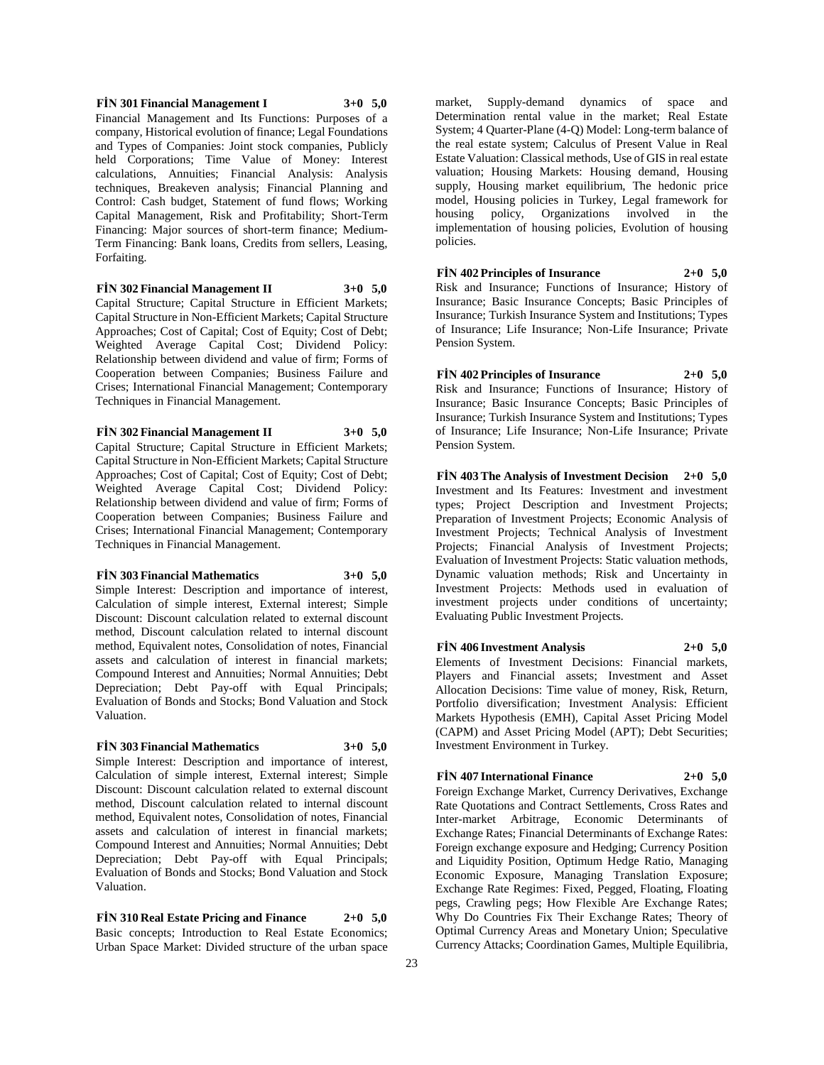**FİN 301 Financial Management I 3+0 5,0**

Financial Management and Its Functions: Purposes of a company, Historical evolution of finance; Legal Foundations and Types of Companies: Joint stock companies, Publicly held Corporations; Time Value of Money: Interest calculations, Annuities; Financial Analysis: Analysis techniques, Breakeven analysis; Financial Planning and Control: Cash budget, Statement of fund flows; Working Capital Management, Risk and Profitability; Short-Term Financing: Major sources of short-term finance; Medium-Term Financing: Bank loans, Credits from sellers, Leasing, Forfaiting.

**FİN 302 Financial Management II 3+0 5,0**

Capital Structure; Capital Structure in Efficient Markets; Capital Structure in Non-Efficient Markets; Capital Structure Approaches; Cost of Capital; Cost of Equity; Cost of Debt; Weighted Average Capital Cost; Dividend Policy: Relationship between dividend and value of firm; Forms of Cooperation between Companies; Business Failure and Crises; International Financial Management; Contemporary Techniques in Financial Management.

**FİN 302 Financial Management II 3+0 5,0**

Capital Structure; Capital Structure in Efficient Markets; Capital Structure in Non-Efficient Markets; Capital Structure Approaches; Cost of Capital; Cost of Equity; Cost of Debt; Weighted Average Capital Cost; Dividend Policy: Relationship between dividend and value of firm; Forms of Cooperation between Companies; Business Failure and Crises; International Financial Management; Contemporary Techniques in Financial Management.

**FİN 303 Financial Mathematics 3+0 5,0**

Simple Interest: Description and importance of interest, Calculation of simple interest, External interest; Simple Discount: Discount calculation related to external discount method, Discount calculation related to internal discount method, Equivalent notes, Consolidation of notes, Financial assets and calculation of interest in financial markets; Compound Interest and Annuities; Normal Annuities; Debt Depreciation; Debt Pay-off with Equal Principals; Evaluation of Bonds and Stocks; Bond Valuation and Stock Valuation.

**FİN 303 Financial Mathematics 3+0 5,0**

Simple Interest: Description and importance of interest, Calculation of simple interest, External interest; Simple Discount: Discount calculation related to external discount method, Discount calculation related to internal discount method, Equivalent notes, Consolidation of notes, Financial assets and calculation of interest in financial markets; Compound Interest and Annuities; Normal Annuities; Debt Depreciation; Debt Pay-off with Equal Principals; Evaluation of Bonds and Stocks; Bond Valuation and Stock Valuation.

**FİN 310 Real Estate Pricing and Finance 2+0 5,0**

Basic concepts; Introduction to Real Estate Economics; Urban Space Market: Divided structure of the urban space market, Supply-demand dynamics of space and Determination rental value in the market; Real Estate System; 4 Quarter-Plane (4-Q) Model: Long-term balance of the real estate system; Calculus of Present Value in Real Estate Valuation: Classical methods, Use of GIS in real estate valuation; Housing Markets: Housing demand, Housing supply, Housing market equilibrium, The hedonic price model, Housing policies in Turkey, Legal framework for housing policy, Organizations involved in the implementation of housing policies, Evolution of housing policies.

**FİN 402 Principles of Insurance 2+0 5,0**

Risk and Insurance; Functions of Insurance; History of Insurance; Basic Insurance Concepts; Basic Principles of Insurance; Turkish Insurance System and Institutions; Types of Insurance; Life Insurance; Non-Life Insurance; Private Pension System.

**FİN 402 Principles of Insurance 2+0 5,0**

Risk and Insurance; Functions of Insurance; History of Insurance; Basic Insurance Concepts; Basic Principles of Insurance; Turkish Insurance System and Institutions; Types of Insurance; Life Insurance; Non-Life Insurance; Private Pension System.

**FİN 403 The Analysis of Investment Decision 2+0 5,0**

Investment and Its Features: Investment and investment types; Project Description and Investment Projects; Preparation of Investment Projects; Economic Analysis of Investment Projects; Technical Analysis of Investment Projects; Financial Analysis of Investment Projects; Evaluation of Investment Projects: Static valuation methods, Dynamic valuation methods; Risk and Uncertainty in Investment Projects: Methods used in evaluation of investment projects under conditions of uncertainty; Evaluating Public Investment Projects.

**FİN 406 Investment Analysis 2+0 5,0**

Elements of Investment Decisions: Financial markets, Players and Financial assets; Investment and Asset Allocation Decisions: Time value of money, Risk, Return, Portfolio diversification; Investment Analysis: Efficient Markets Hypothesis (EMH), Capital Asset Pricing Model (CAPM) and Asset Pricing Model (APT); Debt Securities; Investment Environment in Turkey.

**FİN 407 International Finance 2+0 5,0**

Foreign Exchange Market, Currency Derivatives, Exchange Rate Quotations and Contract Settlements, Cross Rates and Inter-market Arbitrage, Economic Determinants of Exchange Rates; Financial Determinants of Exchange Rates: Foreign exchange exposure and Hedging; Currency Position and Liquidity Position, Optimum Hedge Ratio, Managing Economic Exposure, Managing Translation Exposure; Exchange Rate Regimes: Fixed, Pegged, Floating, Floating pegs, Crawling pegs; How Flexible Are Exchange Rates; Why Do Countries Fix Their Exchange Rates; Theory of Optimal Currency Areas and Monetary Union; Speculative Currency Attacks; Coordination Games, Multiple Equilibria,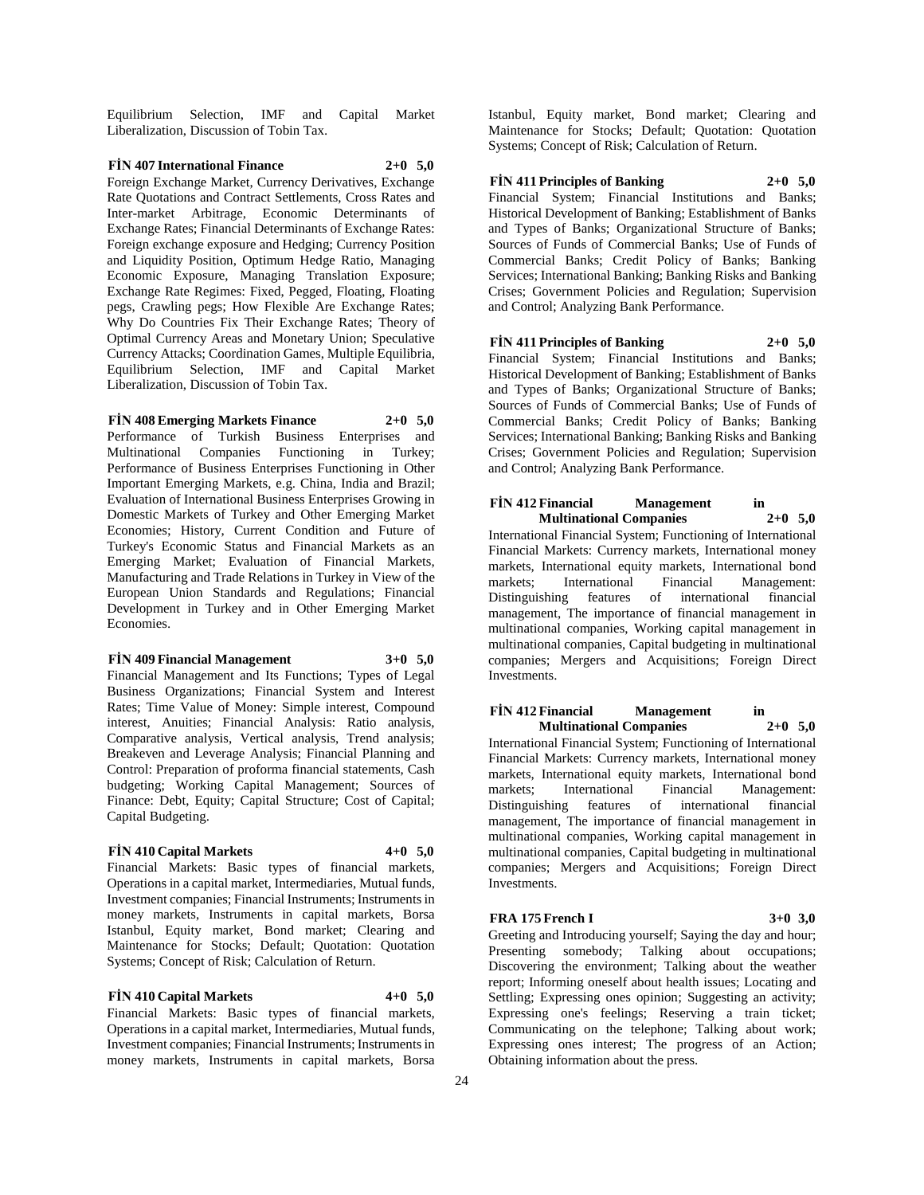Equilibrium Selection, IMF and Capital Market Liberalization, Discussion of Tobin Tax.

**FİN 407 International Finance 2+0 5,0**

Foreign Exchange Market, Currency Derivatives, Exchange Rate Quotations and Contract Settlements, Cross Rates and Inter-market Arbitrage, Economic Determinants of Exchange Rates; Financial Determinants of Exchange Rates: Foreign exchange exposure and Hedging; Currency Position and Liquidity Position, Optimum Hedge Ratio, Managing Economic Exposure, Managing Translation Exposure; Exchange Rate Regimes: Fixed, Pegged, Floating, Floating pegs, Crawling pegs; How Flexible Are Exchange Rates; Why Do Countries Fix Their Exchange Rates; Theory of Optimal Currency Areas and Monetary Union; Speculative Currency Attacks; Coordination Games, Multiple Equilibria, Equilibrium Selection, IMF and Capital Market Liberalization, Discussion of Tobin Tax.

**FİN 408 Emerging Markets Finance 2+0 5,0**

Performance of Turkish Business Enterprises and Multinational Companies Functioning in Turkey; Performance of Business Enterprises Functioning in Other Important Emerging Markets, e.g. China, India and Brazil; Evaluation of International Business Enterprises Growing in Domestic Markets of Turkey and Other Emerging Market Economies; History, Current Condition and Future of Turkey's Economic Status and Financial Markets as an Emerging Market; Evaluation of Financial Markets, Manufacturing and Trade Relations in Turkey in View of the European Union Standards and Regulations; Financial Development in Turkey and in Other Emerging Market Economies.

**FİN 409 Financial Management 3+0 5,0**

Financial Management and Its Functions; Types of Legal Business Organizations; Financial System and Interest Rates; Time Value of Money: Simple interest, Compound interest, Anuities; Financial Analysis: Ratio analysis, Comparative analysis, Vertical analysis, Trend analysis; Breakeven and Leverage Analysis; Financial Planning and Control: Preparation of proforma financial statements, Cash budgeting; Working Capital Management; Sources of Finance: Debt, Equity; Capital Structure; Cost of Capital; Capital Budgeting.

**FİN 410 Capital Markets 4+0 5,0**

Financial Markets: Basic types of financial markets, Operations in a capital market, Intermediaries, Mutual funds, Investment companies; Financial Instruments; Instruments in money markets, Instruments in capital markets, Borsa Istanbul, Equity market, Bond market; Clearing and Maintenance for Stocks; Default; Quotation: Quotation Systems; Concept of Risk; Calculation of Return.

**FİN 410 Capital Markets 4+0 5,0**

Financial Markets: Basic types of financial markets, Operations in a capital market, Intermediaries, Mutual funds, Investment companies; Financial Instruments; Instruments in money markets, Instruments in capital markets, Borsa Istanbul, Equity market, Bond market; Clearing and Maintenance for Stocks; Default; Quotation: Quotation Systems; Concept of Risk; Calculation of Return.

**FİN 411 Principles of Banking 2+0 5,0**

Financial System; Financial Institutions and Banks; Historical Development of Banking; Establishment of Banks and Types of Banks; Organizational Structure of Banks; Sources of Funds of Commercial Banks; Use of Funds of Commercial Banks; Credit Policy of Banks; Banking Services; International Banking; Banking Risks and Banking Crises; Government Policies and Regulation; Supervision and Control; Analyzing Bank Performance.

**FİN 411 Principles of Banking 2+0 5,0**

Financial System; Financial Institutions and Banks; Historical Development of Banking; Establishment of Banks and Types of Banks; Organizational Structure of Banks; Sources of Funds of Commercial Banks; Use of Funds of Commercial Banks; Credit Policy of Banks; Banking Services; International Banking; Banking Risks and Banking Crises; Government Policies and Regulation; Supervision and Control; Analyzing Bank Performance.

**FİN 412 Financial Management in Multinational Companies 2+0 5,0**

International Financial System; Functioning of International Financial Markets: Currency markets, International money markets, International equity markets, International bond markets; International Financial Management: Distinguishing features of international financial management, The importance of financial management in multinational companies, Working capital management in multinational companies, Capital budgeting in multinational companies; Mergers and Acquisitions; Foreign Direct Investments.

**FİN 412 Financial Management in Multinational Companies 2+0 5,0**

International Financial System; Functioning of International Financial Markets: Currency markets, International money markets, International equity markets, International bond markets; International Financial Management: Distinguishing features of international financial management, The importance of financial management in multinational companies, Working capital management in multinational companies, Capital budgeting in multinational companies; Mergers and Acquisitions; Foreign Direct Investments.

**FRA 175 French I 3+0 3,0**

Greeting and Introducing yourself; Saying the day and hour; Presenting somebody; Talking about occupations; Discovering the environment; Talking about the weather report; Informing oneself about health issues; Locating and Settling; Expressing ones opinion; Suggesting an activity; Expressing one's feelings; Reserving a train ticket; Communicating on the telephone; Talking about work; Expressing ones interest; The progress of an Action; Obtaining information about the press.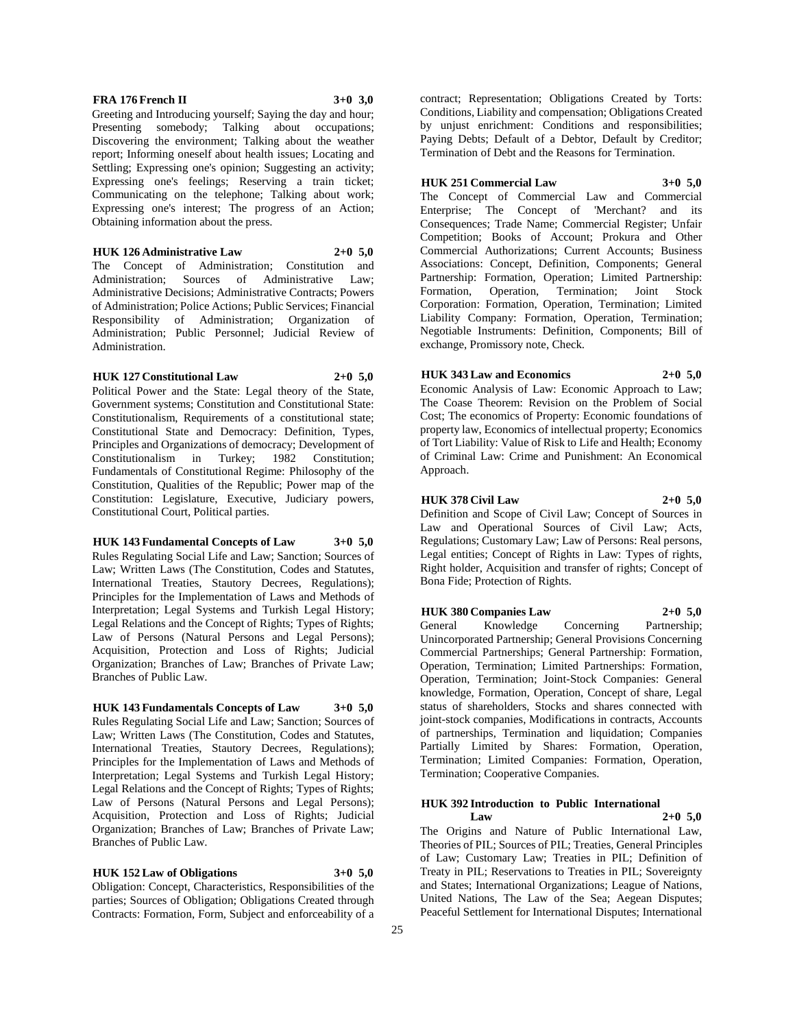**FRA 176 French II** **3+0 3,0**

Greeting and Introducing yourself; Saying the day and hour; Presenting somebody; Talking about occupations; Discovering the environment; Talking about the weather report; Informing oneself about health issues; Locating and Settling; Expressing one's opinion; Suggesting an activity; Expressing one's feelings; Reserving a train ticket; Communicating on the telephone; Talking about work; Expressing one's interest; The progress of an Action; Obtaining information about the press.

**HUK 126 Administrative Law** **2+0 5,0**

The Concept of Administration; Constitution and Administration; Sources of Administrative Law; Administrative Decisions; Administrative Contracts; Powers of Administration; Police Actions; Public Services; Financial Responsibility of Administration; Organization of Administration; Public Personnel; Judicial Review of Administration.

**HUK 127 Constitutional Law** **2+0 5,0**

Political Power and the State: Legal theory of the State, Government systems; Constitution and Constitutional State: Constitutionalism, Requirements of a constitutional state; Constitutional State and Democracy: Definition, Types, Principles and Organizations of democracy; Development of Constitutionalism in Turkey; 1982 Constitution; Fundamentals of Constitutional Regime: Philosophy of the Constitution, Qualities of the Republic; Power map of the Constitution: Legislature, Executive, Judiciary powers, Constitutional Court, Political parties.

**HUK 143 Fundamental Concepts of Law** **3+0 5,0**

Rules Regulating Social Life and Law; Sanction; Sources of Law; Written Laws (The Constitution, Codes and Statutes, International Treaties, Stautory Decrees, Regulations); Principles for the Implementation of Laws and Methods of Interpretation; Legal Systems and Turkish Legal History; Legal Relations and the Concept of Rights; Types of Rights; Law of Persons (Natural Persons and Legal Persons); Acquisition, Protection and Loss of Rights; Judicial Organization; Branches of Law; Branches of Private Law; Branches of Public Law.

**HUK 143 Fundamentals Concepts of Law** **3+0 5,0**

Rules Regulating Social Life and Law; Sanction; Sources of Law; Written Laws (The Constitution, Codes and Statutes, International Treaties, Stautory Decrees, Regulations); Principles for the Implementation of Laws and Methods of Interpretation; Legal Systems and Turkish Legal History; Legal Relations and the Concept of Rights; Types of Rights; Law of Persons (Natural Persons and Legal Persons); Acquisition, Protection and Loss of Rights; Judicial Organization; Branches of Law; Branches of Private Law; Branches of Public Law.

**HUK 152 Law of Obligations** **3+0 5,0**

Obligation: Concept, Characteristics, Responsibilities of the parties; Sources of Obligation; Obligations Created through Contracts: Formation, Form, Subject and enforceability of a contract; Representation; Obligations Created by Torts: Conditions, Liability and compensation; Obligations Created by unjust enrichment: Conditions and responsibilities; Paying Debts; Default of a Debtor, Default by Creditor; Termination of Debt and the Reasons for Termination.

**HUK 251 Commercial Law** **3+0 5,0**

The Concept of Commercial Law and Commercial Enterprise; The Concept of 'Merchant? and its Consequences; Trade Name; Commercial Register; Unfair Competition; Books of Account; Prokura and Other Commercial Authorizations; Current Accounts; Business Associations: Concept, Definition, Components; General Partnership: Formation, Operation; Limited Partnership: Formation, Operation, Termination; Joint Stock Corporation: Formation, Operation, Termination; Limited Liability Company: Formation, Operation, Termination; Negotiable Instruments: Definition, Components; Bill of exchange, Promissory note, Check.

**HUK 343 Law and Economics** **2+0 5,0**

Economic Analysis of Law: Economic Approach to Law; The Coase Theorem: Revision on the Problem of Social Cost; The economics of Property: Economic foundations of property law, Economics of intellectual property; Economics of Tort Liability: Value of Risk to Life and Health; Economy of Criminal Law: Crime and Punishment: An Economical Approach.

**HUK 378 Civil Law** **2+0 5,0**

Definition and Scope of Civil Law; Concept of Sources in Law and Operational Sources of Civil Law; Acts, Regulations; Customary Law; Law of Persons: Real persons, Legal entities; Concept of Rights in Law: Types of rights, Right holder, Acquisition and transfer of rights; Concept of Bona Fide; Protection of Rights.

**HUK 380 Companies Law** **2+0 5,0**

General Knowledge Concerning Partnership; Unincorporated Partnership; General Provisions Concerning Commercial Partnerships; General Partnership: Formation, Operation, Termination; Limited Partnerships: Formation, Operation, Termination; Joint-Stock Companies: General knowledge, Formation, Operation, Concept of share, Legal status of shareholders, Stocks and shares connected with joint-stock companies, Modifications in contracts, Accounts of partnerships, Termination and liquidation; Companies Partially Limited by Shares: Formation, Operation, Termination; Limited Companies: Formation, Operation, Termination; Cooperative Companies.

**HUK 392 Introduction to Public International Law** **2+0 5,0**

The Origins and Nature of Public International Law, Theories of PIL; Sources of PIL; Treaties, General Principles of Law; Customary Law; Treaties in PIL; Definition of Treaty in PIL; Reservations to Treaties in PIL; Sovereignty and States; International Organizations; League of Nations, United Nations, The Law of the Sea; Aegean Disputes; Peaceful Settlement for International Disputes; International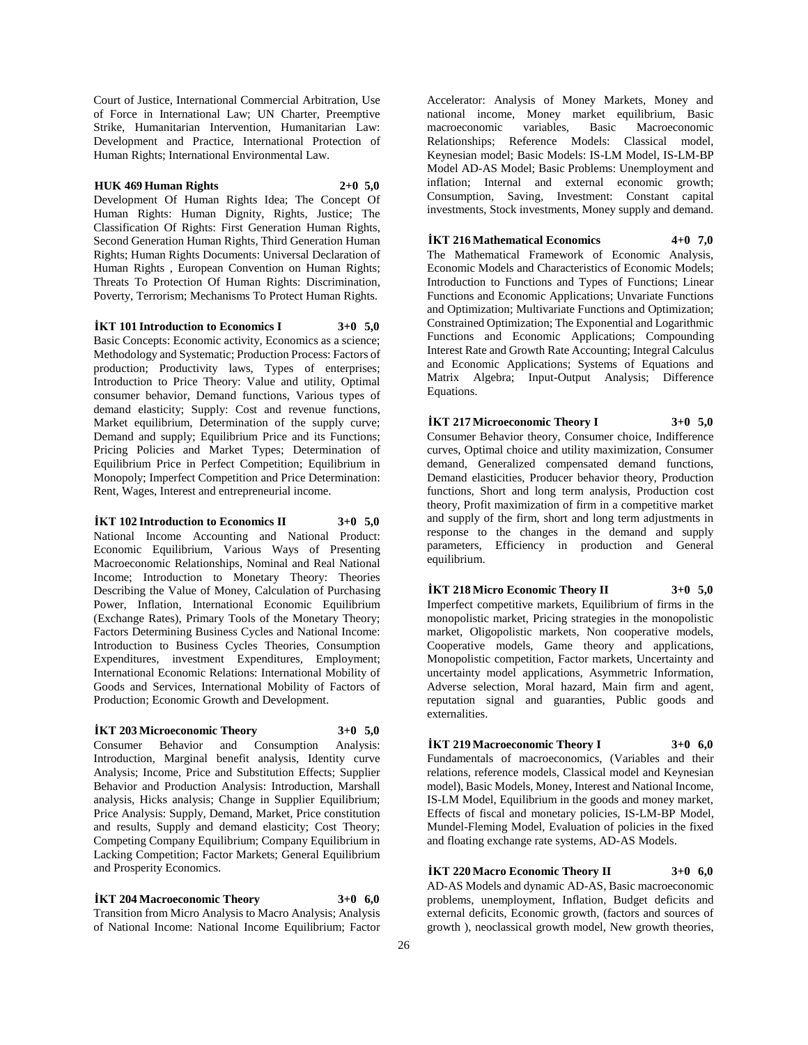Court of Justice, International Commercial Arbitration, Use of Force in International Law; UN Charter, Preemptive Strike, Humanitarian Intervention, Humanitarian Law: Development and Practice, International Protection of Human Rights; International Environmental Law.

**HUK 469 Human Rights 2+0 5,0**

Development Of Human Rights Idea; The Concept Of Human Rights: Human Dignity, Rights, Justice; The Classification Of Rights: First Generation Human Rights, Second Generation Human Rights, Third Generation Human Rights; Human Rights Documents: Universal Declaration of Human Rights , European Convention on Human Rights; Threats To Protection Of Human Rights: Discrimination, Poverty, Terrorism; Mechanisms To Protect Human Rights.

**İKT 101 Introduction to Economics I 3+0 5,0**

Basic Concepts: Economic activity, Economics as a science; Methodology and Systematic; Production Process: Factors of production; Productivity laws, Types of enterprises; Introduction to Price Theory: Value and utility, Optimal consumer behavior, Demand functions, Various types of demand elasticity; Supply: Cost and revenue functions, Market equilibrium, Determination of the supply curve; Demand and supply; Equilibrium Price and its Functions; Pricing Policies and Market Types; Determination of Equilibrium Price in Perfect Competition; Equilibrium in Monopoly; Imperfect Competition and Price Determination: Rent, Wages, Interest and entrepreneurial income.

**İKT 102 Introduction to Economics II 3+0 5,0**

National Income Accounting and National Product: Economic Equilibrium, Various Ways of Presenting Macroeconomic Relationships, Nominal and Real National Income; Introduction to Monetary Theory: Theories Describing the Value of Money, Calculation of Purchasing Power, Inflation, International Economic Equilibrium (Exchange Rates), Primary Tools of the Monetary Theory; Factors Determining Business Cycles and National Income: Introduction to Business Cycles Theories, Consumption Expenditures, investment Expenditures, Employment; International Economic Relations: International Mobility of Goods and Services, International Mobility of Factors of Production; Economic Growth and Development.

**İKT 203 Microeconomic Theory 3+0 5,0**

Consumer Behavior and Consumption Analysis: Introduction, Marginal benefit analysis, Identity curve Analysis; Income, Price and Substitution Effects; Supplier Behavior and Production Analysis: Introduction, Marshall analysis, Hicks analysis; Change in Supplier Equilibrium; Price Analysis: Supply, Demand, Market, Price constitution and results, Supply and demand elasticity; Cost Theory; Competing Company Equilibrium; Company Equilibrium in Lacking Competition; Factor Markets; General Equilibrium and Prosperity Economics.

**İKT 204 Macroeconomic Theory 3+0 6,0**

Transition from Micro Analysis to Macro Analysis; Analysis of National Income: National Income Equilibrium; Factor Accelerator: Analysis of Money Markets, Money and national income, Money market equilibrium, Basic macroeconomic variables, Basic Macroeconomic Relationships; Reference Models: Classical model, Keynesian model; Basic Models: IS-LM Model, IS-LM-BP Model AD-AS Model; Basic Problems: Unemployment and inflation; Internal and external economic growth; Consumption, Saving, Investment: Constant capital investments, Stock investments, Money supply and demand.

**İKT 216 Mathematical Economics 4+0 7,0**

The Mathematical Framework of Economic Analysis, Economic Models and Characteristics of Economic Models; Introduction to Functions and Types of Functions; Linear Functions and Economic Applications; Unvariate Functions and Optimization; Multivariate Functions and Optimization; Constrained Optimization; The Exponential and Logarithmic Functions and Economic Applications; Compounding Interest Rate and Growth Rate Accounting; Integral Calculus and Economic Applications; Systems of Equations and Matrix Algebra; Input-Output Analysis; Difference Equations.

**İKT 217 Microeconomic Theory I 3+0 5,0**

Consumer Behavior theory, Consumer choice, Indifference curves, Optimal choice and utility maximization, Consumer demand, Generalized compensated demand functions, Demand elasticities, Producer behavior theory, Production functions, Short and long term analysis, Production cost theory, Profit maximization of firm in a competitive market and supply of the firm, short and long term adjustments in response to the changes in the demand and supply parameters, Efficiency in production and General equilibrium.

**İKT 218 Micro Economic Theory II 3+0 5,0**

Imperfect competitive markets, Equilibrium of firms in the monopolistic market, Pricing strategies in the monopolistic market, Oligopolistic markets, Non cooperative models, Cooperative models, Game theory and applications, Monopolistic competition, Factor markets, Uncertainty and uncertainty model applications, Asymmetric Information, Adverse selection, Moral hazard, Main firm and agent, reputation signal and guaranties, Public goods and externalities.

**İKT 219 Macroeconomic Theory I 3+0 6,0**

Fundamentals of macroeconomics, (Variables and their relations, reference models, Classical model and Keynesian model), Basic Models, Money, Interest and National Income, IS-LM Model, Equilibrium in the goods and money market, Effects of fiscal and monetary policies, IS-LM-BP Model, Mundel-Fleming Model, Evaluation of policies in the fixed and floating exchange rate systems, AD-AS Models.

**İKT 220 Macro Economic Theory II 3+0 6,0**

AD-AS Models and dynamic AD-AS, Basic macroeconomic problems, unemployment, Inflation, Budget deficits and external deficits, Economic growth, (factors and sources of growth ), neoclassical growth model, New growth theories,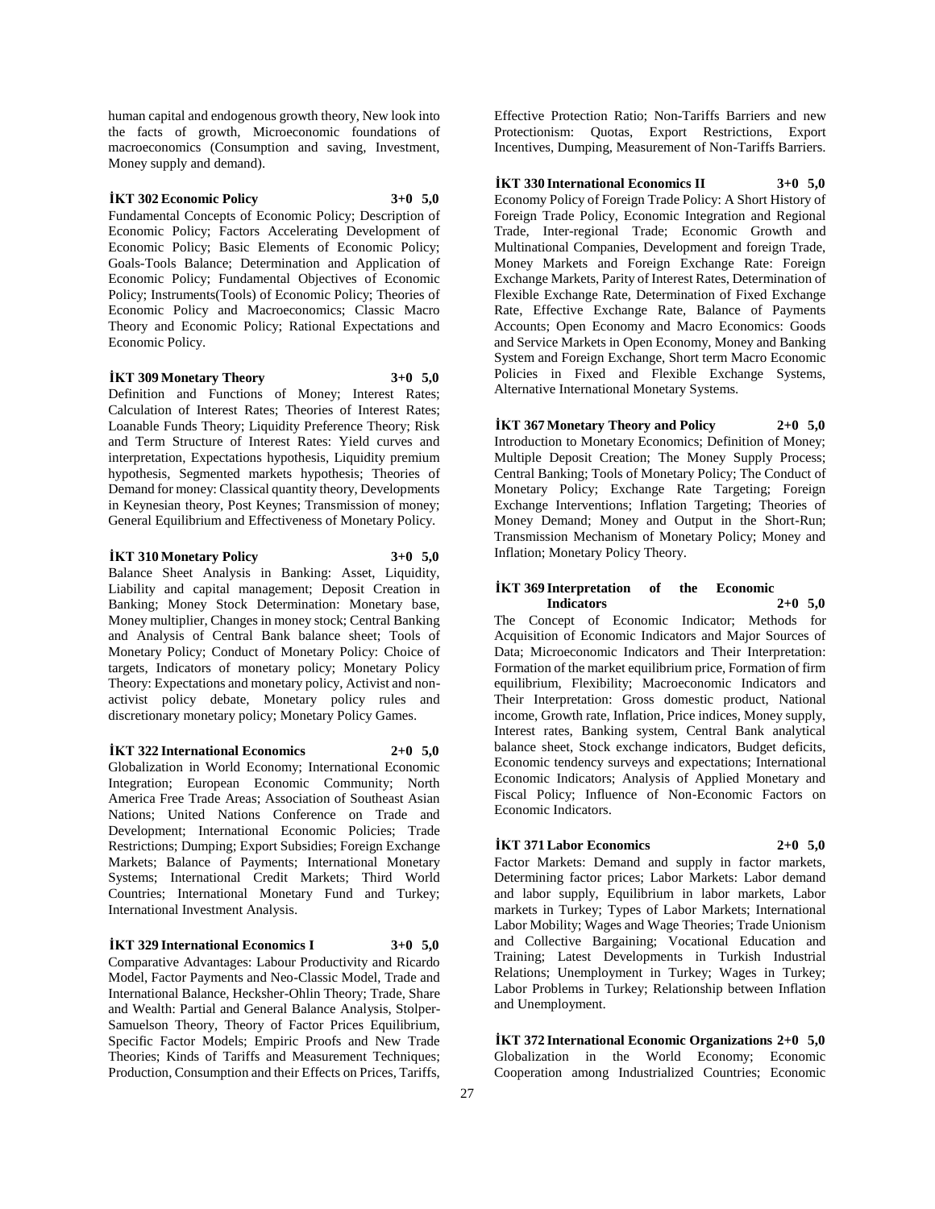human capital and endogenous growth theory, New look into the facts of growth, Microeconomic foundations of macroeconomics (Consumption and saving, Investment, Money supply and demand).

**İKT 302 Economic Policy 3+0 5,0**

Fundamental Concepts of Economic Policy; Description of Economic Policy; Factors Accelerating Development of Economic Policy; Basic Elements of Economic Policy; Goals-Tools Balance; Determination and Application of Economic Policy; Fundamental Objectives of Economic Policy; Instruments(Tools) of Economic Policy; Theories of Economic Policy and Macroeconomics; Classic Macro Theory and Economic Policy; Rational Expectations and Economic Policy.

**İKT 309 Monetary Theory 3+0 5,0**

Definition and Functions of Money; Interest Rates; Calculation of Interest Rates; Theories of Interest Rates; Loanable Funds Theory; Liquidity Preference Theory; Risk and Term Structure of Interest Rates: Yield curves and interpretation, Expectations hypothesis, Liquidity premium hypothesis, Segmented markets hypothesis; Theories of Demand for money: Classical quantity theory, Developments in Keynesian theory, Post Keynes; Transmission of money; General Equilibrium and Effectiveness of Monetary Policy.

**İKT 310 Monetary Policy 3+0 5,0**

Balance Sheet Analysis in Banking: Asset, Liquidity, Liability and capital management; Deposit Creation in Banking; Money Stock Determination: Monetary base, Money multiplier, Changes in money stock; Central Banking and Analysis of Central Bank balance sheet; Tools of Monetary Policy; Conduct of Monetary Policy: Choice of targets, Indicators of monetary policy; Monetary Policy Theory: Expectations and monetary policy, Activist and non-activist policy debate, Monetary policy rules and discretionary monetary policy; Monetary Policy Games.

**İKT 322 International Economics 2+0 5,0**

Globalization in World Economy; International Economic Integration; European Economic Community; North America Free Trade Areas; Association of Southeast Asian Nations; United Nations Conference on Trade and Development; International Economic Policies; Trade Restrictions; Dumping; Export Subsidies; Foreign Exchange Markets; Balance of Payments; International Monetary Systems; International Credit Markets; Third World Countries; International Monetary Fund and Turkey; International Investment Analysis.

**İKT 329 International Economics I 3+0 5,0**

Comparative Advantages: Labour Productivity and Ricardo Model, Factor Payments and Neo-Classic Model, Trade and International Balance, Hecksher-Ohlin Theory; Trade, Share and Wealth: Partial and General Balance Analysis, Stolper-Samuelson Theory, Theory of Factor Prices Equilibrium, Specific Factor Models; Empiric Proofs and New Trade Theories; Kinds of Tariffs and Measurement Techniques; Production, Consumption and their Effects on Prices, Tariffs, Effective Protection Ratio; Non-Tariffs Barriers and new Protectionism: Quotas, Export Restrictions, Export Incentives, Dumping, Measurement of Non-Tariffs Barriers.

**İKT 330 International Economics II 3+0 5,0**

Economy Policy of Foreign Trade Policy: A Short History of Foreign Trade Policy, Economic Integration and Regional Trade, Inter-regional Trade; Economic Growth and Multinational Companies, Development and foreign Trade, Money Markets and Foreign Exchange Rate: Foreign Exchange Markets, Parity of Interest Rates, Determination of Flexible Exchange Rate, Determination of Fixed Exchange Rate, Effective Exchange Rate, Balance of Payments Accounts; Open Economy and Macro Economics: Goods and Service Markets in Open Economy, Money and Banking System and Foreign Exchange, Short term Macro Economic Policies in Fixed and Flexible Exchange Systems, Alternative International Monetary Systems.

**İKT 367 Monetary Theory and Policy 2+0 5,0**

Introduction to Monetary Economics; Definition of Money; Multiple Deposit Creation; The Money Supply Process; Central Banking; Tools of Monetary Policy; The Conduct of Monetary Policy; Exchange Rate Targeting; Foreign Exchange Interventions; Inflation Targeting; Theories of Money Demand; Money and Output in the Short-Run; Transmission Mechanism of Monetary Policy; Money and Inflation; Monetary Policy Theory.

**İKT 369 Interpretation of the Economic Indicators 2+0 5,0**

The Concept of Economic Indicator; Methods for Acquisition of Economic Indicators and Major Sources of Data; Microeconomic Indicators and Their Interpretation: Formation of the market equilibrium price, Formation of firm equilibrium, Flexibility; Macroeconomic Indicators and Their Interpretation: Gross domestic product, National income, Growth rate, Inflation, Price indices, Money supply, Interest rates, Banking system, Central Bank analytical balance sheet, Stock exchange indicators, Budget deficits, Economic tendency surveys and expectations; International Economic Indicators; Analysis of Applied Monetary and Fiscal Policy; Influence of Non-Economic Factors on Economic Indicators.

**İKT 371 Labor Economics 2+0 5,0**

Factor Markets: Demand and supply in factor markets, Determining factor prices; Labor Markets: Labor demand and labor supply, Equilibrium in labor markets, Labor markets in Turkey; Types of Labor Markets; International Labor Mobility; Wages and Wage Theories; Trade Unionism and Collective Bargaining; Vocational Education and Training; Latest Developments in Turkish Industrial Relations; Unemployment in Turkey; Wages in Turkey; Labor Problems in Turkey; Relationship between Inflation and Unemployment.

**İKT 372 International Economic Organizations 2+0 5,0**

Globalization in the World Economy; Economic Cooperation among Industrialized Countries; Economic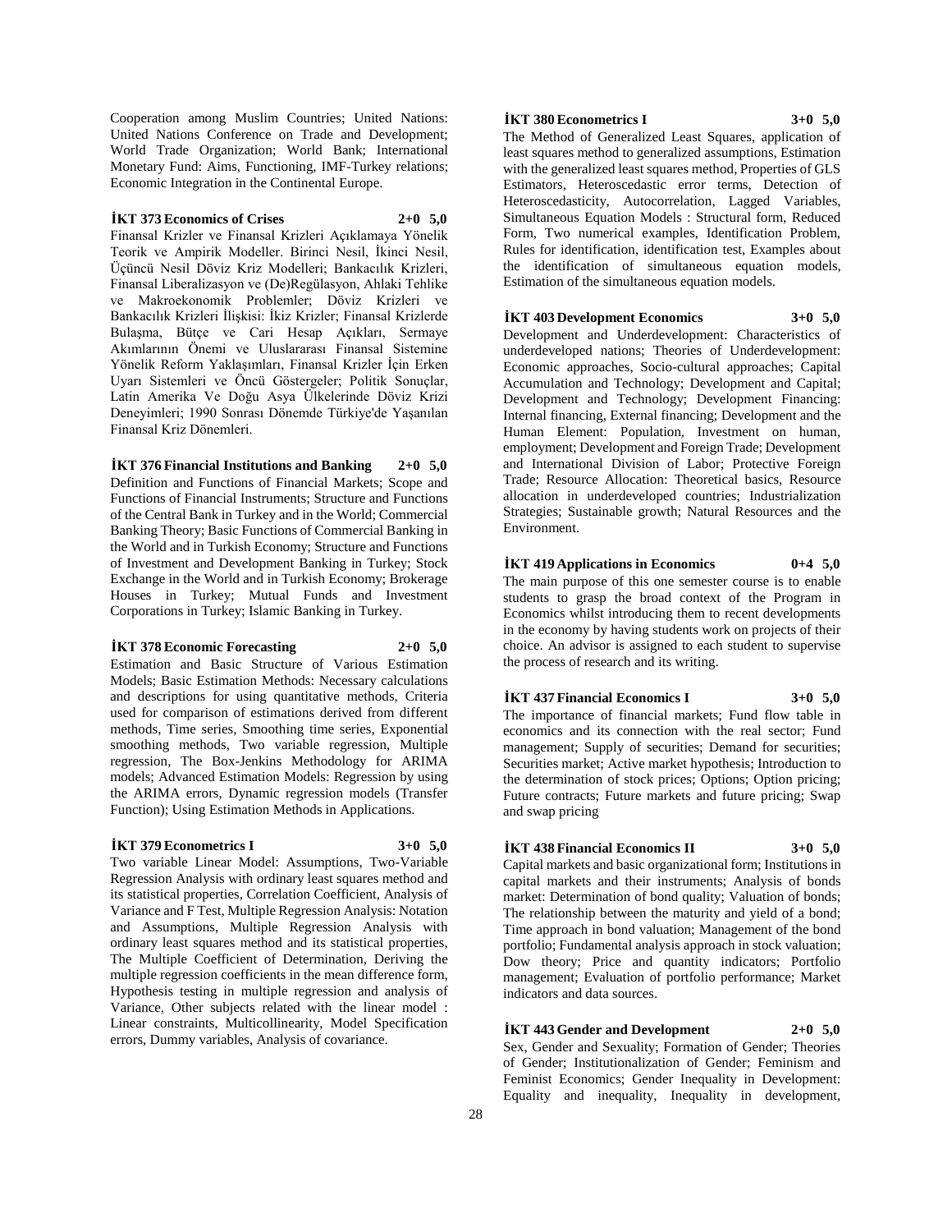Cooperation among Muslim Countries; United Nations: United Nations Conference on Trade and Development; World Trade Organization; World Bank; International Monetary Fund: Aims, Functioning, IMF-Turkey relations; Economic Integration in the Continental Europe.

**İKT 373 Economics of Crises 2+0 5,0**

Finansal Krizler ve Finansal Krizleri Açıklamaya Yönelik Teorik ve Ampirik Modeller. Birinci Nesil, İkinci Nesil, Üçüncü Nesil Döviz Kriz Modelleri; Bankacılık Krizleri, Finansal Liberalizasyon ve (De)Regülasyon, Ahlaki Tehlike ve Makroekonomik Problemler; Döviz Krizleri ve Bankacılık Krizleri İlişkisi: İkiz Krizler; Finansal Krizlerde Bulaşma, Bütçe ve Cari Hesap Açıkları, Sermaye Akımlarının Önemi ve Uluslararası Finansal Sistemine Yönelik Reform Yaklaşımları, Finansal Krizler İçin Erken Uyarı Sistemleri ve Öncü Göstergeler; Politik Sonuçlar, Latin Amerika Ve Doğu Asya Ülkelerinde Döviz Krizi Deneyimleri; 1990 Sonrası Dönemde Türkiye'de Yaşanılan Finansal Kriz Dönemleri.

**İKT 376 Financial Institutions and Banking 2+0 5,0**

Definition and Functions of Financial Markets; Scope and Functions of Financial Instruments; Structure and Functions of the Central Bank in Turkey and in the World; Commercial Banking Theory; Basic Functions of Commercial Banking in the World and in Turkish Economy; Structure and Functions of Investment and Development Banking in Turkey; Stock Exchange in the World and in Turkish Economy; Brokerage Houses in Turkey; Mutual Funds and Investment Corporations in Turkey; Islamic Banking in Turkey.

**İKT 378 Economic Forecasting 2+0 5,0**

Estimation and Basic Structure of Various Estimation Models; Basic Estimation Methods: Necessary calculations and descriptions for using quantitative methods, Criteria used for comparison of estimations derived from different methods, Time series, Smoothing time series, Exponential smoothing methods, Two variable regression, Multiple regression, The Box-Jenkins Methodology for ARIMA models; Advanced Estimation Models: Regression by using the ARIMA errors, Dynamic regression models (Transfer Function); Using Estimation Methods in Applications.

**İKT 379 Econometrics I 3+0 5,0**

Two variable Linear Model: Assumptions, Two-Variable Regression Analysis with ordinary least squares method and its statistical properties, Correlation Coefficient, Analysis of Variance and F Test, Multiple Regression Analysis: Notation and Assumptions, Multiple Regression Analysis with ordinary least squares method and its statistical properties, The Multiple Coefficient of Determination, Deriving the multiple regression coefficients in the mean difference form, Hypothesis testing in multiple regression and analysis of Variance, Other subjects related with the linear model : Linear constraints, Multicollinearity, Model Specification errors, Dummy variables, Analysis of covariance.

**İKT 380 Econometrics I 3+0 5,0**

The Method of Generalized Least Squares, application of least squares method to generalized assumptions, Estimation with the generalized least squares method, Properties of GLS Estimators, Heteroscedastic error terms, Detection of Heteroscedasticity, Autocorrelation, Lagged Variables, Simultaneous Equation Models : Structural form, Reduced Form, Two numerical examples, Identification Problem, Rules for identification, identification test, Examples about the identification of simultaneous equation models, Estimation of the simultaneous equation models.

**İKT 403 Development Economics 3+0 5,0**

Development and Underdevelopment: Characteristics of underdeveloped nations; Theories of Underdevelopment: Economic approaches, Socio-cultural approaches; Capital Accumulation and Technology; Development and Capital; Development and Technology; Development Financing: Internal financing, External financing; Development and the Human Element: Population, Investment on human, employment; Development and Foreign Trade; Development and International Division of Labor; Protective Foreign Trade; Resource Allocation: Theoretical basics, Resource allocation in underdeveloped countries; Industrialization Strategies; Sustainable growth; Natural Resources and the Environment.

**İKT 419 Applications in Economics 0+4 5,0**

The main purpose of this one semester course is to enable students to grasp the broad context of the Program in Economics whilst introducing them to recent developments in the economy by having students work on projects of their choice. An advisor is assigned to each student to supervise the process of research and its writing.

**İKT 437 Financial Economics I 3+0 5,0**

The importance of financial markets; Fund flow table in economics and its connection with the real sector; Fund management; Supply of securities; Demand for securities; Securities market; Active market hypothesis; Introduction to the determination of stock prices; Options; Option pricing; Future contracts; Future markets and future pricing; Swap and swap pricing

**İKT 438 Financial Economics II 3+0 5,0**

Capital markets and basic organizational form; Institutions in capital markets and their instruments; Analysis of bonds market: Determination of bond quality; Valuation of bonds; The relationship between the maturity and yield of a bond; Time approach in bond valuation; Management of the bond portfolio; Fundamental analysis approach in stock valuation; Dow theory; Price and quantity indicators; Portfolio management; Evaluation of portfolio performance; Market indicators and data sources.

**İKT 443 Gender and Development 2+0 5,0**

Sex, Gender and Sexuality; Formation of Gender; Theories of Gender; Institutionalization of Gender; Feminism and Feminist Economics; Gender Inequality in Development: Equality and inequality, Inequality in development,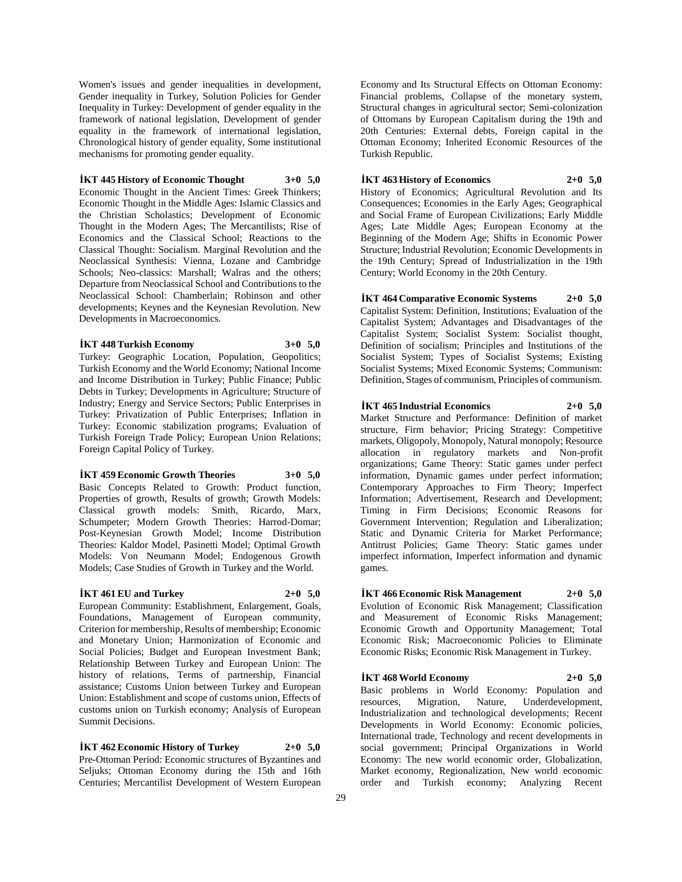Women's issues and gender inequalities in development, Gender inequality in Turkey, Solution Policies for Gender Inequality in Turkey: Development of gender equality in the framework of national legislation, Development of gender equality in the framework of international legislation, Chronological history of gender equality, Some institutional mechanisms for promoting gender equality.

**İKT 445 History of Economic Thought 3+0 5,0**

Economic Thought in the Ancient Times: Greek Thinkers; Economic Thought in the Middle Ages: Islamic Classics and the Christian Scholastics; Development of Economic Thought in the Modern Ages; The Mercantilists; Rise of Economics and the Classical School; Reactions to the Classical Thought: Socialism. Marginal Revolution and the Neoclassical Synthesis: Vienna, Lozane and Cambridge Schools; Neo-classics: Marshall; Walras and the others; Departure from Neoclassical School and Contributions to the Neoclassical School: Chamberlain; Robinson and other developments; Keynes and the Keynesian Revolution. New Developments in Macroeconomics.

**İKT 448 Turkish Economy 3+0 5,0**

Turkey: Geographic Location, Population, Geopolitics; Turkish Economy and the World Economy; National Income and Income Distribution in Turkey; Public Finance; Public Debts in Turkey; Developments in Agriculture; Structure of Industry; Energy and Service Sectors; Public Enterprises in Turkey: Privatization of Public Enterprises; Inflation in Turkey: Economic stabilization programs; Evaluation of Turkish Foreign Trade Policy; European Union Relations; Foreign Capital Policy of Turkey.

**İKT 459 Economic Growth Theories 3+0 5,0**

Basic Concepts Related to Growth: Product function, Properties of growth, Results of growth; Growth Models: Classical growth models: Smith, Ricardo, Marx, Schumpeter; Modern Growth Theories: Harrod-Domar; Post-Keynesian Growth Model; Income Distribution Theories: Kaldor Model, Pasinetti Model; Optimal Growth Models: Von Neumann Model; Endogenous Growth Models; Case Studies of Growth in Turkey and the World.

**İKT 461 EU and Turkey 2+0 5,0**

European Community: Establishment, Enlargement, Goals, Foundations, Management of European community, Criterion for membership, Results of membership; Economic and Monetary Union; Harmonization of Economic and Social Policies; Budget and European Investment Bank; Relationship Between Turkey and European Union: The history of relations, Terms of partnership, Financial assistance; Customs Union between Turkey and European Union: Establishment and scope of customs union, Effects of customs union on Turkish economy; Analysis of European Summit Decisions.

**İKT 462 Economic History of Turkey 2+0 5,0**

Pre-Ottoman Period: Economic structures of Byzantines and Seljuks; Ottoman Economy during the 15th and 16th Centuries; Mercantilist Development of Western European Economy and Its Structural Effects on Ottoman Economy: Financial problems, Collapse of the monetary system, Structural changes in agricultural sector; Semi-colonization of Ottomans by European Capitalism during the 19th and 20th Centuries: External debts, Foreign capital in the Ottoman Economy; Inherited Economic Resources of the Turkish Republic.

**İKT 463 History of Economics 2+0 5,0**

History of Economics; Agricultural Revolution and Its Consequences; Economies in the Early Ages; Geographical and Social Frame of European Civilizations; Early Middle Ages; Late Middle Ages; European Economy at the Beginning of the Modern Age; Shifts in Economic Power Structure; Industrial Revolution; Economic Developments in the 19th Century; Spread of Industrialization in the 19th Century; World Economy in the 20th Century.

**İKT 464 Comparative Economic Systems 2+0 5,0**

Capitalist System: Definition, Institutions; Evaluation of the Capitalist System; Advantages and Disadvantages of the Capitalist System; Socialist System: Socialist thought, Definition of socialism; Principles and Institutions of the Socialist System; Types of Socialist Systems; Existing Socialist Systems; Mixed Economic Systems; Communism: Definition, Stages of communism, Principles of communism.

**İKT 465 Industrial Economics 2+0 5,0**

Market Structure and Performance: Definition of market structure, Firm behavior; Pricing Strategy: Competitive markets, Oligopoly, Monopoly, Natural monopoly; Resource allocation in regulatory markets and Non-profit organizations; Game Theory: Static games under perfect information, Dynamic games under perfect information; Contemporary Approaches to Firm Theory; Imperfect Information; Advertisement, Research and Development; Timing in Firm Decisions; Economic Reasons for Government Intervention; Regulation and Liberalization; Static and Dynamic Criteria for Market Performance; Antitrust Policies; Game Theory: Static games under imperfect information, Imperfect information and dynamic games.

**İKT 466 Economic Risk Management 2+0 5,0**

Evolution of Economic Risk Management; Classification and Measurement of Economic Risks Management; Economic Growth and Opportunity Management; Total Economic Risk; Macroeconomic Policies to Eliminate Economic Risks; Economic Risk Management in Turkey.

**İKT 468 World Economy 2+0 5,0**

Basic problems in World Economy: Population and resources, Migration, Nature, Underdevelopment, Industrialization and technological developments; Recent Developments in World Economy: Economic policies, International trade, Technology and recent developments in social government; Principal Organizations in World Economy: The new world economic order, Globalization, Market economy, Regionalization, New world economic order and Turkish economy; Analyzing Recent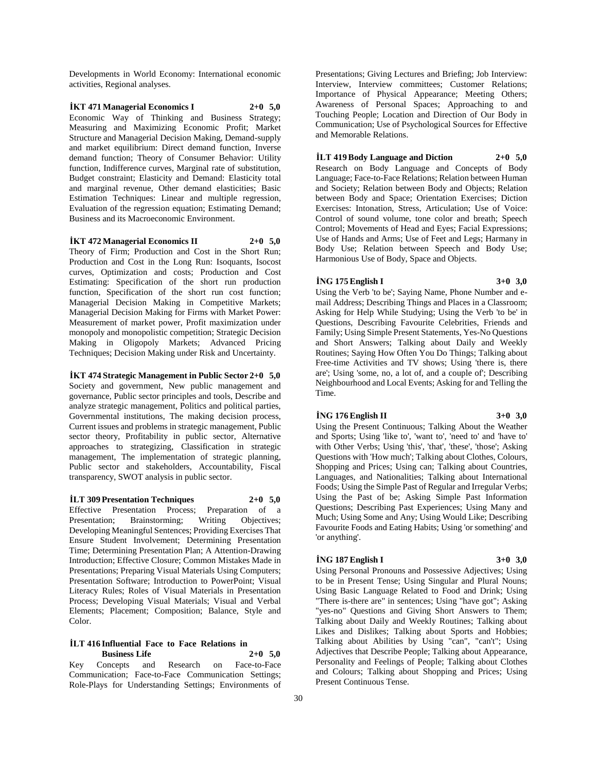Developments in World Economy: International economic activities, Regional analyses.

**İKT 471 Managerial Economics I 2+0 5,0**

Economic Way of Thinking and Business Strategy; Measuring and Maximizing Economic Profit; Market Structure and Managerial Decision Making, Demand-supply and market equilibrium: Direct demand function, Inverse demand function; Theory of Consumer Behavior: Utility function, Indifference curves, Marginal rate of substitution, Budget constraint; Elasticity and Demand: Elasticity total and marginal revenue, Other demand elasticities; Basic Estimation Techniques: Linear and multiple regression, Evaluation of the regression equation; Estimating Demand; Business and its Macroeconomic Environment.

**İKT 472 Managerial Economics II 2+0 5,0**

Theory of Firm; Production and Cost in the Short Run; Production and Cost in the Long Run: Isoquants, Isocost curves, Optimization and costs; Production and Cost Estimating: Specification of the short run production function, Specification of the short run cost function; Managerial Decision Making in Competitive Markets; Managerial Decision Making for Firms with Market Power: Measurement of market power, Profit maximization under monopoly and monopolistic competition; Strategic Decision Making in Oligopoly Markets; Advanced Pricing Techniques; Decision Making under Risk and Uncertainty.

**İKT 474 Strategic Management in Public Sector 2+0 5,0**

Society and government, New public management and governance, Public sector principles and tools, Describe and analyze strategic management, Politics and political parties, Governmental institutions, The making decision process, Current issues and problems in strategic management, Public sector theory, Profitability in public sector, Alternative approaches to strategizing, Classification in strategic management, The implementation of strategic planning, Public sector and stakeholders, Accountability, Fiscal transparency, SWOT analysis in public sector.

**İLT 309 Presentation Techniques 2+0 5,0**

Effective Presentation Process; Preparation of a Presentation; Brainstorming; Writing Objectives; Developing Meaningful Sentences; Providing Exercises That Ensure Student Involvement; Determining Presentation Time; Determining Presentation Plan; A Attention-Drawing Introduction; Effective Closure; Common Mistakes Made in Presentations; Preparing Visual Materials Using Computers; Presentation Software; Introduction to PowerPoint; Visual Literacy Rules; Roles of Visual Materials in Presentation Process; Developing Visual Materials; Visual and Verbal Elements; Placement; Composition; Balance, Style and Color.

**İLT 416 Influential Face to Face Relations in Business Life 2+0 5,0**

Key Concepts and Research on Face-to-Face Communication; Face-to-Face Communication Settings; Role-Plays for Understanding Settings; Environments of Presentations; Giving Lectures and Briefing; Job Interview: Interview, Interview committees; Customer Relations; Importance of Physical Appearance; Meeting Others; Awareness of Personal Spaces; Approaching to and Touching People; Location and Direction of Our Body in Communication; Use of Psychological Sources for Effective and Memorable Relations.

**İLT 419 Body Language and Diction 2+0 5,0**

Research on Body Language and Concepts of Body Language; Face-to-Face Relations; Relation between Human and Society; Relation between Body and Objects; Relation between Body and Space; Orientation Exercises; Diction Exercises: Intonation, Stress, Articulation; Use of Voice: Control of sound volume, tone color and breath; Speech Control; Movements of Head and Eyes; Facial Expressions; Use of Hands and Arms; Use of Feet and Legs; Harmany in Body Use; Relation between Speech and Body Use; Harmonious Use of Body, Space and Objects.

**İNG 175 English I 3+0 3,0**

Using the Verb 'to be'; Saying Name, Phone Number and e-mail Address; Describing Things and Places in a Classroom; Asking for Help While Studying; Using the Verb 'to be' in Questions, Describing Favourite Celebrities, Friends and Family; Using Simple Present Statements, Yes-No Questions and Short Answers; Talking about Daily and Weekly Routines; Saying How Often You Do Things; Talking about Free-time Activities and TV shows; Using 'there is, there are'; Using 'some, no, a lot of, and a couple of'; Describing Neighbourhood and Local Events; Asking for and Telling the Time.

**İNG 176 English II 3+0 3,0**

Using the Present Continuous; Talking About the Weather and Sports; Using 'like to', 'want to', 'need to' and 'have to' with Other Verbs; Using 'this', 'that', 'these', 'those'; Asking Questions with 'How much'; Talking about Clothes, Colours, Shopping and Prices; Using can; Talking about Countries, Languages, and Nationalities; Talking about International Foods; Using the Simple Past of Regular and Irregular Verbs; Using the Past of be; Asking Simple Past Information Questions; Describing Past Experiences; Using Many and Much; Using Some and Any; Using Would Like; Describing Favourite Foods and Eating Habits; Using 'or something' and 'or anything'.

**İNG 187 English I 3+0 3,0**

Using Personal Pronouns and Possessive Adjectives; Using to be in Present Tense; Using Singular and Plural Nouns; Using Basic Language Related to Food and Drink; Using "There is-there are" in sentences; Using "have got"; Asking "yes-no" Questions and Giving Short Answers to Them; Talking about Daily and Weekly Routines; Talking about Likes and Dislikes; Talking about Sports and Hobbies; Talking about Abilities by Using "can", "can't"; Using Adjectives that Describe People; Talking about Appearance, Personality and Feelings of People; Talking about Clothes and Colours; Talking about Shopping and Prices; Using Present Continuous Tense.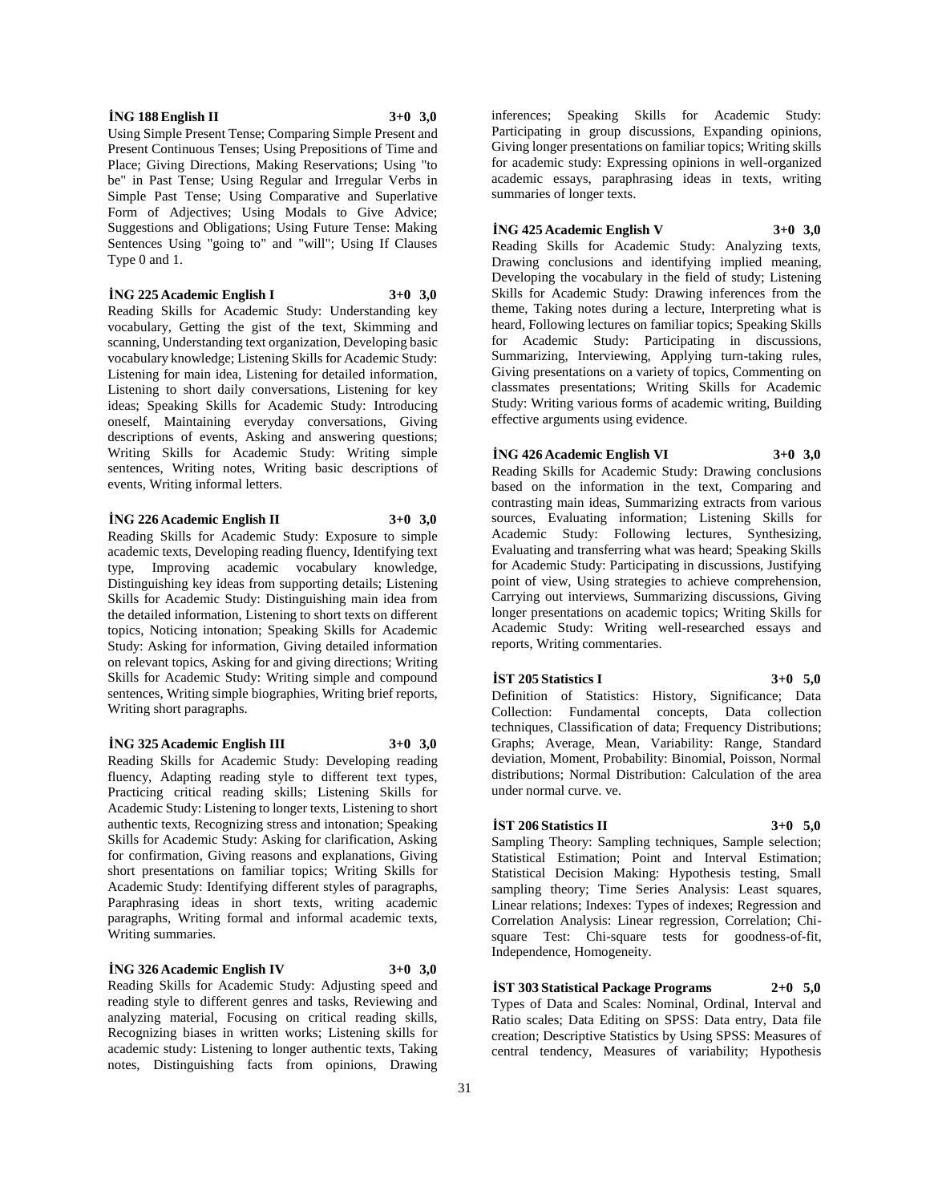**İNG 188 English II 3+0 3,0**

Using Simple Present Tense; Comparing Simple Present and Present Continuous Tenses; Using Prepositions of Time and Place; Giving Directions, Making Reservations; Using "to be" in Past Tense; Using Regular and Irregular Verbs in Simple Past Tense; Using Comparative and Superlative Form of Adjectives; Using Modals to Give Advice; Suggestions and Obligations; Using Future Tense: Making Sentences Using "going to" and "will"; Using If Clauses Type 0 and 1.

**İNG 225 Academic English I 3+0 3,0**

Reading Skills for Academic Study: Understanding key vocabulary, Getting the gist of the text, Skimming and scanning, Understanding text organization, Developing basic vocabulary knowledge; Listening Skills for Academic Study: Listening for main idea, Listening for detailed information, Listening to short daily conversations, Listening for key ideas; Speaking Skills for Academic Study: Introducing oneself, Maintaining everyday conversations, Giving descriptions of events, Asking and answering questions; Writing Skills for Academic Study: Writing simple sentences, Writing notes, Writing basic descriptions of events, Writing informal letters.

**İNG 226 Academic English II 3+0 3,0**

Reading Skills for Academic Study: Exposure to simple academic texts, Developing reading fluency, Identifying text type, Improving academic vocabulary knowledge, Distinguishing key ideas from supporting details; Listening Skills for Academic Study: Distinguishing main idea from the detailed information, Listening to short texts on different topics, Noticing intonation; Speaking Skills for Academic Study: Asking for information, Giving detailed information on relevant topics, Asking for and giving directions; Writing Skills for Academic Study: Writing simple and compound sentences, Writing simple biographies, Writing brief reports, Writing short paragraphs.

**İNG 325 Academic English III 3+0 3,0**

Reading Skills for Academic Study: Developing reading fluency, Adapting reading style to different text types, Practicing critical reading skills; Listening Skills for Academic Study: Listening to longer texts, Listening to short authentic texts, Recognizing stress and intonation; Speaking Skills for Academic Study: Asking for clarification, Asking for confirmation, Giving reasons and explanations, Giving short presentations on familiar topics; Writing Skills for Academic Study: Identifying different styles of paragraphs, Paraphrasing ideas in short texts, writing academic paragraphs, Writing formal and informal academic texts, Writing summaries.

**İNG 326 Academic English IV 3+0 3,0**

Reading Skills for Academic Study: Adjusting speed and reading style to different genres and tasks, Reviewing and analyzing material, Focusing on critical reading skills, Recognizing biases in written works; Listening skills for academic study: Listening to longer authentic texts, Taking notes, Distinguishing facts from opinions, Drawing inferences; Speaking Skills for Academic Study: Participating in group discussions, Expanding opinions, Giving longer presentations on familiar topics; Writing skills for academic study: Expressing opinions in well-organized academic essays, paraphrasing ideas in texts, writing summaries of longer texts.

**İNG 425 Academic English V 3+0 3,0**

Reading Skills for Academic Study: Analyzing texts, Drawing conclusions and identifying implied meaning, Developing the vocabulary in the field of study; Listening Skills for Academic Study: Drawing inferences from the theme, Taking notes during a lecture, Interpreting what is heard, Following lectures on familiar topics; Speaking Skills for Academic Study: Participating in discussions, Summarizing, Interviewing, Applying turn-taking rules, Giving presentations on a variety of topics, Commenting on classmates presentations; Writing Skills for Academic Study: Writing various forms of academic writing, Building effective arguments using evidence.

**İNG 426 Academic English VI 3+0 3,0**

Reading Skills for Academic Study: Drawing conclusions based on the information in the text, Comparing and contrasting main ideas, Summarizing extracts from various sources, Evaluating information; Listening Skills for Academic Study: Following lectures, Synthesizing, Evaluating and transferring what was heard; Speaking Skills for Academic Study: Participating in discussions, Justifying point of view, Using strategies to achieve comprehension, Carrying out interviews, Summarizing discussions, Giving longer presentations on academic topics; Writing Skills for Academic Study: Writing well-researched essays and reports, Writing commentaries.

**İST 205 Statistics I 3+0 5,0**

Definition of Statistics: History, Significance; Data Collection: Fundamental concepts, Data collection techniques, Classification of data; Frequency Distributions; Graphs; Average, Mean, Variability: Range, Standard deviation, Moment, Probability: Binomial, Poisson, Normal distributions; Normal Distribution: Calculation of the area under normal curve. ve.

**İST 206 Statistics II 3+0 5,0**

Sampling Theory: Sampling techniques, Sample selection; Statistical Estimation; Point and Interval Estimation; Statistical Decision Making: Hypothesis testing, Small sampling theory; Time Series Analysis: Least squares, Linear relations; Indexes: Types of indexes; Regression and Correlation Analysis: Linear regression, Correlation; Chi-square Test: Chi-square tests for goodness-of-fit, Independence, Homogeneity.

**İST 303 Statistical Package Programs 2+0 5,0**

Types of Data and Scales: Nominal, Ordinal, Interval and Ratio scales; Data Editing on SPSS: Data entry, Data file creation; Descriptive Statistics by Using SPSS: Measures of central tendency, Measures of variability; Hypothesis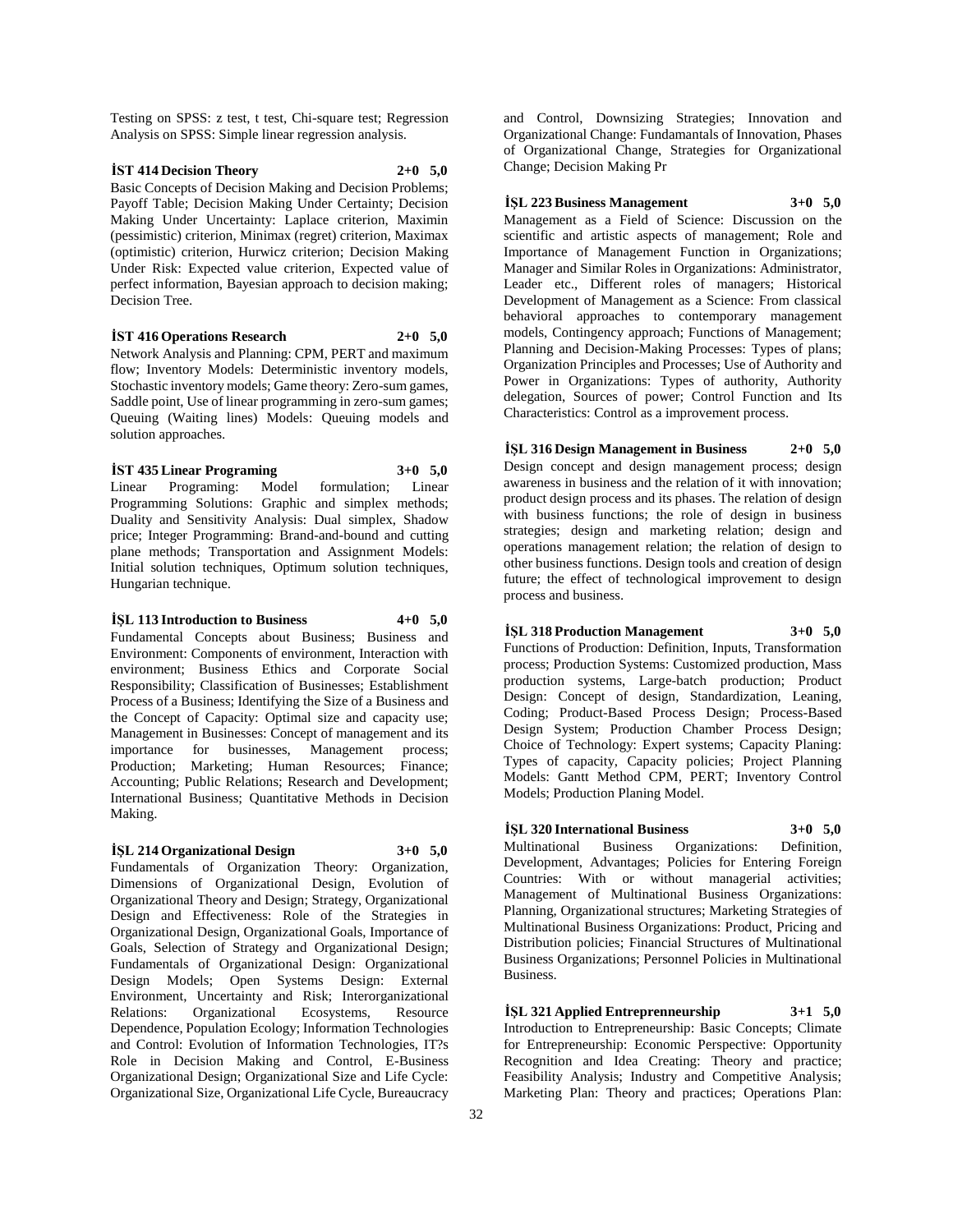Testing on SPSS: z test, t test, Chi-square test; Regression Analysis on SPSS: Simple linear regression analysis.

**İST 414 Decision Theory 2+0 5,0**

Basic Concepts of Decision Making and Decision Problems; Payoff Table; Decision Making Under Certainty; Decision Making Under Uncertainty: Laplace criterion, Maximin (pessimistic) criterion, Minimax (regret) criterion, Maximax (optimistic) criterion, Hurwicz criterion; Decision Making Under Risk: Expected value criterion, Expected value of perfect information, Bayesian approach to decision making; Decision Tree.

**İST 416 Operations Research 2+0 5,0**

Network Analysis and Planning: CPM, PERT and maximum flow; Inventory Models: Deterministic inventory models, Stochastic inventory models; Game theory: Zero-sum games, Saddle point, Use of linear programming in zero-sum games; Queuing (Waiting lines) Models: Queuing models and solution approaches.

**İST 435 Linear Programing 3+0 5,0**

Linear Programing: Model formulation; Linear Programming Solutions: Graphic and simplex methods; Duality and Sensitivity Analysis: Dual simplex, Shadow price; Integer Programming: Brand-and-bound and cutting plane methods; Transportation and Assignment Models: Initial solution techniques, Optimum solution techniques, Hungarian technique.

**İŞL 113 Introduction to Business 4+0 5,0**

Fundamental Concepts about Business; Business and Environment: Components of environment, Interaction with environment; Business Ethics and Corporate Social Responsibility; Classification of Businesses; Establishment Process of a Business; Identifying the Size of a Business and the Concept of Capacity: Optimal size and capacity use; Management in Businesses: Concept of management and its importance for businesses, Management process; Production; Marketing; Human Resources; Finance; Accounting; Public Relations; Research and Development; International Business; Quantitative Methods in Decision Making.

**İŞL 214 Organizational Design 3+0 5,0**

Fundamentals of Organization Theory: Organization, Dimensions of Organizational Design, Evolution of Organizational Theory and Design; Strategy, Organizational Design and Effectiveness: Role of the Strategies in Organizational Design, Organizational Goals, Importance of Goals, Selection of Strategy and Organizational Design; Fundamentals of Organizational Design: Organizational Design Models; Open Systems Design: External Environment, Uncertainty and Risk; Interorganizational Relations: Organizational Ecosystems, Resource Dependence, Population Ecology; Information Technologies and Control: Evolution of Information Technologies, IT?s Role in Decision Making and Control, E-Business Organizational Design; Organizational Size and Life Cycle: Organizational Size, Organizational Life Cycle, Bureaucracy and Control, Downsizing Strategies; Innovation and Organizational Change: Fundamantals of Innovation, Phases of Organizational Change, Strategies for Organizational Change; Decision Making Pr

**İŞL 223 Business Management 3+0 5,0**

Management as a Field of Science: Discussion on the scientific and artistic aspects of management; Role and Importance of Management Function in Organizations; Manager and Similar Roles in Organizations: Administrator, Leader etc., Different roles of managers; Historical Development of Management as a Science: From classical behavioral approaches to contemporary management models, Contingency approach; Functions of Management; Planning and Decision-Making Processes: Types of plans; Organization Principles and Processes; Use of Authority and Power in Organizations: Types of authority, Authority delegation, Sources of power; Control Function and Its Characteristics: Control as a improvement process.

**İŞL 316 Design Management in Business 2+0 5,0**

Design concept and design management process; design awareness in business and the relation of it with innovation; product design process and its phases. The relation of design with business functions; the role of design in business strategies; design and marketing relation; design and operations management relation; the relation of design to other business functions. Design tools and creation of design future; the effect of technological improvement to design process and business.

**İŞL 318 Production Management 3+0 5,0**

Functions of Production: Definition, Inputs, Transformation process; Production Systems: Customized production, Mass production systems, Large-batch production; Product Design: Concept of design, Standardization, Leaning, Coding; Product-Based Process Design; Process-Based Design System; Production Chamber Process Design; Choice of Technology: Expert systems; Capacity Planing: Types of capacity, Capacity policies; Project Planning Models: Gantt Method CPM, PERT; Inventory Control Models; Production Planing Model.

**İŞL 320 International Business 3+0 5,0**

Multinational Business Organizations: Definition, Development, Advantages; Policies for Entering Foreign Countries: With or without managerial activities; Management of Multinational Business Organizations: Planning, Organizational structures; Marketing Strategies of Multinational Business Organizations: Product, Pricing and Distribution policies; Financial Structures of Multinational Business Organizations; Personnel Policies in Multinational Business.

**İŞL 321 Applied Entreprenneurship 3+1 5,0**

Introduction to Entrepreneurship: Basic Concepts; Climate for Entrepreneurship: Economic Perspective: Opportunity Recognition and Idea Creating: Theory and practice; Feasibility Analysis; Industry and Competitive Analysis; Marketing Plan: Theory and practices; Operations Plan: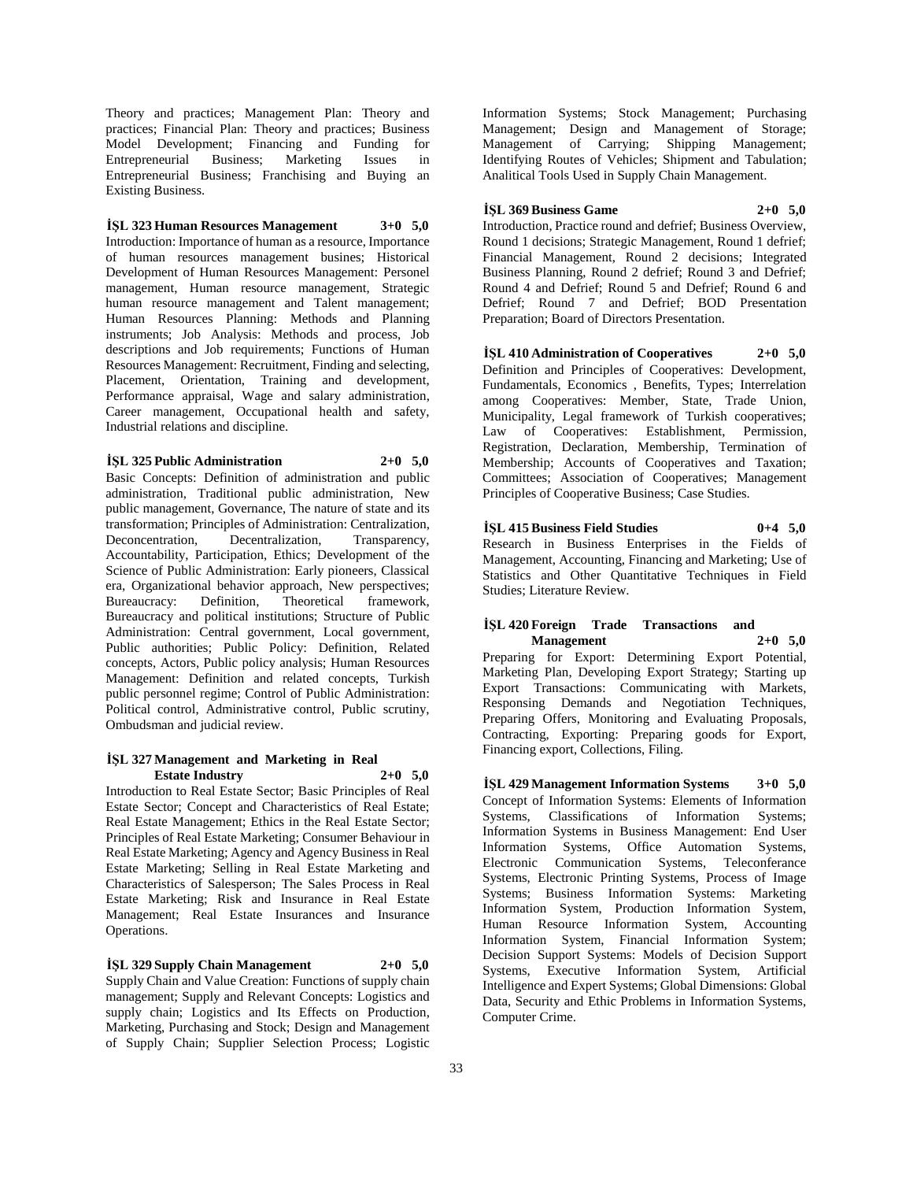Theory and practices; Management Plan: Theory and practices; Financial Plan: Theory and practices; Business Model Development; Financing and Funding for Entrepreneurial Business; Marketing Issues in Entrepreneurial Business; Franchising and Buying an Existing Business.

**İŞL 323 Human Resources Management 3+0 5,0**
Introduction: Importance of human as a resource, Importance of human resources management busines; Historical Development of Human Resources Management: Personel management, Human resource management, Strategic human resource management and Talent management; Human Resources Planning: Methods and Planning instruments; Job Analysis: Methods and process, Job descriptions and Job requirements; Functions of Human Resources Management: Recruitment, Finding and selecting, Placement, Orientation, Training and development, Performance appraisal, Wage and salary administration, Career management, Occupational health and safety, Industrial relations and discipline.

**İŞL 325 Public Administration 2+0 5,0**
Basic Concepts: Definition of administration and public administration, Traditional public administration, New public management, Governance, The nature of state and its transformation; Principles of Administration: Centralization, Deconcentration, Decentralization, Transparency, Accountability, Participation, Ethics; Development of the Science of Public Administration: Early pioneers, Classical era, Organizational behavior approach, New perspectives; Bureaucracy: Definition, Theoretical framework, Bureaucracy and political institutions; Structure of Public Administration: Central government, Local government, Public authorities; Public Policy: Definition, Related concepts, Actors, Public policy analysis; Human Resources Management: Definition and related concepts, Turkish public personnel regime; Control of Public Administration: Political control, Administrative control, Public scrutiny, Ombudsman and judicial review.

**İŞL 327 Management and Marketing in Real Estate Industry 2+0 5,0**
Introduction to Real Estate Sector; Basic Principles of Real Estate Sector; Concept and Characteristics of Real Estate; Real Estate Management; Ethics in the Real Estate Sector; Principles of Real Estate Marketing; Consumer Behaviour in Real Estate Marketing; Agency and Agency Business in Real Estate Marketing; Selling in Real Estate Marketing and Characteristics of Salesperson; The Sales Process in Real Estate Marketing; Risk and Insurance in Real Estate Management; Real Estate Insurances and Insurance Operations.

**İŞL 329 Supply Chain Management 2+0 5,0**
Supply Chain and Value Creation: Functions of supply chain management; Supply and Relevant Concepts: Logistics and supply chain; Logistics and Its Effects on Production, Marketing, Purchasing and Stock; Design and Management of Supply Chain; Supplier Selection Process; Logistic Information Systems; Stock Management; Purchasing Management; Design and Management of Storage; Management of Carrying; Shipping Management; Identifying Routes of Vehicles; Shipment and Tabulation; Analitical Tools Used in Supply Chain Management.

**İŞL 369 Business Game 2+0 5,0**
Introduction, Practice round and defrief; Business Overview, Round 1 decisions; Strategic Management, Round 1 defrief; Financial Management, Round 2 decisions; Integrated Business Planning, Round 2 defrief; Round 3 and Defrief; Round 4 and Defrief; Round 5 and Defrief; Round 6 and Defrief; Round 7 and Defrief; BOD Presentation Preparation; Board of Directors Presentation.

**İŞL 410 Administration of Cooperatives 2+0 5,0**
Definition and Principles of Cooperatives: Development, Fundamentals, Economics , Benefits, Types; Interrelation among Cooperatives: Member, State, Trade Union, Municipality, Legal framework of Turkish cooperatives; Law of Cooperatives: Establishment, Permission, Registration, Declaration, Membership, Termination of Membership; Accounts of Cooperatives and Taxation; Committees; Association of Cooperatives; Management Principles of Cooperative Business; Case Studies.

**İŞL 415 Business Field Studies 0+4 5,0**
Research in Business Enterprises in the Fields of Management, Accounting, Financing and Marketing; Use of Statistics and Other Quantitative Techniques in Field Studies; Literature Review.

**İŞL 420 Foreign Trade Transactions and Management 2+0 5,0**
Preparing for Export: Determining Export Potential, Marketing Plan, Developing Export Strategy; Starting up Export Transactions: Communicating with Markets, Responsing Demands and Negotiation Techniques, Preparing Offers, Monitoring and Evaluating Proposals, Contracting, Exporting: Preparing goods for Export, Financing export, Collections, Filing.

**İŞL 429 Management Information Systems 3+0 5,0**
Concept of Information Systems: Elements of Information Systems, Classifications of Information Systems; Information Systems in Business Management: End User Information Systems, Office Automation Systems, Electronic Communication Systems, Teleconferance Systems, Electronic Printing Systems, Process of Image Systems; Business Information Systems: Marketing Information System, Production Information System, Human Resource Information System, Accounting Information System, Financial Information System; Decision Support Systems: Models of Decision Support Systems, Executive Information System, Artificial Intelligence and Expert Systems; Global Dimensions: Global Data, Security and Ethic Problems in Information Systems, Computer Crime.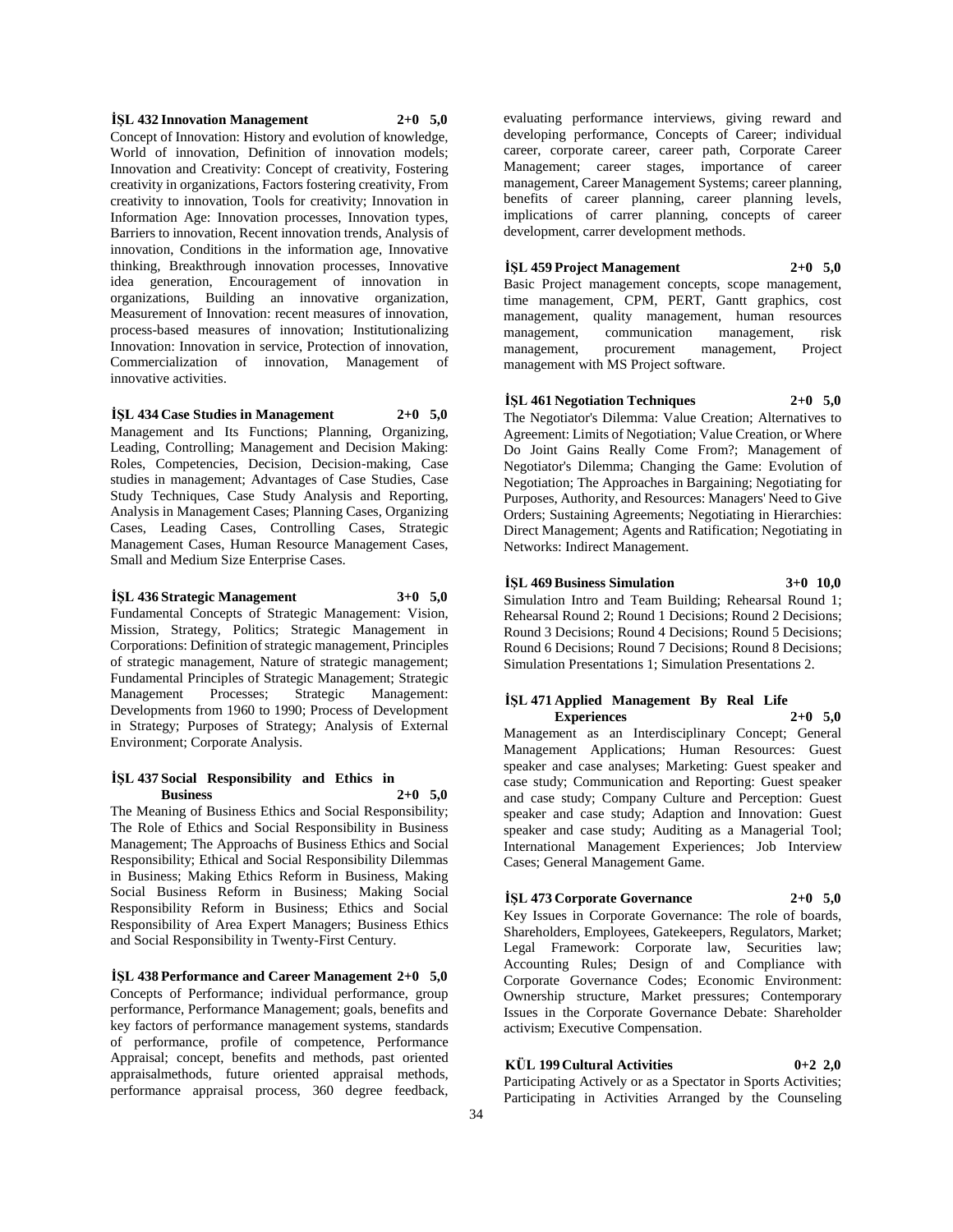**İŞL 432 Innovation Management 2+0 5,0**

Concept of Innovation: History and evolution of knowledge, World of innovation, Definition of innovation models; Innovation and Creativity: Concept of creativity, Fostering creativity in organizations, Factors fostering creativity, From creativity to innovation, Tools for creativity; Innovation in Information Age: Innovation processes, Innovation types, Barriers to innovation, Recent innovation trends, Analysis of innovation, Conditions in the information age, Innovative thinking, Breakthrough innovation processes, Innovative idea generation, Encouragement of innovation in organizations, Building an innovative organization, Measurement of Innovation: recent measures of innovation, process-based measures of innovation; Institutionalizing Innovation: Innovation in service, Protection of innovation, Commercialization of innovation, Management of innovative activities.

**İŞL 434 Case Studies in Management 2+0 5,0**

Management and Its Functions; Planning, Organizing, Leading, Controlling; Management and Decision Making: Roles, Competencies, Decision, Decision-making, Case studies in management; Advantages of Case Studies, Case Study Techniques, Case Study Analysis and Reporting, Analysis in Management Cases; Planning Cases, Organizing Cases, Leading Cases, Controlling Cases, Strategic Management Cases, Human Resource Management Cases, Small and Medium Size Enterprise Cases.

**İŞL 436 Strategic Management 3+0 5,0**

Fundamental Concepts of Strategic Management: Vision, Mission, Strategy, Politics; Strategic Management in Corporations: Definition of strategic management, Principles of strategic management, Nature of strategic management; Fundamental Principles of Strategic Management; Strategic Management Processes; Strategic Management: Developments from 1960 to 1990; Process of Development in Strategy; Purposes of Strategy; Analysis of External Environment; Corporate Analysis.

**İŞL 437 Social Responsibility and Ethics in Business 2+0 5,0**

The Meaning of Business Ethics and Social Responsibility; The Role of Ethics and Social Responsibility in Business Management; The Approachs of Business Ethics and Social Responsibility; Ethical and Social Responsibility Dilemmas in Business; Making Ethics Reform in Business, Making Social Business Reform in Business; Making Social Responsibility Reform in Business; Ethics and Social Responsibility of Area Expert Managers; Business Ethics and Social Responsibility in Twenty-First Century.

**İŞL 438 Performance and Career Management 2+0 5,0**

Concepts of Performance; individual performance, group performance, Performance Management; goals, benefits and key factors of performance management systems, standards of performance, profile of competence, Performance Appraisal; concept, benefits and methods, past oriented appraisalmethods, future oriented appraisal methods, performance appraisal process, 360 degree feedback, evaluating performance interviews, giving reward and developing performance, Concepts of Career; individual career, corporate career, career path, Corporate Career Management; career stages, importance of career management, Career Management Systems; career planning, benefits of career planning, career planning levels, implications of carrer planning, concepts of career development, carrer development methods.

**İŞL 459 Project Management 2+0 5,0**

Basic Project management concepts, scope management, time management, CPM, PERT, Gantt graphics, cost management, quality management, human resources management, communication management, risk management, procurement management, Project management with MS Project software.

**İŞL 461 Negotiation Techniques 2+0 5,0**

The Negotiator's Dilemma: Value Creation; Alternatives to Agreement: Limits of Negotiation; Value Creation, or Where Do Joint Gains Really Come From?; Management of Negotiator's Dilemma; Changing the Game: Evolution of Negotiation; The Approaches in Bargaining; Negotiating for Purposes, Authority, and Resources: Managers' Need to Give Orders; Sustaining Agreements; Negotiating in Hierarchies: Direct Management; Agents and Ratification; Negotiating in Networks: Indirect Management.

**İŞL 469 Business Simulation 3+0 10,0**

Simulation Intro and Team Building; Rehearsal Round 1; Rehearsal Round 2; Round 1 Decisions; Round 2 Decisions; Round 3 Decisions; Round 4 Decisions; Round 5 Decisions; Round 6 Decisions; Round 7 Decisions; Round 8 Decisions; Simulation Presentations 1; Simulation Presentations 2.

**İŞL 471 Applied Management By Real Life Experiences 2+0 5,0**

Management as an Interdisciplinary Concept; General Management Applications; Human Resources: Guest speaker and case analyses; Marketing: Guest speaker and case study; Communication and Reporting: Guest speaker and case study; Company Culture and Perception: Guest speaker and case study; Adaption and Innovation: Guest speaker and case study; Auditing as a Managerial Tool; International Management Experiences; Job Interview Cases; General Management Game.

**İŞL 473 Corporate Governance 2+0 5,0**

Key Issues in Corporate Governance: The role of boards, Shareholders, Employees, Gatekeepers, Regulators, Market; Legal Framework: Corporate law, Securities law; Accounting Rules; Design of and Compliance with Corporate Governance Codes; Economic Environment: Ownership structure, Market pressures; Contemporary Issues in the Corporate Governance Debate: Shareholder activism; Executive Compensation.

**KÜL 199 Cultural Activities 0+2 2,0**

Participating Actively or as a Spectator in Sports Activities; Participating in Activities Arranged by the Counseling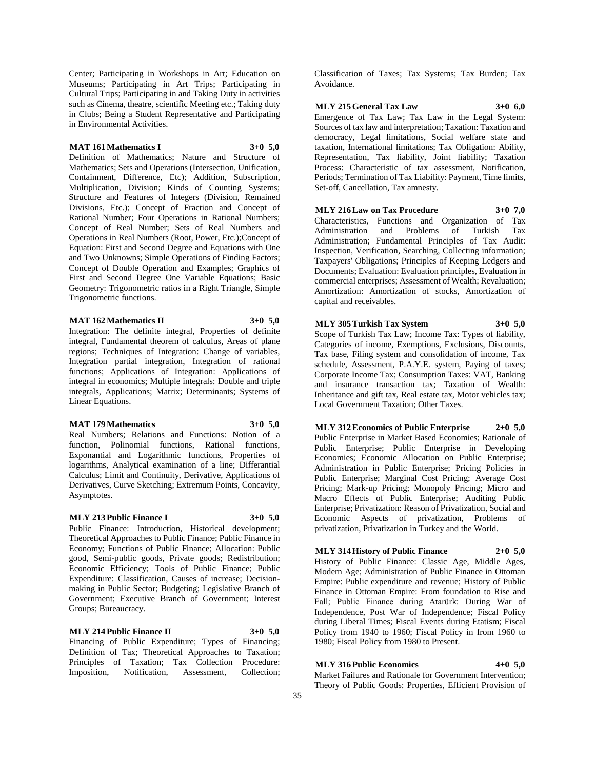Center; Participating in Workshops in Art; Education on Museums; Participating in Art Trips; Participating in Cultural Trips; Participating in and Taking Duty in activities such as Cinema, theatre, scientific Meeting etc.; Taking duty in Clubs; Being a Student Representative and Participating in Environmental Activities.

**MAT 161 Mathematics I 3+0 5,0**

Definition of Mathematics; Nature and Structure of Mathematics; Sets and Operations (Intersection, Unification, Containment, Difference, Etc); Addition, Subscription, Multiplication, Division; Kinds of Counting Systems; Structure and Features of Integers (Division, Remained Divisions, Etc.); Concept of Fraction and Concept of Rational Number; Four Operations in Rational Numbers; Concept of Real Number; Sets of Real Numbers and Operations in Real Numbers (Root, Power, Etc.);Concept of Equation: First and Second Degree and Equations with One and Two Unknowns; Simple Operations of Finding Factors; Concept of Double Operation and Examples; Graphics of First and Second Degree One Variable Equations; Basic Geometry: Trigonometric ratios in a Right Triangle, Simple Trigonometric functions.

**MAT 162 Mathematics II 3+0 5,0**

Integration: The definite integral, Properties of definite integral, Fundamental theorem of calculus, Areas of plane regions; Techniques of Integration: Change of variables, Integration partial integration, Integration of rational functions; Applications of Integration: Applications of integral in economics; Multiple integrals: Double and triple integrals, Applications; Matrix; Determinants; Systems of Linear Equations.

**MAT 179 Mathematics 3+0 5,0**

Real Numbers; Relations and Functions: Notion of a function, Polinomial functions, Rational functions, Exponantial and Logarithmic functions, Properties of logarithms, Analytical examination of a line; Differantial Calculus; Limit and Continuity, Derivative, Applications of Derivatives, Curve Sketching; Extremum Points, Concavity, Asymptotes.

**MLY 213 Public Finance I 3+0 5,0**

Public Finance: Introduction, Historical development; Theoretical Approaches to Public Finance; Public Finance in Economy; Functions of Public Finance; Allocation: Public good, Semi-public goods, Private goods; Redistribution; Economic Efficiency; Tools of Public Finance; Public Expenditure: Classification, Causes of increase; Decision-making in Public Sector; Budgeting; Legislative Branch of Government; Executive Branch of Government; Interest Groups; Bureaucracy.

**MLY 214 Public Finance II 3+0 5,0**

Financing of Public Expenditure; Types of Financing; Definition of Tax; Theoretical Approaches to Taxation; Principles of Taxation; Tax Collection Procedure: Imposition, Notification, Assessment, Collection; Classification of Taxes; Tax Systems; Tax Burden; Tax Avoidance.

**MLY 215 General Tax Law 3+0 6,0**

Emergence of Tax Law; Tax Law in the Legal System: Sources of tax law and interpretation; Taxation: Taxation and democracy, Legal limitations, Social welfare state and taxation, International limitations; Tax Obligation: Ability, Representation, Tax liability, Joint liability; Taxation Process: Characteristic of tax assessment, Notification, Periods; Termination of Tax Liability: Payment, Time limits, Set-off, Cancellation, Tax amnesty.

**MLY 216 Law on Tax Procedure 3+0 7,0**

Characteristics, Functions and Organization of Tax Administration and Problems of Turkish Tax Administration; Fundamental Principles of Tax Audit: Inspection, Verification, Searching, Collecting information; Taxpayers' Obligations; Principles of Keeping Ledgers and Documents; Evaluation: Evaluation principles, Evaluation in commercial enterprises; Assessment of Wealth; Revaluation; Amortization: Amortization of stocks, Amortization of capital and receivables.

**MLY 305 Turkish Tax System 3+0 5,0**

Scope of Turkish Tax Law; Income Tax: Types of liability, Categories of income, Exemptions, Exclusions, Discounts, Tax base, Filing system and consolidation of income, Tax schedule, Assessment, P.A.Y.E. system, Paying of taxes; Corporate Income Tax; Consumption Taxes: VAT, Banking and insurance transaction tax; Taxation of Wealth: Inheritance and gift tax, Real estate tax, Motor vehicles tax; Local Government Taxation; Other Taxes.

**MLY 312 Economics of Public Enterprise 2+0 5,0**

Public Enterprise in Market Based Economies; Rationale of Public Enterprise; Public Enterprise in Developing Economies; Economic Allocation on Public Enterprise; Administration in Public Enterprise; Pricing Policies in Public Enterprise; Marginal Cost Pricing; Average Cost Pricing; Mark-up Pricing; Monopoly Pricing; Micro and Macro Effects of Public Enterprise; Auditing Public Enterprise; Privatization: Reason of Privatization, Social and Economic Aspects of privatization, Problems of privatization, Privatization in Turkey and the World.

**MLY 314 History of Public Finance 2+0 5,0**

History of Public Finance: Classic Age, Middle Ages, Modern Age; Administration of Public Finance in Ottoman Empire: Public expenditure and revenue; History of Public Finance in Ottoman Empire: From foundation to Rise and Fall; Public Finance during Atarürk: During War of Independence, Post War of Independence; Fiscal Policy during Liberal Times; Fiscal Events during Etatism; Fiscal Policy from 1940 to 1960; Fiscal Policy in from 1960 to 1980; Fiscal Policy from 1980 to Present.

**MLY 316 Public Economics 4+0 5,0**

Market Failures and Rationale for Government Intervention; Theory of Public Goods: Properties, Efficient Provision of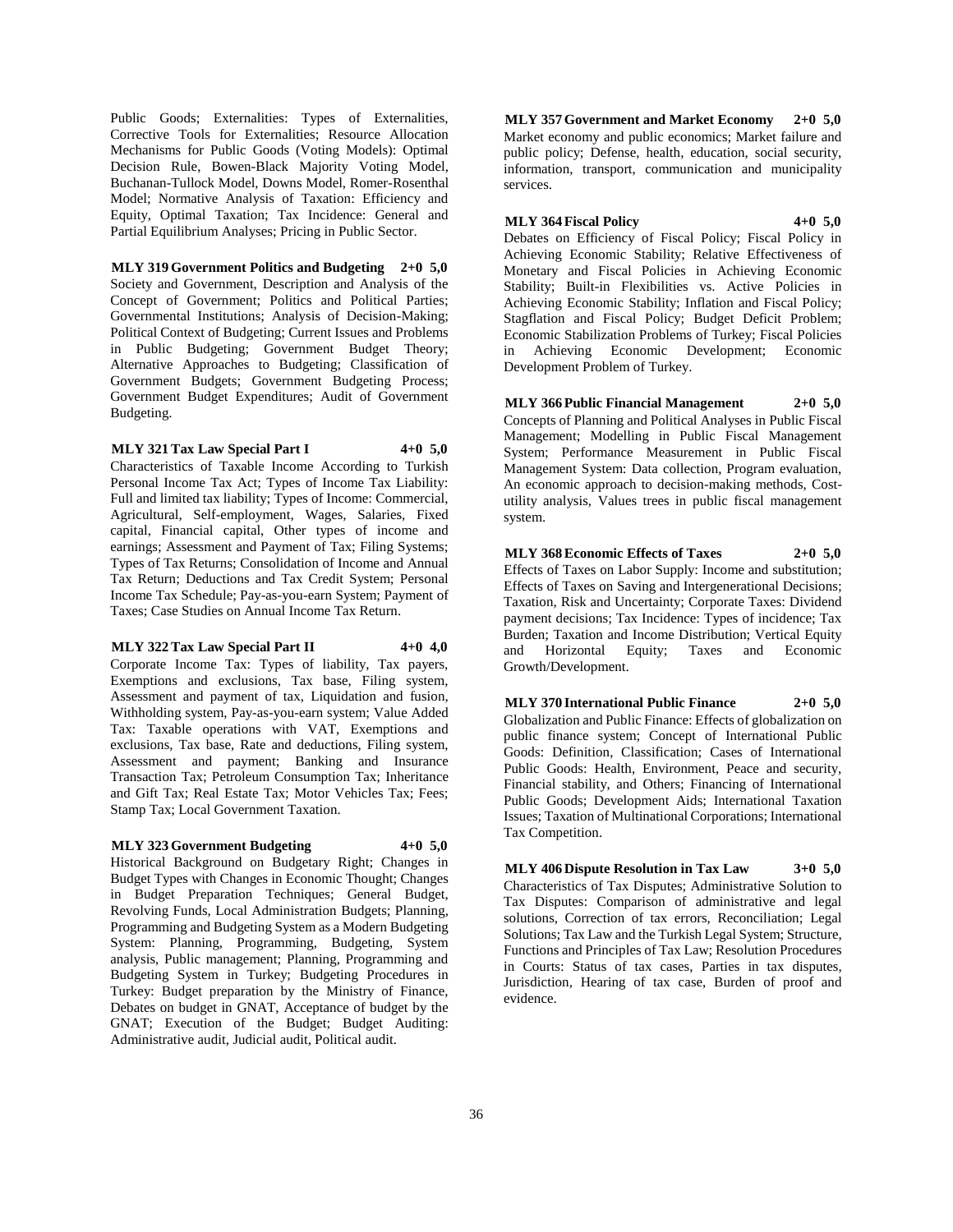Public Goods; Externalities: Types of Externalities, Corrective Tools for Externalities; Resource Allocation Mechanisms for Public Goods (Voting Models): Optimal Decision Rule, Bowen-Black Majority Voting Model, Buchanan-Tullock Model, Downs Model, Romer-Rosenthal Model; Normative Analysis of Taxation: Efficiency and Equity, Optimal Taxation; Tax Incidence: General and Partial Equilibrium Analyses; Pricing in Public Sector.

**MLY 319 Government Politics and Budgeting 2+0 5,0**
Society and Government, Description and Analysis of the Concept of Government; Politics and Political Parties; Governmental Institutions; Analysis of Decision-Making; Political Context of Budgeting; Current Issues and Problems in Public Budgeting; Government Budget Theory; Alternative Approaches to Budgeting; Classification of Government Budgets; Government Budgeting Process; Government Budget Expenditures; Audit of Government Budgeting.

**MLY 321 Tax Law Special Part I 4+0 5,0**
Characteristics of Taxable Income According to Turkish Personal Income Tax Act; Types of Income Tax Liability: Full and limited tax liability; Types of Income: Commercial, Agricultural, Self-employment, Wages, Salaries, Fixed capital, Financial capital, Other types of income and earnings; Assessment and Payment of Tax; Filing Systems; Types of Tax Returns; Consolidation of Income and Annual Tax Return; Deductions and Tax Credit System; Personal Income Tax Schedule; Pay-as-you-earn System; Payment of Taxes; Case Studies on Annual Income Tax Return.

**MLY 322 Tax Law Special Part II 4+0 4,0**
Corporate Income Tax: Types of liability, Tax payers, Exemptions and exclusions, Tax base, Filing system, Assessment and payment of tax, Liquidation and fusion, Withholding system, Pay-as-you-earn system; Value Added Tax: Taxable operations with VAT, Exemptions and exclusions, Tax base, Rate and deductions, Filing system, Assessment and payment; Banking and Insurance Transaction Tax; Petroleum Consumption Tax; Inheritance and Gift Tax; Real Estate Tax; Motor Vehicles Tax; Fees; Stamp Tax; Local Government Taxation.

**MLY 323 Government Budgeting 4+0 5,0**
Historical Background on Budgetary Right; Changes in Budget Types with Changes in Economic Thought; Changes in Budget Preparation Techniques; General Budget, Revolving Funds, Local Administration Budgets; Planning, Programming and Budgeting System as a Modern Budgeting System: Planning, Programming, Budgeting, System analysis, Public management; Planning, Programming and Budgeting System in Turkey; Budgeting Procedures in Turkey: Budget preparation by the Ministry of Finance, Debates on budget in GNAT, Acceptance of budget by the GNAT; Execution of the Budget; Budget Auditing: Administrative audit, Judicial audit, Political audit.

**MLY 357 Government and Market Economy 2+0 5,0**
Market economy and public economics; Market failure and public policy; Defense, health, education, social security, information, transport, communication and municipality services.

**MLY 364 Fiscal Policy 4+0 5,0**
Debates on Efficiency of Fiscal Policy; Fiscal Policy in Achieving Economic Stability; Relative Effectiveness of Monetary and Fiscal Policies in Achieving Economic Stability; Built-in Flexibilities vs. Active Policies in Achieving Economic Stability; Inflation and Fiscal Policy; Stagflation and Fiscal Policy; Budget Deficit Problem; Economic Stabilization Problems of Turkey; Fiscal Policies in Achieving Economic Development; Economic Development Problem of Turkey.

**MLY 366 Public Financial Management 2+0 5,0**
Concepts of Planning and Political Analyses in Public Fiscal Management; Modelling in Public Fiscal Management System; Performance Measurement in Public Fiscal Management System: Data collection, Program evaluation, An economic approach to decision-making methods, Cost-utility analysis, Values trees in public fiscal management system.

**MLY 368 Economic Effects of Taxes 2+0 5,0**
Effects of Taxes on Labor Supply: Income and substitution; Effects of Taxes on Saving and Intergenerational Decisions; Taxation, Risk and Uncertainty; Corporate Taxes: Dividend payment decisions; Tax Incidence: Types of incidence; Tax Burden; Taxation and Income Distribution; Vertical Equity and Horizontal Equity; Taxes and Economic Growth/Development.

**MLY 370 International Public Finance 2+0 5,0**
Globalization and Public Finance: Effects of globalization on public finance system; Concept of International Public Goods: Definition, Classification; Cases of International Public Goods: Health, Environment, Peace and security, Financial stability, and Others; Financing of International Public Goods; Development Aids; International Taxation Issues; Taxation of Multinational Corporations; International Tax Competition.

**MLY 406 Dispute Resolution in Tax Law 3+0 5,0**
Characteristics of Tax Disputes; Administrative Solution to Tax Disputes: Comparison of administrative and legal solutions, Correction of tax errors, Reconciliation; Legal Solutions; Tax Law and the Turkish Legal System; Structure, Functions and Principles of Tax Law; Resolution Procedures in Courts: Status of tax cases, Parties in tax disputes, Jurisdiction, Hearing of tax case, Burden of proof and evidence.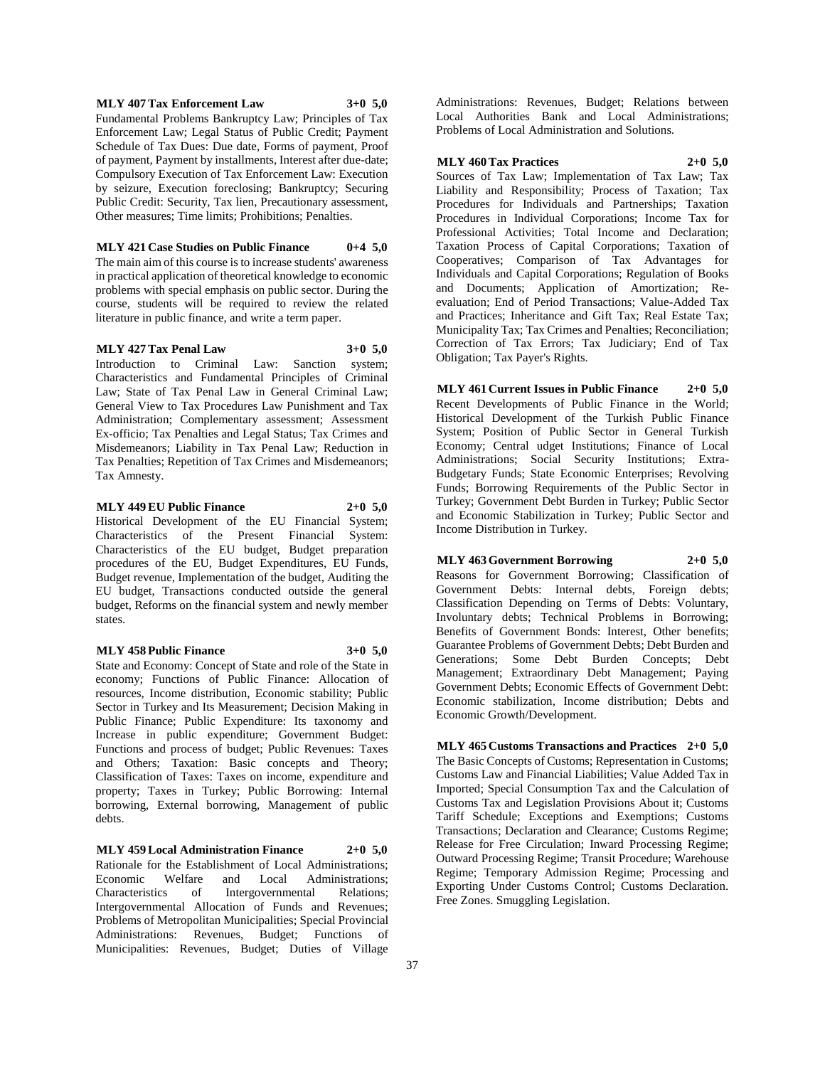**MLY 407 Tax Enforcement Law 3+0 5,0**

Fundamental Problems Bankruptcy Law; Principles of Tax Enforcement Law; Legal Status of Public Credit; Payment Schedule of Tax Dues: Due date, Forms of payment, Proof of payment, Payment by installments, Interest after due-date; Compulsory Execution of Tax Enforcement Law: Execution by seizure, Execution foreclosing; Bankruptcy; Securing Public Credit: Security, Tax lien, Precautionary assessment, Other measures; Time limits; Prohibitions; Penalties.

**MLY 421 Case Studies on Public Finance 0+4 5,0**

The main aim of this course is to increase students' awareness in practical application of theoretical knowledge to economic problems with special emphasis on public sector. During the course, students will be required to review the related literature in public finance, and write a term paper.

**MLY 427 Tax Penal Law 3+0 5,0**

Introduction to Criminal Law: Sanction system; Characteristics and Fundamental Principles of Criminal Law; State of Tax Penal Law in General Criminal Law; General View to Tax Procedures Law Punishment and Tax Administration; Complementary assessment; Assessment Ex-officio; Tax Penalties and Legal Status; Tax Crimes and Misdemeanors; Liability in Tax Penal Law; Reduction in Tax Penalties; Repetition of Tax Crimes and Misdemeanors; Tax Amnesty.

**MLY 449 EU Public Finance 2+0 5,0**

Historical Development of the EU Financial System; Characteristics of the Present Financial System: Characteristics of the EU budget, Budget preparation procedures of the EU, Budget Expenditures, EU Funds, Budget revenue, Implementation of the budget, Auditing the EU budget, Transactions conducted outside the general budget, Reforms on the financial system and newly member states.

**MLY 458 Public Finance 3+0 5,0**

State and Economy: Concept of State and role of the State in economy; Functions of Public Finance: Allocation of resources, Income distribution, Economic stability; Public Sector in Turkey and Its Measurement; Decision Making in Public Finance; Public Expenditure: Its taxonomy and Increase in public expenditure; Government Budget: Functions and process of budget; Public Revenues: Taxes and Others; Taxation: Basic concepts and Theory; Classification of Taxes: Taxes on income, expenditure and property; Taxes in Turkey; Public Borrowing: Internal borrowing, External borrowing, Management of public debts.

**MLY 459 Local Administration Finance 2+0 5,0**

Rationale for the Establishment of Local Administrations; Economic Welfare and Local Administrations; Characteristics of Intergovernmental Relations; Intergovernmental Allocation of Funds and Revenues; Problems of Metropolitan Municipalities; Special Provincial Administrations: Revenues, Budget; Functions of Municipalities: Revenues, Budget; Duties of Village Administrations: Revenues, Budget; Relations between Local Authorities Bank and Local Administrations; Problems of Local Administration and Solutions.

**MLY 460 Tax Practices 2+0 5,0**

Sources of Tax Law; Implementation of Tax Law; Tax Liability and Responsibility; Process of Taxation; Tax Procedures for Individuals and Partnerships; Taxation Procedures in Individual Corporations; Income Tax for Professional Activities; Total Income and Declaration; Taxation Process of Capital Corporations; Taxation of Cooperatives; Comparison of Tax Advantages for Individuals and Capital Corporations; Regulation of Books and Documents; Application of Amortization; Re-evaluation; End of Period Transactions; Value-Added Tax and Practices; Inheritance and Gift Tax; Real Estate Tax; Municipality Tax; Tax Crimes and Penalties; Reconciliation; Correction of Tax Errors; Tax Judiciary; End of Tax Obligation; Tax Payer's Rights.

**MLY 461 Current Issues in Public Finance 2+0 5,0**

Recent Developments of Public Finance in the World; Historical Development of the Turkish Public Finance System; Position of Public Sector in General Turkish Economy; Central udget Institutions; Finance of Local Administrations; Social Security Institutions; Extra-Budgetary Funds; State Economic Enterprises; Revolving Funds; Borrowing Requirements of the Public Sector in Turkey; Government Debt Burden in Turkey; Public Sector and Economic Stabilization in Turkey; Public Sector and Income Distribution in Turkey.

**MLY 463 Government Borrowing 2+0 5,0**

Reasons for Government Borrowing; Classification of Government Debts: Internal debts, Foreign debts; Classification Depending on Terms of Debts: Voluntary, Involuntary debts; Technical Problems in Borrowing; Benefits of Government Bonds: Interest, Other benefits; Guarantee Problems of Government Debts; Debt Burden and Generations; Some Debt Burden Concepts; Debt Management; Extraordinary Debt Management; Paying Government Debts; Economic Effects of Government Debt: Economic stabilization, Income distribution; Debts and Economic Growth/Development.

**MLY 465 Customs Transactions and Practices 2+0 5,0**

The Basic Concepts of Customs; Representation in Customs; Customs Law and Financial Liabilities; Value Added Tax in Imported; Special Consumption Tax and the Calculation of Customs Tax and Legislation Provisions About it; Customs Tariff Schedule; Exceptions and Exemptions; Customs Transactions; Declaration and Clearance; Customs Regime; Release for Free Circulation; Inward Processing Regime; Outward Processing Regime; Transit Procedure; Warehouse Regime; Temporary Admission Regime; Processing and Exporting Under Customs Control; Customs Declaration. Free Zones. Smuggling Legislation.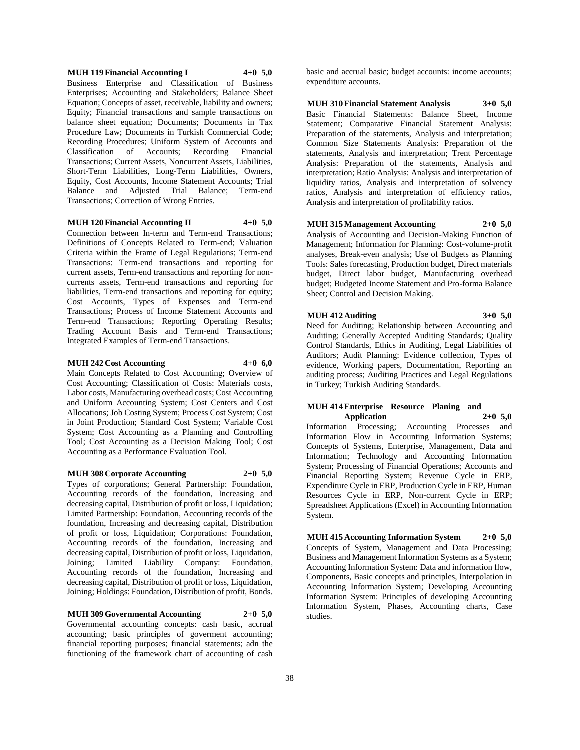**MUH 119 Financial Accounting I 4+0 5,0**

Business Enterprise and Classification of Business Enterprises; Accounting and Stakeholders; Balance Sheet Equation; Concepts of asset, receivable, liability and owners; Equity; Financial transactions and sample transactions on balance sheet equation; Documents; Documents in Tax Procedure Law; Documents in Turkish Commercial Code; Recording Procedures; Uniform System of Accounts and Classification of Accounts; Recording Financial Transactions; Current Assets, Noncurrent Assets, Liabilities, Short-Term Liabilities, Long-Term Liabilities, Owners, Equity, Cost Accounts, Income Statement Accounts; Trial Balance and Adjusted Trial Balance; Term-end Transactions; Correction of Wrong Entries.

**MUH 120 Financial Accounting II 4+0 5,0**

Connection between In-term and Term-end Transactions; Definitions of Concepts Related to Term-end; Valuation Criteria within the Frame of Legal Regulations; Term-end Transactions: Term-end transactions and reporting for current assets, Term-end transactions and reporting for non-currents assets, Term-end transactions and reporting for liabilities, Term-end transactions and reporting for equity; Cost Accounts, Types of Expenses and Term-end Transactions; Process of Income Statement Accounts and Term-end Transactions; Reporting Operating Results; Trading Account Basis and Term-end Transactions; Integrated Examples of Term-end Transactions.

**MUH 242 Cost Accounting 4+0 6,0**

Main Concepts Related to Cost Accounting; Overview of Cost Accounting; Classification of Costs: Materials costs, Labor costs, Manufacturing overhead costs; Cost Accounting and Uniform Accounting System; Cost Centers and Cost Allocations; Job Costing System; Process Cost System; Cost in Joint Production; Standard Cost System; Variable Cost System; Cost Accounting as a Planning and Controlling Tool; Cost Accounting as a Decision Making Tool; Cost Accounting as a Performance Evaluation Tool.

**MUH 308 Corporate Accounting 2+0 5,0**

Types of corporations; General Partnership: Foundation, Accounting records of the foundation, Increasing and decreasing capital, Distribution of profit or loss, Liquidation; Limited Partnership: Foundation, Accounting records of the foundation, Increasing and decreasing capital, Distribution of profit or loss, Liquidation; Corporations: Foundation, Accounting records of the foundation, Increasing and decreasing capital, Distribution of profit or loss, Liquidation, Joining; Limited Liability Company: Foundation, Accounting records of the foundation, Increasing and decreasing capital, Distribution of profit or loss, Liquidation, Joining; Holdings: Foundation, Distribution of profit, Bonds.

**MUH 309 Governmental Accounting 2+0 5,0**

Governmental accounting concepts: cash basic, accrual accounting; basic principles of goverment accounting; financial reporting purposes; financial statements; adn the functioning of the framework chart of accounting of cash basic and accrual basic; budget accounts: income accounts; expenditure accounts.

**MUH 310 Financial Statement Analysis 3+0 5,0**

Basic Financial Statements: Balance Sheet, Income Statement; Comparative Financial Statement Analysis: Preparation of the statements, Analysis and interpretation; Common Size Statements Analysis: Preparation of the statements, Analysis and interpretation; Trent Percentage Analysis: Preparation of the statements, Analysis and interpretation; Ratio Analysis: Analysis and interpretation of liquidity ratios, Analysis and interpretation of solvency ratios, Analysis and interpretation of efficiency ratios, Analysis and interpretation of profitability ratios.

**MUH 315 Management Accounting 2+0 5,0**

Analysis of Accounting and Decision-Making Function of Management; Information for Planning: Cost-volume-profit analyses, Break-even analysis; Use of Budgets as Planning Tools: Sales forecasting, Production budget, Direct materials budget, Direct labor budget, Manufacturing overhead budget; Budgeted Income Statement and Pro-forma Balance Sheet; Control and Decision Making.

**MUH 412 Auditing 3+0 5,0**

Need for Auditing; Relationship between Accounting and Auditing; Generally Accepted Auditing Standards; Quality Control Standards, Ethics in Auditing, Legal Liabilities of Auditors; Audit Planning: Evidence collection, Types of evidence, Working papers, Documentation, Reporting an auditing process; Auditing Practices and Legal Regulations in Turkey; Turkish Auditing Standards.

**MUH 414 Enterprise Resource Planing and Application 2+0 5,0**

Information Processing; Accounting Processes and Information Flow in Accounting Information Systems; Concepts of Systems, Enterprise, Management, Data and Information; Technology and Accounting Information System; Processing of Financial Operations; Accounts and Financial Reporting System; Revenue Cycle in ERP, Expenditure Cycle in ERP, Production Cycle in ERP, Human Resources Cycle in ERP, Non-current Cycle in ERP; Spreadsheet Applications (Excel) in Accounting Information System.

**MUH 415 Accounting Information System 2+0 5,0**

Concepts of System, Management and Data Processing; Business and Management Information Systems as a System; Accounting Information System: Data and information flow, Components, Basic concepts and principles, Interpolation in Accounting Information System; Developing Accounting Information System: Principles of developing Accounting Information System, Phases, Accounting charts, Case studies.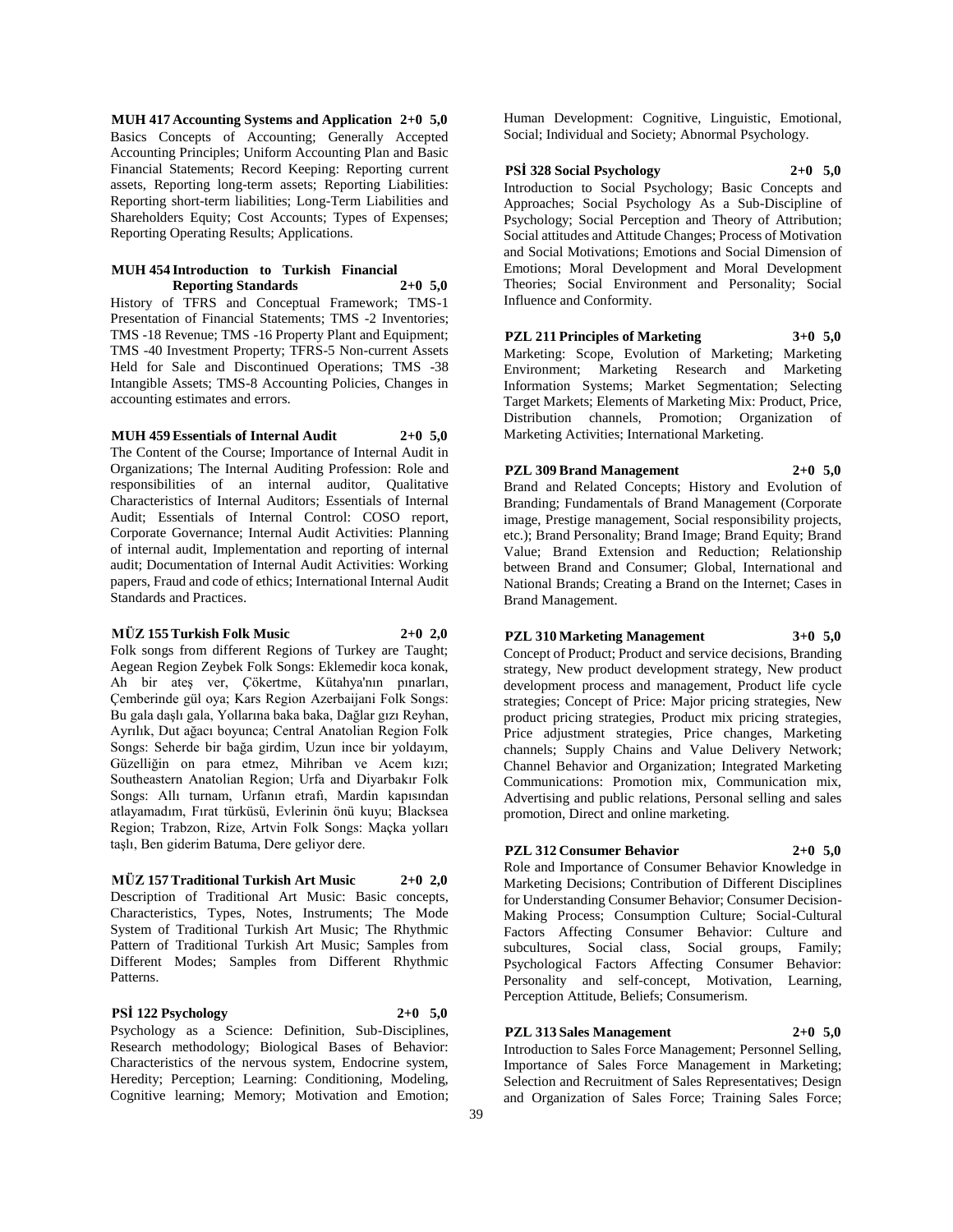**MUH 417 Accounting Systems and Application 2+0 5,0**

Basics Concepts of Accounting; Generally Accepted Accounting Principles; Uniform Accounting Plan and Basic Financial Statements; Record Keeping: Reporting current assets, Reporting long-term assets; Reporting Liabilities: Reporting short-term liabilities; Long-Term Liabilities and Shareholders Equity; Cost Accounts; Types of Expenses; Reporting Operating Results; Applications.

**MUH 454 Introduction to Turkish Financial Reporting Standards 2+0 5,0**

History of TFRS and Conceptual Framework; TMS-1 Presentation of Financial Statements; TMS -2 Inventories; TMS -18 Revenue; TMS -16 Property Plant and Equipment; TMS -40 Investment Property; TFRS-5 Non-current Assets Held for Sale and Discontinued Operations; TMS -38 Intangible Assets; TMS-8 Accounting Policies, Changes in accounting estimates and errors.

**MUH 459 Essentials of Internal Audit 2+0 5,0**

The Content of the Course; Importance of Internal Audit in Organizations; The Internal Auditing Profession: Role and responsibilities of an internal auditor, Qualitative Characteristics of Internal Auditors; Essentials of Internal Audit; Essentials of Internal Control: COSO report, Corporate Governance; Internal Audit Activities: Planning of internal audit, Implementation and reporting of internal audit; Documentation of Internal Audit Activities: Working papers, Fraud and code of ethics; International Internal Audit Standards and Practices.

**MÜZ 155 Turkish Folk Music 2+0 2,0**

Folk songs from different Regions of Turkey are Taught; Aegean Region Zeybek Folk Songs: Eklemedir koca konak, Ah bir ateş ver, Çökertme, Kütahya'nın pınarları, Çemberinde gül oya; Kars Region Azerbaijani Folk Songs: Bu gala daşlı gala, Yollarına baka baka, Dağlar gızı Reyhan, Ayrılık, Dut ağacı boyunca; Central Anatolian Region Folk Songs: Seherde bir bağa girdim, Uzun ince bir yoldayım, Güzelliğin on para etmez, Mihriban ve Acem kızı; Southeastern Anatolian Region; Urfa and Diyarbakır Folk Songs: Allı turnam, Urfanın etrafı, Mardin kapısından atlayamadım, Fırat türküsü, Evlerinin önü kuyu; Blacksea Region; Trabzon, Rize, Artvin Folk Songs: Maçka yolları taşlı, Ben giderim Batuma, Dere geliyor dere.

**MÜZ 157 Traditional Turkish Art Music 2+0 2,0**

Description of Traditional Art Music: Basic concepts, Characteristics, Types, Notes, Instruments; The Mode System of Traditional Turkish Art Music; The Rhythmic Pattern of Traditional Turkish Art Music; Samples from Different Modes; Samples from Different Rhythmic Patterns.

**PSİ 122 Psychology 2+0 5,0**

Psychology as a Science: Definition, Sub-Disciplines, Research methodology; Biological Bases of Behavior: Characteristics of the nervous system, Endocrine system, Heredity; Perception; Learning: Conditioning, Modeling, Cognitive learning; Memory; Motivation and Emotion; Human Development: Cognitive, Linguistic, Emotional, Social; Individual and Society; Abnormal Psychology.

**PSİ 328 Social Psychology 2+0 5,0**

Introduction to Social Psychology; Basic Concepts and Approaches; Social Psychology As a Sub-Discipline of Psychology; Social Perception and Theory of Attribution; Social attitudes and Attitude Changes; Process of Motivation and Social Motivations; Emotions and Social Dimension of Emotions; Moral Development and Moral Development Theories; Social Environment and Personality; Social Influence and Conformity.

**PZL 211 Principles of Marketing 3+0 5,0**

Marketing: Scope, Evolution of Marketing; Marketing Environment; Marketing Research and Marketing Information Systems; Market Segmentation; Selecting Target Markets; Elements of Marketing Mix: Product, Price, Distribution channels, Promotion; Organization of Marketing Activities; International Marketing.

**PZL 309 Brand Management 2+0 5,0**

Brand and Related Concepts; History and Evolution of Branding; Fundamentals of Brand Management (Corporate image, Prestige management, Social responsibility projects, etc.); Brand Personality; Brand Image; Brand Equity; Brand Value; Brand Extension and Reduction; Relationship between Brand and Consumer; Global, International and National Brands; Creating a Brand on the Internet; Cases in Brand Management.

**PZL 310 Marketing Management 3+0 5,0**

Concept of Product; Product and service decisions, Branding strategy, New product development strategy, New product development process and management, Product life cycle strategies; Concept of Price: Major pricing strategies, New product pricing strategies, Product mix pricing strategies, Price adjustment strategies, Price changes, Marketing channels; Supply Chains and Value Delivery Network; Channel Behavior and Organization; Integrated Marketing Communications: Promotion mix, Communication mix, Advertising and public relations, Personal selling and sales promotion, Direct and online marketing.

**PZL 312 Consumer Behavior 2+0 5,0**

Role and Importance of Consumer Behavior Knowledge in Marketing Decisions; Contribution of Different Disciplines for Understanding Consumer Behavior; Consumer Decision-Making Process; Consumption Culture; Social-Cultural Factors Affecting Consumer Behavior: Culture and subcultures, Social class, Social groups, Family; Psychological Factors Affecting Consumer Behavior: Personality and self-concept, Motivation, Learning, Perception Attitude, Beliefs; Consumerism.

**PZL 313 Sales Management 2+0 5,0**

Introduction to Sales Force Management; Personnel Selling, Importance of Sales Force Management in Marketing; Selection and Recruitment of Sales Representatives; Design and Organization of Sales Force; Training Sales Force;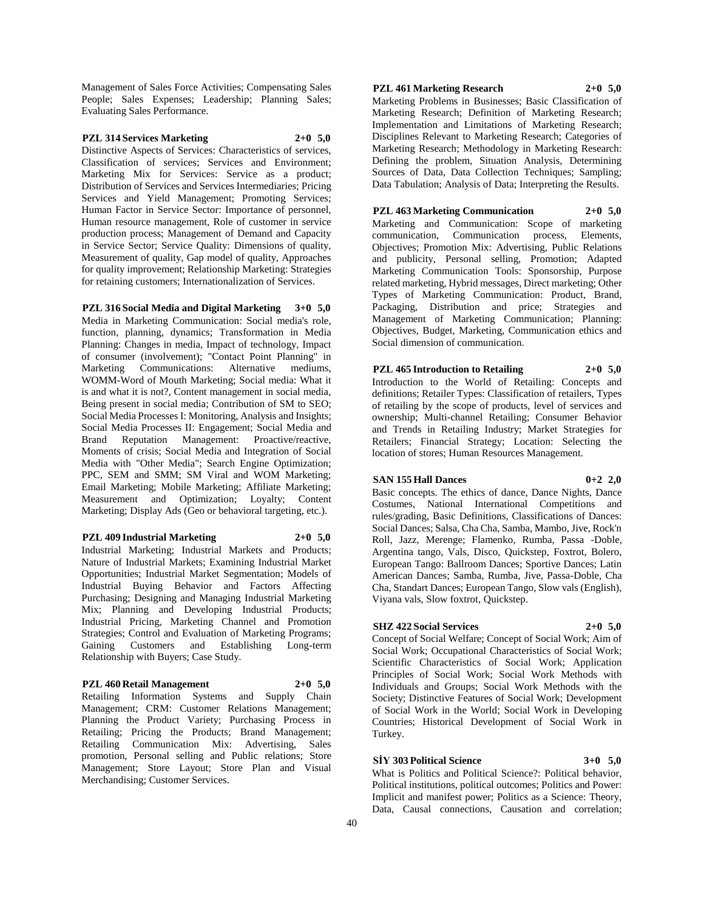Management of Sales Force Activities; Compensating Sales People; Sales Expenses; Leadership; Planning Sales; Evaluating Sales Performance.

**PZL 314 Services Marketing 2+0 5,0**

Distinctive Aspects of Services: Characteristics of services, Classification of services; Services and Environment; Marketing Mix for Services: Service as a product; Distribution of Services and Services Intermediaries; Pricing Services and Yield Management; Promoting Services; Human Factor in Service Sector: Importance of personnel, Human resource management, Role of customer in service production process; Management of Demand and Capacity in Service Sector; Service Quality: Dimensions of quality, Measurement of quality, Gap model of quality, Approaches for quality improvement; Relationship Marketing: Strategies for retaining customers; Internationalization of Services.

**PZL 316 Social Media and Digital Marketing 3+0 5,0**

Media in Marketing Communication: Social media's role, function, planning, dynamics; Transformation in Media Planning: Changes in media, Impact of technology, Impact of consumer (involvement); "Contact Point Planning" in Marketing Communications: Alternative mediums, WOMM-Word of Mouth Marketing; Social media: What it is and what it is not?, Content management in social media, Being present in social media; Contribution of SM to SEO; Social Media Processes I: Monitoring, Analysis and Insights; Social Media Processes II: Engagement; Social Media and Brand Reputation Management: Proactive/reactive, Moments of crisis; Social Media and Integration of Social Media with "Other Media"; Search Engine Optimization; PPC, SEM and SMM; SM Viral and WOM Marketing; Email Marketing; Mobile Marketing; Affiliate Marketing; Measurement and Optimization; Loyalty; Content Marketing; Display Ads (Geo or behavioral targeting, etc.).

**PZL 409 Industrial Marketing 2+0 5,0**

Industrial Marketing; Industrial Markets and Products; Nature of Industrial Markets; Examining Industrial Market Opportunities; Industrial Market Segmentation; Models of Industrial Buying Behavior and Factors Affecting Purchasing; Designing and Managing Industrial Marketing Mix; Planning and Developing Industrial Products; Industrial Pricing, Marketing Channel and Promotion Strategies; Control and Evaluation of Marketing Programs; Gaining Customers and Establishing Long-term Relationship with Buyers; Case Study.

**PZL 460 Retail Management 2+0 5,0**

Retailing Information Systems and Supply Chain Management; CRM: Customer Relations Management; Planning the Product Variety; Purchasing Process in Retailing; Pricing the Products; Brand Management; Retailing Communication Mix: Advertising, Sales promotion, Personal selling and Public relations; Store Management; Store Layout; Store Plan and Visual Merchandising; Customer Services.

**PZL 461 Marketing Research 2+0 5,0**

Marketing Problems in Businesses; Basic Classification of Marketing Research; Definition of Marketing Research; Implementation and Limitations of Marketing Research; Disciplines Relevant to Marketing Research; Categories of Marketing Research; Methodology in Marketing Research: Defining the problem, Situation Analysis, Determining Sources of Data, Data Collection Techniques; Sampling; Data Tabulation; Analysis of Data; Interpreting the Results.

**PZL 463 Marketing Communication 2+0 5,0**

Marketing and Communication: Scope of marketing communication, Communication process, Elements, Objectives; Promotion Mix: Advertising, Public Relations and publicity, Personal selling, Promotion; Adapted Marketing Communication Tools: Sponsorship, Purpose related marketing, Hybrid messages, Direct marketing; Other Types of Marketing Communication: Product, Brand, Packaging, Distribution and price; Strategies and Management of Marketing Communication; Planning: Objectives, Budget, Marketing, Communication ethics and Social dimension of communication.

**PZL 465 Introduction to Retailing 2+0 5,0**

Introduction to the World of Retailing: Concepts and definitions; Retailer Types: Classification of retailers, Types of retailing by the scope of products, level of services and ownership; Multi-channel Retailing; Consumer Behavior and Trends in Retailing Industry; Market Strategies for Retailers; Financial Strategy; Location: Selecting the location of stores; Human Resources Management.

**SAN 155 Hall Dances 0+2 2,0**

Basic concepts. The ethics of dance, Dance Nights, Dance Costumes, National International Competitions and rules/grading, Basic Definitions, Classifications of Dances: Social Dances; Salsa, Cha Cha, Samba, Mambo, Jive, Rock'n Roll, Jazz, Merenge; Flamenko, Rumba, Passa -Doble, Argentina tango, Vals, Disco, Quickstep, Foxtrot, Bolero, European Tango: Ballroom Dances; Sportive Dances; Latin American Dances; Samba, Rumba, Jive, Passa-Doble, Cha Cha, Standart Dances; European Tango, Slow vals (English), Viyana vals, Slow foxtrot, Quickstep.

**SHZ 422 Social Services 2+0 5,0**

Concept of Social Welfare; Concept of Social Work; Aim of Social Work; Occupational Characteristics of Social Work; Scientific Characteristics of Social Work; Application Principles of Social Work; Social Work Methods with Individuals and Groups; Social Work Methods with the Society; Distinctive Features of Social Work; Development of Social Work in the World; Social Work in Developing Countries; Historical Development of Social Work in Turkey.

**SİY 303 Political Science 3+0 5,0**

What is Politics and Political Science?: Political behavior, Political institutions, political outcomes; Politics and Power: Implicit and manifest power; Politics as a Science: Theory, Data, Causal connections, Causation and correlation;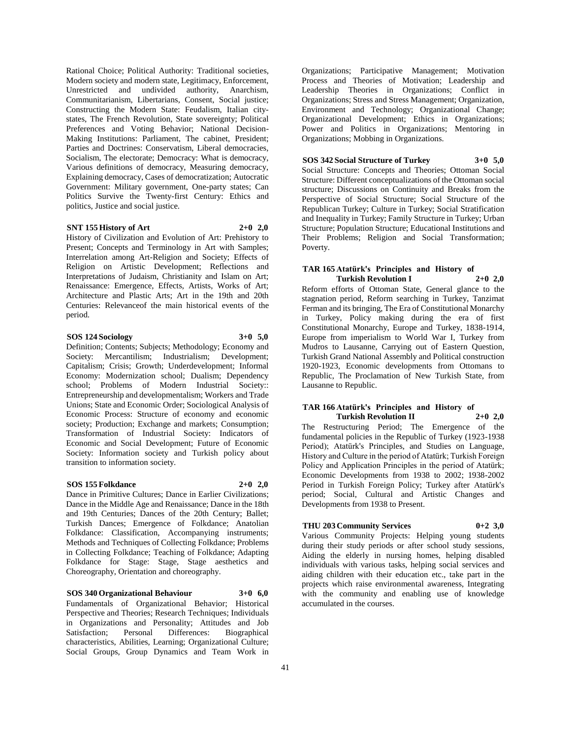Rational Choice; Political Authority: Traditional societies, Modern society and modern state, Legitimacy, Enforcement, Unrestricted and undivided authority, Anarchism, Communitarianism, Libertarians, Consent, Social justice; Constructing the Modern State: Feudalism, Italian city-states, The French Revolution, State sovereignty; Political Preferences and Voting Behavior; National Decision-Making Institutions: Parliament, The cabinet, President; Parties and Doctrines: Conservatism, Liberal democracies, Socialism, The electorate; Democracy: What is democracy, Various definitions of democracy, Measuring democracy, Explaining democracy, Cases of democratization; Autocratic Government: Military government, One-party states; Can Politics Survive the Twenty-first Century: Ethics and politics, Justice and social justice.

**SNT 155 History of Art 2+0 2,0**

History of Civilization and Evolution of Art: Prehistory to Present; Concepts and Terminology in Art with Samples; Interrelation among Art-Religion and Society; Effects of Religion on Artistic Development; Reflections and Interpretations of Judaism, Christianity and Islam on Art; Renaissance: Emergence, Effects, Artists, Works of Art; Architecture and Plastic Arts; Art in the 19th and 20th Centuries: Relevanceof the main historical events of the period.

**SOS 124 Sociology 3+0 5,0**

Definition; Contents; Subjects; Methodology; Economy and Society: Mercantilism; Industrialism; Development; Capitalism; Crisis; Growth; Underdevelopment; Informal Economy: Modernization school; Dualism; Dependency school; Problems of Modern Industrial Society:: Entrepreneurship and developmentalism; Workers and Trade Unions; State and Economic Order; Sociological Analysis of Economic Process: Structure of economy and economic society; Production; Exchange and markets; Consumption; Transformation of Industrial Society: Indicators of Economic and Social Development; Future of Economic Society: Information society and Turkish policy about transition to information society.

**SOS 155 Folkdance 2+0 2,0**

Dance in Primitive Cultures; Dance in Earlier Civilizations; Dance in the Middle Age and Renaissance; Dance in the 18th and 19th Centuries; Dances of the 20th Century; Ballet; Turkish Dances; Emergence of Folkdance; Anatolian Folkdance: Classification, Accompanying instruments; Methods and Techniques of Collecting Folkdance; Problems in Collecting Folkdance; Teaching of Folkdance; Adapting Folkdance for Stage: Stage, Stage aesthetics and Choreography, Orientation and choreography.

**SOS 340 Organizational Behaviour 3+0 6,0**

Fundamentals of Organizational Behavior; Historical Perspective and Theories; Research Techniques; Individuals in Organizations and Personality; Attitudes and Job Satisfaction; Personal Differences: Biographical characteristics, Abilities, Learning; Organizational Culture; Social Groups, Group Dynamics and Team Work in Organizations; Participative Management; Motivation Process and Theories of Motivation; Leadership and Leadership Theories in Organizations; Conflict in Organizations; Stress and Stress Management; Organization, Environment and Technology; Organizational Change; Organizational Development; Ethics in Organizations; Power and Politics in Organizations; Mentoring in Organizations; Mobbing in Organizations.

**SOS 342 Social Structure of Turkey 3+0 5,0**

Social Structure: Concepts and Theories; Ottoman Social Structure: Different conceptualizations of the Ottoman social structure; Discussions on Continuity and Breaks from the Perspective of Social Structure; Social Structure of the Republican Turkey; Culture in Turkey; Social Stratification and Inequality in Turkey; Family Structure in Turkey; Urban Structure; Population Structure; Educational Institutions and Their Problems; Religion and Social Transformation; Poverty.

**TAR 165 Atatürk's Principles and History of Turkish Revolution I 2+0 2,0**

Reform efforts of Ottoman State, General glance to the stagnation period, Reform searching in Turkey, Tanzimat Ferman and its bringing, The Era of Constitutional Monarchy in Turkey, Policy making during the era of first Constitutional Monarchy, Europe and Turkey, 1838-1914, Europe from imperialism to World War I, Turkey from Mudros to Lausanne, Carrying out of Eastern Question, Turkish Grand National Assembly and Political construction 1920-1923, Economic developments from Ottomans to Republic, The Proclamation of New Turkish State, from Lausanne to Republic.

**TAR 166 Atatürk's Principles and History of Turkish Revolution II 2+0 2,0**

The Restructuring Period; The Emergence of the fundamental policies in the Republic of Turkey (1923-1938 Period); Atatürk's Principles, and Studies on Language, History and Culture in the period of Atatürk; Turkish Foreign Policy and Application Principles in the period of Atatürk; Economic Developments from 1938 to 2002; 1938-2002 Period in Turkish Foreign Policy; Turkey after Atatürk's period; Social, Cultural and Artistic Changes and Developments from 1938 to Present.

**THU 203 Community Services 0+2 3,0**

Various Community Projects: Helping young students during their study periods or after school study sessions, Aiding the elderly in nursing homes, helping disabled individuals with various tasks, helping social services and aiding children with their education etc., take part in the projects which raise environmental awareness, Integrating with the community and enabling use of knowledge accumulated in the courses.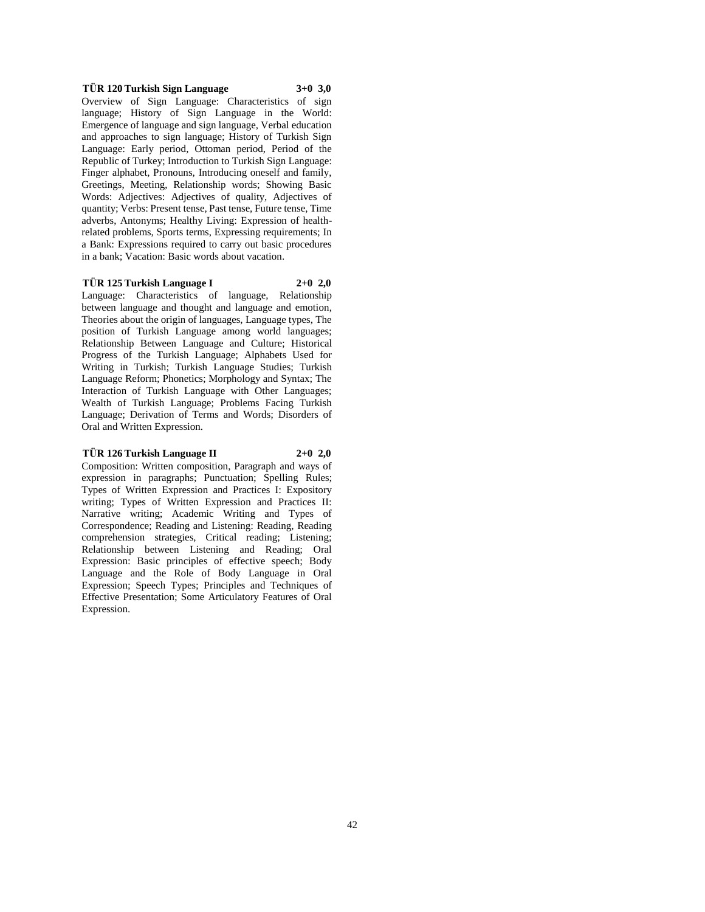**TÜR 120 Turkish Sign Language 3+0 3,0**

Overview of Sign Language: Characteristics of sign language; History of Sign Language in the World: Emergence of language and sign language, Verbal education and approaches to sign language; History of Turkish Sign Language: Early period, Ottoman period, Period of the Republic of Turkey; Introduction to Turkish Sign Language: Finger alphabet, Pronouns, Introducing oneself and family, Greetings, Meeting, Relationship words; Showing Basic Words: Adjectives: Adjectives of quality, Adjectives of quantity; Verbs: Present tense, Past tense, Future tense, Time adverbs, Antonyms; Healthy Living: Expression of health-related problems, Sports terms, Expressing requirements; In a Bank: Expressions required to carry out basic procedures in a bank; Vacation: Basic words about vacation.

**TÜR 125 Turkish Language I 2+0 2,0**

Language: Characteristics of language, Relationship between language and thought and language and emotion, Theories about the origin of languages, Language types, The position of Turkish Language among world languages; Relationship Between Language and Culture; Historical Progress of the Turkish Language; Alphabets Used for Writing in Turkish; Turkish Language Studies; Turkish Language Reform; Phonetics; Morphology and Syntax; The Interaction of Turkish Language with Other Languages; Wealth of Turkish Language; Problems Facing Turkish Language; Derivation of Terms and Words; Disorders of Oral and Written Expression.

**TÜR 126 Turkish Language II 2+0 2,0**

Composition: Written composition, Paragraph and ways of expression in paragraphs; Punctuation; Spelling Rules; Types of Written Expression and Practices I: Expository writing; Types of Written Expression and Practices II: Narrative writing; Academic Writing and Types of Correspondence; Reading and Listening: Reading, Reading comprehension strategies, Critical reading; Listening; Relationship between Listening and Reading; Oral Expression: Basic principles of effective speech; Body Language and the Role of Body Language in Oral Expression; Speech Types; Principles and Techniques of Effective Presentation; Some Articulatory Features of Oral Expression.